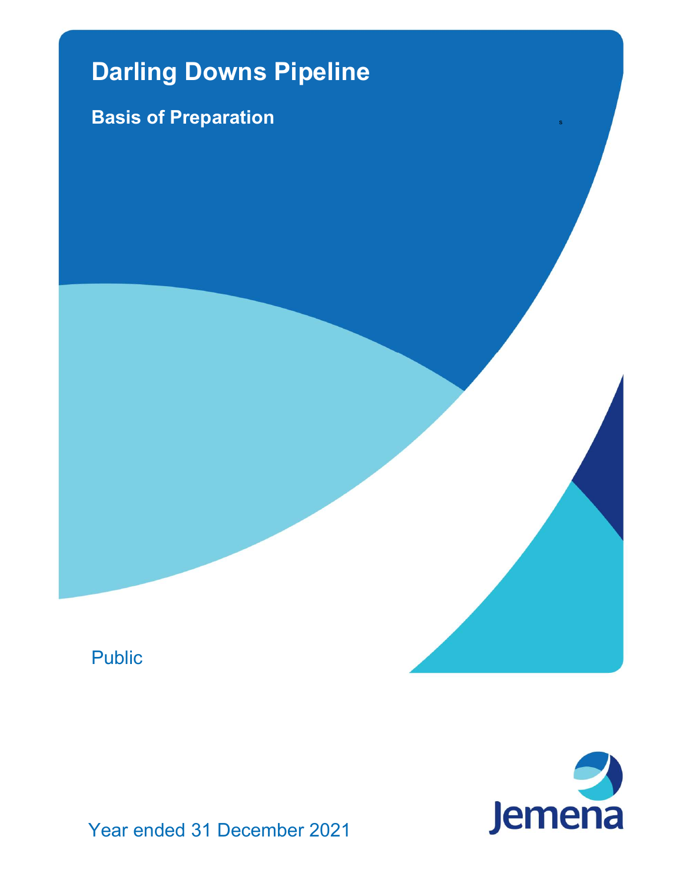# Darling Downs Pipeline

## Basis of Preparation

Public

Jemena

Year ended 31 December 2021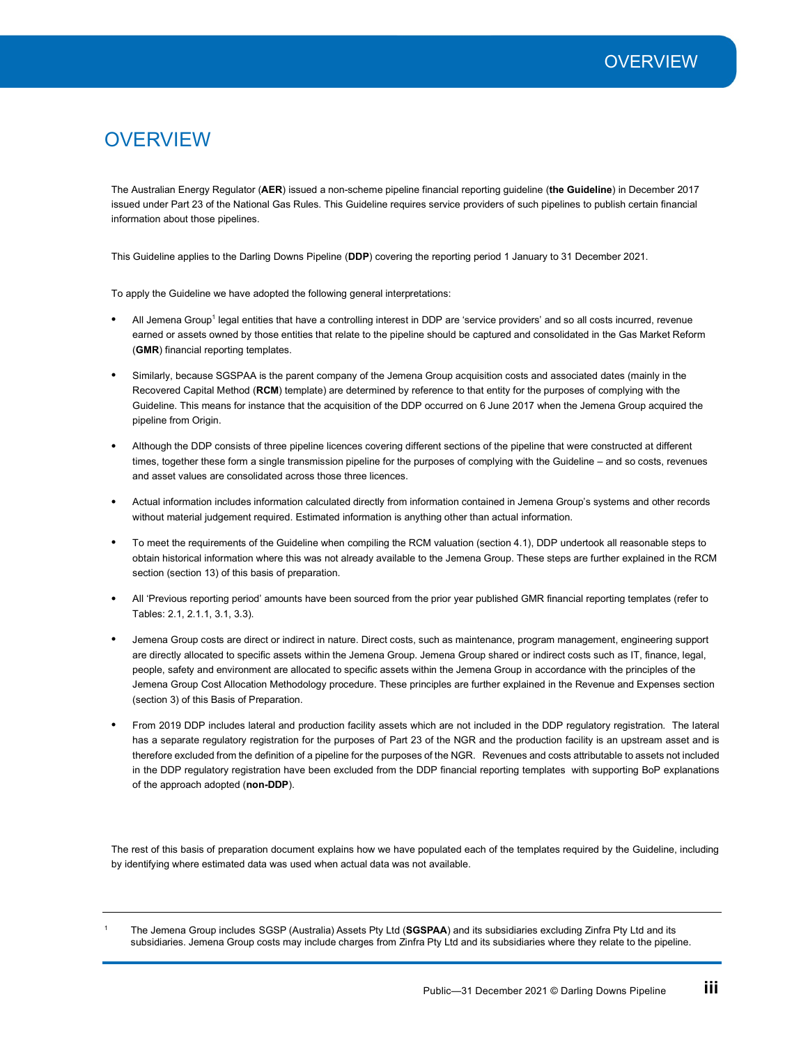# OVERVIEW

The Australian Energy Regulator (**AER**) issued a non-scheme pipeline financial reporting guideline (**the Guideline**) in December 2017 issued under Part 23 of the National Gas Rules. This Guideline requires service providers of such pipelines to publish certain financial information about those pipelines.

This Guideline applies to the Darling Downs Pipeline (**DDP**) covering the reporting period 1 January to 31 December 2021.

To apply the Guideline we have adopted the following general interpretations:

- All Jemena Group[1] legal entities that have a controlling interest in DDP are 'service providers' and so all costs incurred, revenue earned or assets owned by those entities that relate to the pipeline should be captured and consolidated in the Gas Market Reform (**GMR**) financial reporting templates.
- Similarly, because SGSPAA is the parent company of the Jemena Group acquisition costs and associated dates (mainly in the Recovered Capital Method (**RCM**) template) are determined by reference to that entity for the purposes of complying with the Guideline. This means for instance that the acquisition of the DDP occurred on 6 June 2017 when the Jemena Group acquired the pipeline from Origin.
- Although the DDP consists of three pipeline licences covering different sections of the pipeline that were constructed at different times, together these form a single transmission pipeline for the purposes of complying with the Guideline – and so costs, revenues and asset values are consolidated across those three licences.
- Actual information includes information calculated directly from information contained in Jemena Group's systems and other records without material judgement required. Estimated information is anything other than actual information.
- To meet the requirements of the Guideline when compiling the RCM valuation (section 4.1), DDP undertook all reasonable steps to obtain historical information where this was not already available to the Jemena Group. These steps are further explained in the RCM section (section 13) of this basis of preparation.
- All 'Previous reporting period' amounts have been sourced from the prior year published GMR financial reporting templates (refer to Tables: 2.1, 2.1.1, 3.1, 3.3).
- Jemena Group costs are direct or indirect in nature. Direct costs, such as maintenance, program management, engineering support are directly allocated to specific assets within the Jemena Group. Jemena Group shared or indirect costs such as IT, finance, legal, people, safety and environment are allocated to specific assets within the Jemena Group in accordance with the principles of the Jemena Group Cost Allocation Methodology procedure. These principles are further explained in the Revenue and Expenses section (section 3) of this Basis of Preparation.
- From 2019 DDP includes lateral and production facility assets which are not included in the DDP regulatory registration. The lateral has a separate regulatory registration for the purposes of Part 23 of the NGR and the production facility is an upstream asset and is therefore excluded from the definition of a pipeline for the purposes of the NGR. Revenues and costs attributable to assets not included in the DDP regulatory registration have been excluded from the DDP financial reporting templates with supporting BoP explanations of the approach adopted (**non-DDP**).

The rest of this basis of preparation document explains how we have populated each of the templates required by the Guideline, including by identifying where estimated data was used when actual data was not available.

---

[1] The Jemena Group includes SGSP (Australia) Assets Pty Ltd (**SGSPAA**) and its subsidiaries excluding Zinfra Pty Ltd and its subsidiaries. Jemena Group costs may include charges from Zinfra Pty Ltd and its subsidiaries where they relate to the pipeline.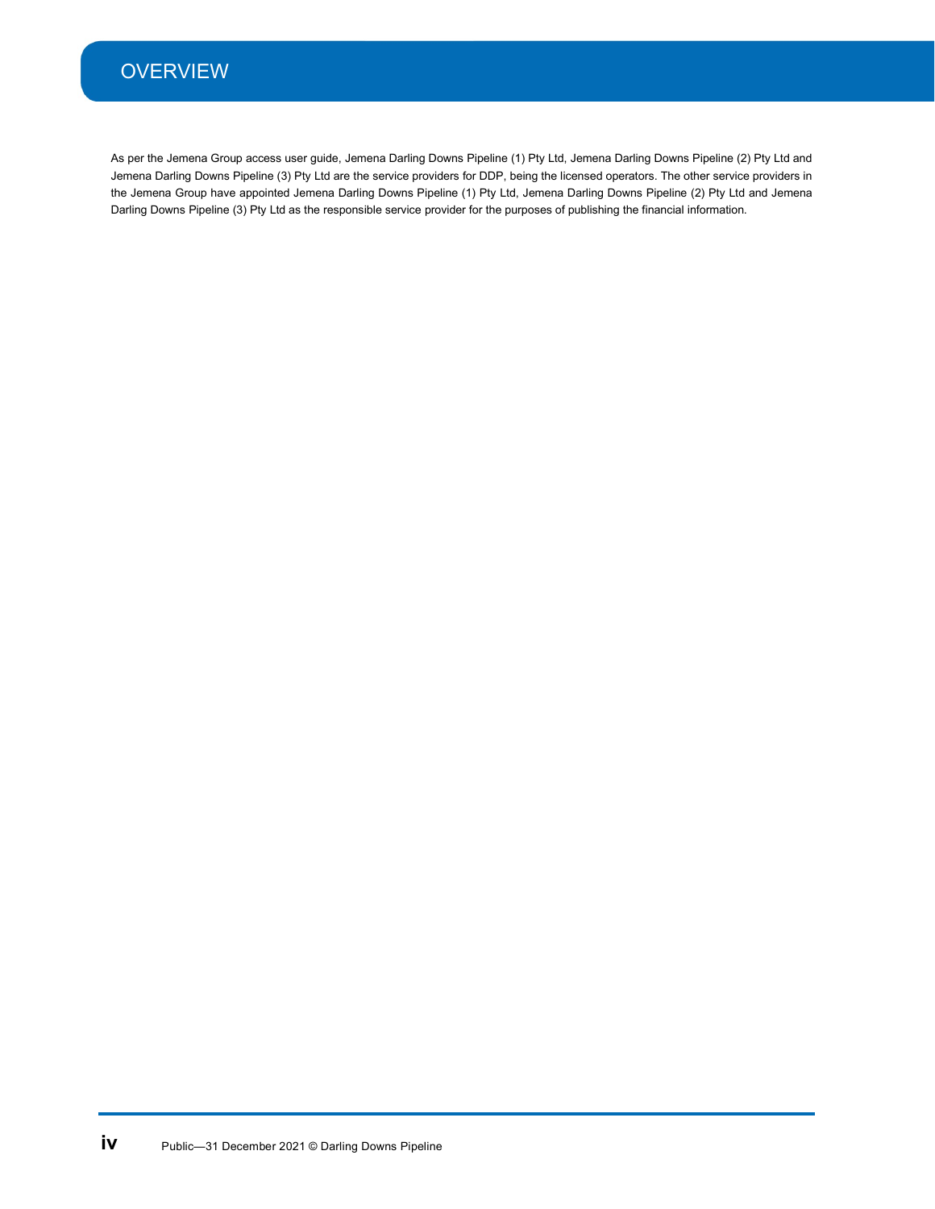# OVERVIEW

As per the Jemena Group access user guide, Jemena Darling Downs Pipeline (1) Pty Ltd, Jemena Darling Downs Pipeline (2) Pty Ltd and Jemena Darling Downs Pipeline (3) Pty Ltd are the service providers for DDP, being the licensed operators. The other service providers in the Jemena Group have appointed Jemena Darling Downs Pipeline (1) Pty Ltd, Jemena Darling Downs Pipeline (2) Pty Ltd and Jemena Darling Downs Pipeline (3) Pty Ltd as the responsible service provider for the purposes of publishing the financial information.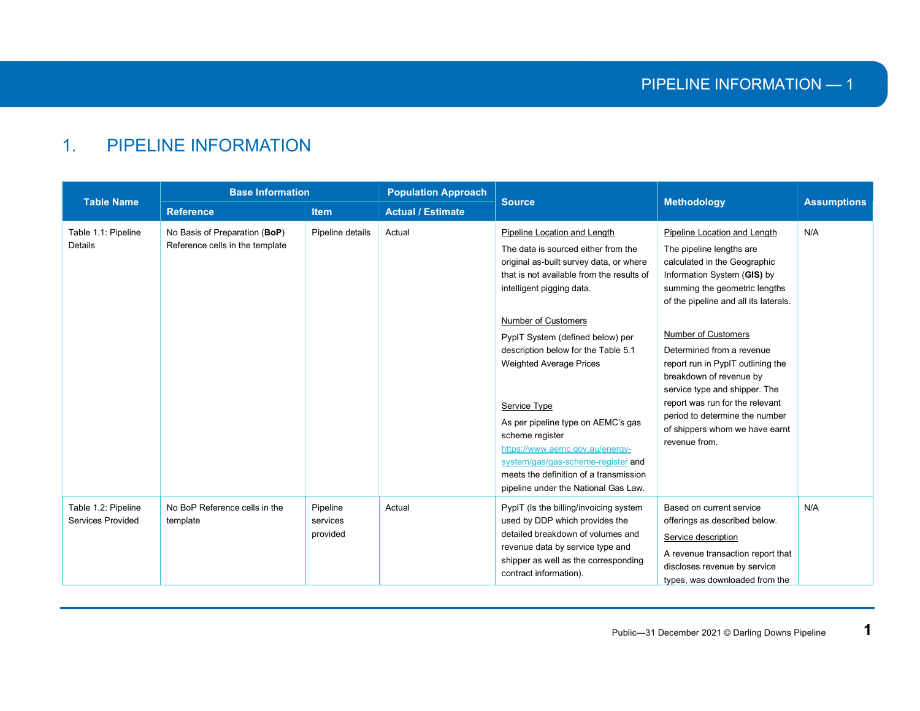# 1. PIPELINE INFORMATION

| Table Name | Base Information | | Population Approach | Source | Methodology | Assumptions |
|---|---|---|---|---|---|---|
| | Reference | Item | Actual / Estimate | | | |
| Table 1.1: Pipeline Details | No Basis of Preparation (**BoP**) Reference cells in the template | Pipeline details | Actual | Pipeline Location and Length<br><br>The data is sourced either from the original as-built survey data, or where that is not available from the results of intelligent pigging data.<br><br>Number of Customers<br><br>PypIT System (defined below) per description below for the Table 5.1 Weighted Average Prices<br><br>Service Type<br><br>As per pipeline type on AEMC's gas scheme register https://www.aemc.gov.au/energy-system/gas/gas-scheme-register and meets the definition of a transmission pipeline under the National Gas Law. | Pipeline Location and Length<br><br>The pipeline lengths are calculated in the Geographic Information System (**GIS**) by summing the geometric lengths of the pipeline and all its laterals.<br><br>Number of Customers<br><br>Determined from a revenue report run in PypIT outlining the breakdown of revenue by service type and shipper. The report was run for the relevant period to determine the number of shippers whom we have earnt revenue from. | N/A |
| Table 1.2: Pipeline Services Provided | No BoP Reference cells in the template | Pipeline services provided | Actual | PypIT (Is the billing/invoicing system used by DDP which provides the detailed breakdown of volumes and revenue data by service type and shipper as well as the corresponding contract information). | Based on current service offerings as described below.<br><br>Service description<br><br>A revenue transaction report that discloses revenue by service types, was downloaded from the | N/A |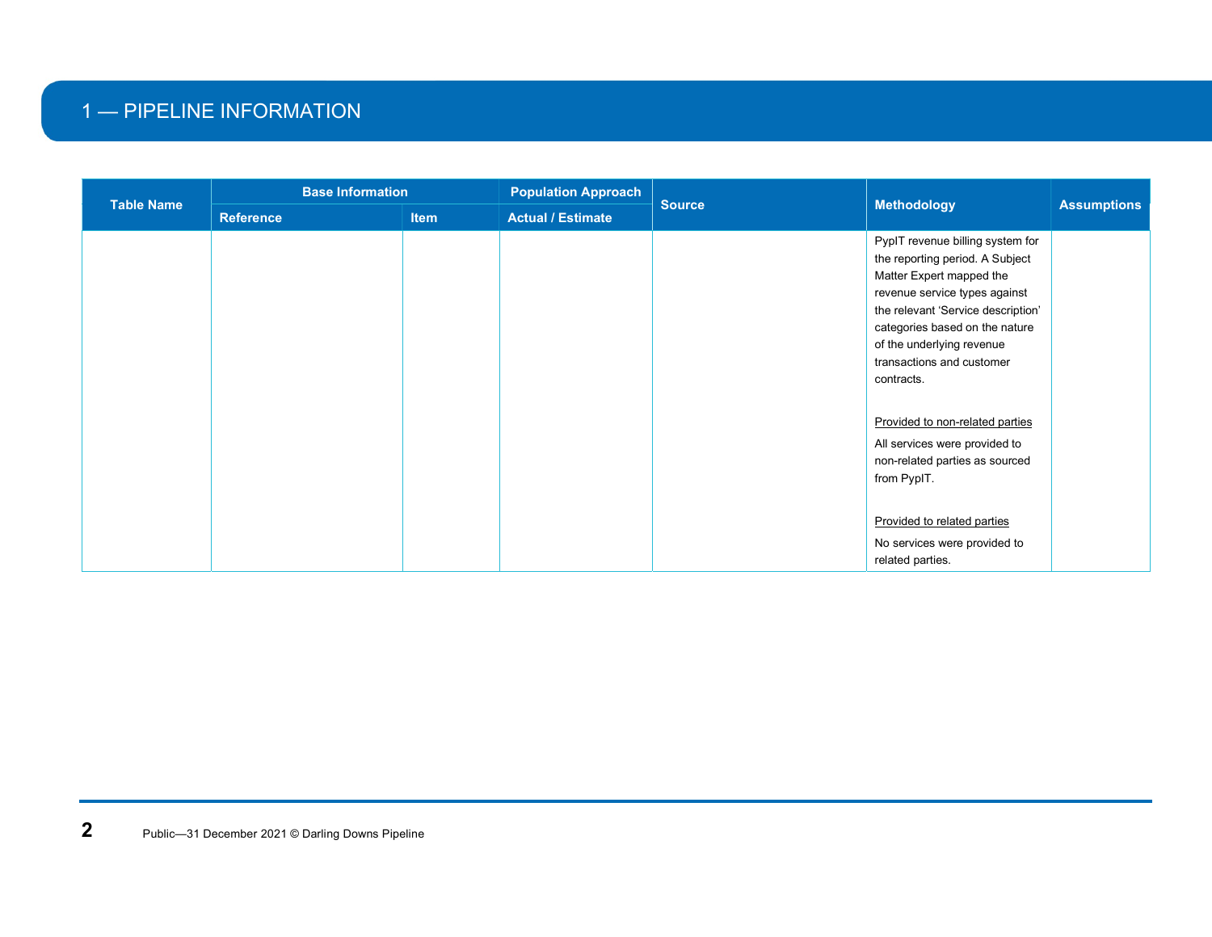# 1 — PIPELINE INFORMATION

| Table Name | Base Information | | Population Approach | Source | Methodology | Assumptions |
|---|---|---|---|---|---|---|
| | Reference | Item | Actual / Estimate | | | |
| | | | | | PypIT revenue billing system for the reporting period. A Subject Matter Expert mapped the revenue service types against the relevant 'Service description' categories based on the nature of the underlying revenue transactions and customer contracts.<br><br>Provided to non-related parties<br><br>All services were provided to non-related parties as sourced from PypIT.<br><br>Provided to related parties<br><br>No services were provided to related parties. | |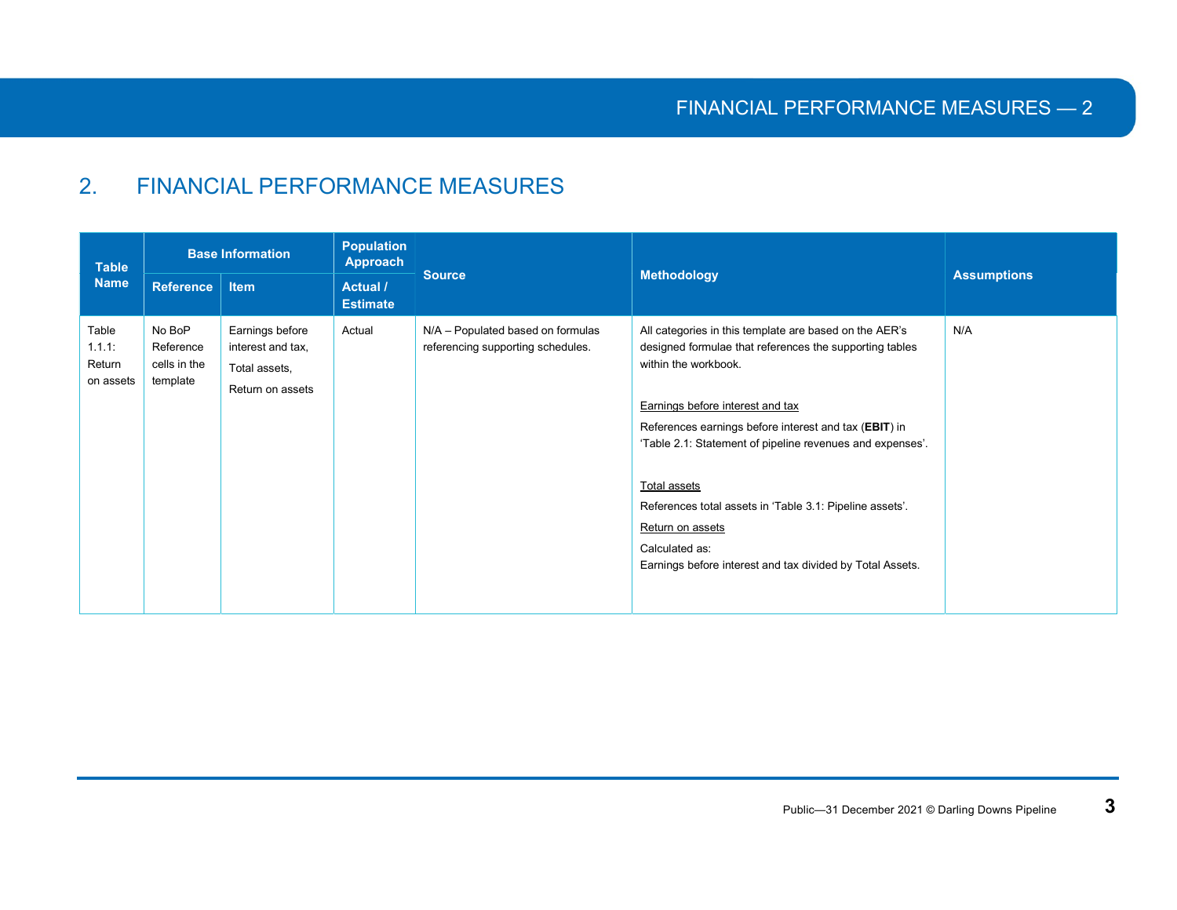## 2. FINANCIAL PERFORMANCE MEASURES

| Table Name | Base Information | | Population Approach | Source | Methodology | Assumptions |
|---|---|---|---|---|---|---|
| | Reference | Item | Actual / Estimate | | | |
| Table 1.1.1: Return on assets | No BoP Reference cells in the template | Earnings before interest and tax, Total assets, Return on assets | Actual | N/A – Populated based on formulas referencing supporting schedules. | All categories in this template are based on the AER's designed formulae that references the supporting tables within the workbook.<br><br>Earnings before interest and tax<br>References earnings before interest and tax (**EBIT**) in 'Table 2.1: Statement of pipeline revenues and expenses'.<br><br>Total assets<br>References total assets in 'Table 3.1: Pipeline assets'.<br><br>Return on assets<br>Calculated as:<br>Earnings before interest and tax divided by Total Assets. | N/A |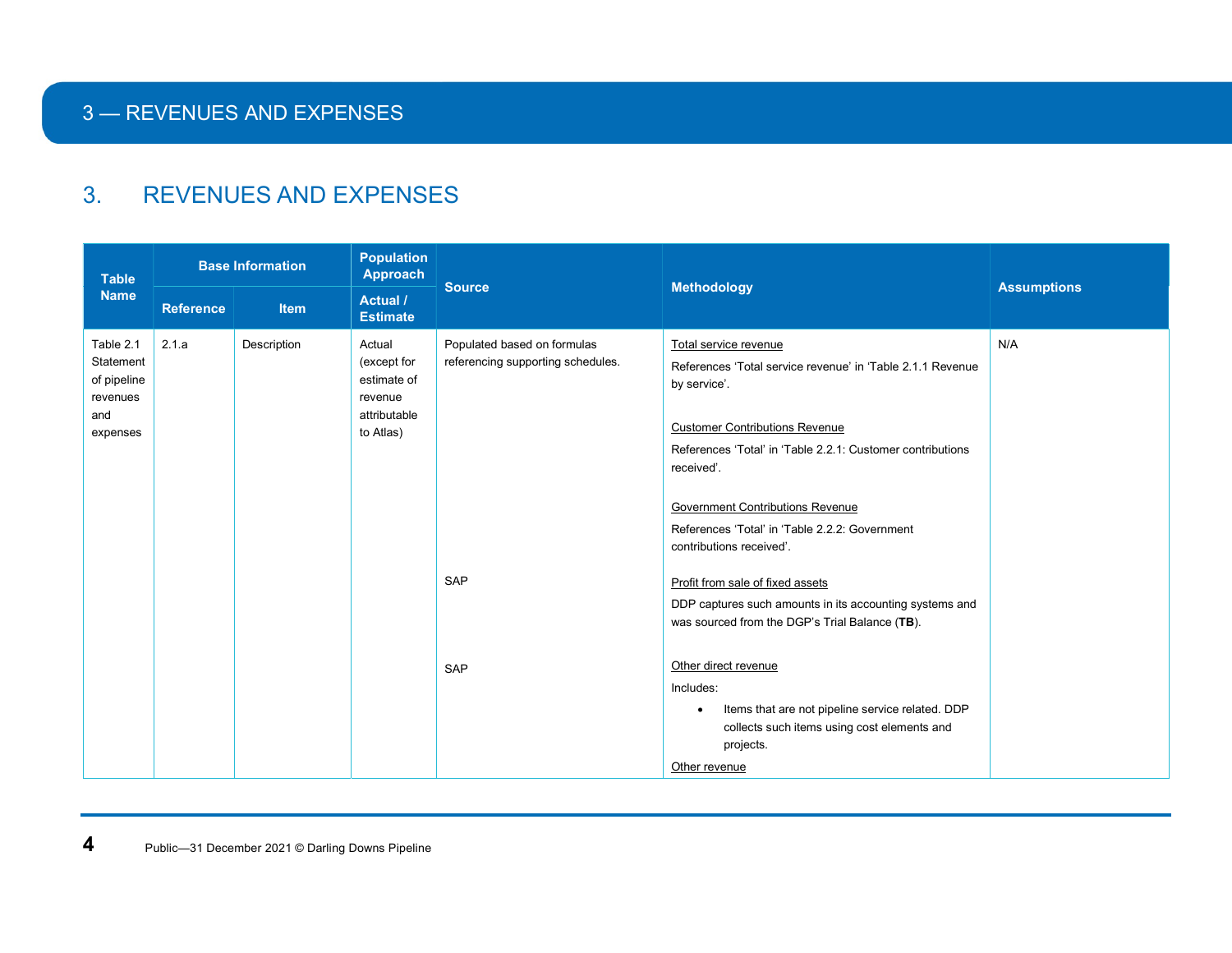# 3. REVENUES AND EXPENSES

| Table Name | Base Information | | Population Approach | Source | Methodology | Assumptions |
|---|---|---|---|---|---|---|
| | Reference | Item | Actual / Estimate | | | |
| Table 2.1 Statement of pipeline revenues and expenses | 2.1.a | Description | Actual (except for estimate of revenue attributable to Atlas) | Populated based on formulas referencing supporting schedules. | <u>Total service revenue</u><br>References 'Total service revenue' in 'Table 2.1.1 Revenue by service'.<br><br><u>Customer Contributions Revenue</u><br>References 'Total' in 'Table 2.2.1: Customer contributions received'.<br><br><u>Government Contributions Revenue</u><br>References 'Total' in 'Table 2.2.2: Government contributions received'. | N/A |
| | | | | SAP | <u>Profit from sale of fixed assets</u><br>DDP captures such amounts in its accounting systems and was sourced from the DGP's Trial Balance (**TB**). | |
| | | | | SAP | <u>Other direct revenue</u><br>Includes:<br>• Items that are not pipeline service related. DDP collects such items using cost elements and projects.<br><u>Other revenue</u> | |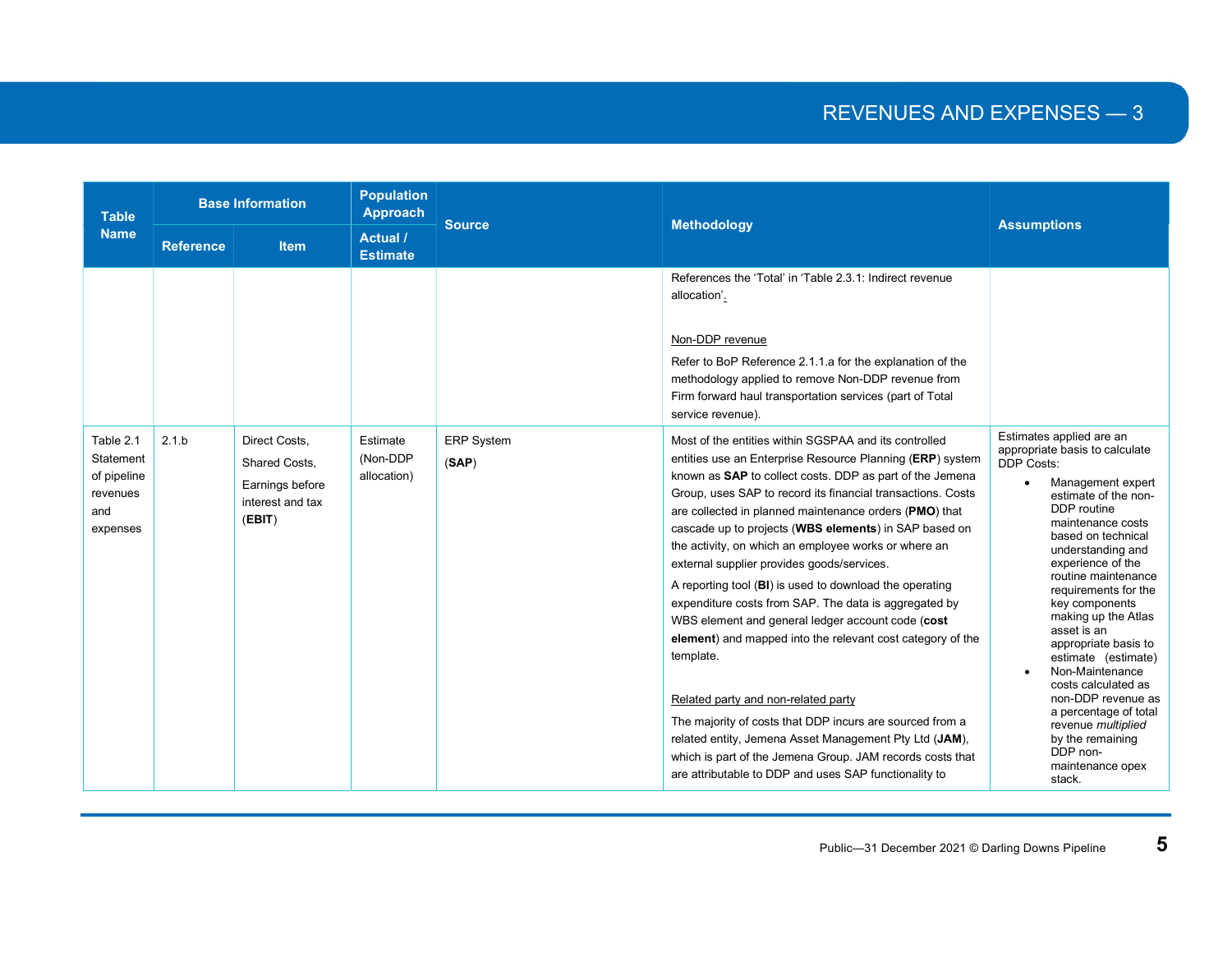| Table Name | Base Information | | Population Approach | Source | Methodology | Assumptions |
|---|---|---|---|---|---|---|
| | Reference | Item | Actual / Estimate | | | |
| | | | | | References the 'Total' in 'Table 2.3.1: Indirect revenue allocation'.<br><br>Non-DDP revenue<br><br>Refer to BoP Reference 2.1.1.a for the explanation of the methodology applied to remove Non-DDP revenue from Firm forward haul transportation services (part of Total service revenue). | |
| Table 2.1 Statement of pipeline revenues and expenses | 2.1.b | Direct Costs,<br><br>Shared Costs,<br><br>Earnings before interest and tax (**EBIT**) | Estimate (Non-DDP allocation) | ERP System<br><br>(**SAP**) | Most of the entities within SGSPAA and its controlled entities use an Enterprise Resource Planning (**ERP**) system known as **SAP** to collect costs. DDP as part of the Jemena Group, uses SAP to record its financial transactions. Costs are collected in planned maintenance orders (**PMO**) that cascade up to projects (**WBS elements**) in SAP based on the activity, on which an employee works or where an external supplier provides goods/services.<br><br>A reporting tool (**BI**) is used to download the operating expenditure costs from SAP. The data is aggregated by WBS element and general ledger account code (**cost element**) and mapped into the relevant cost category of the template.<br><br>Related party and non-related party<br><br>The majority of costs that DDP incurs are sourced from a related entity, Jemena Asset Management Pty Ltd (**JAM**), which is part of the Jemena Group. JAM records costs that are attributable to DDP and uses SAP functionality to | Estimates applied are an appropriate basis to calculate DDP Costs:<br><br>• Management expert estimate of the non-DDP routine maintenance costs based on technical understanding and experience of the routine maintenance requirements for the key components making up the Atlas asset is an appropriate basis to estimate (estimate)<br>• Non-Maintenance costs calculated as non-DDP revenue as a percentage of total revenue *multiplied* by the remaining DDP non-maintenance opex stack. |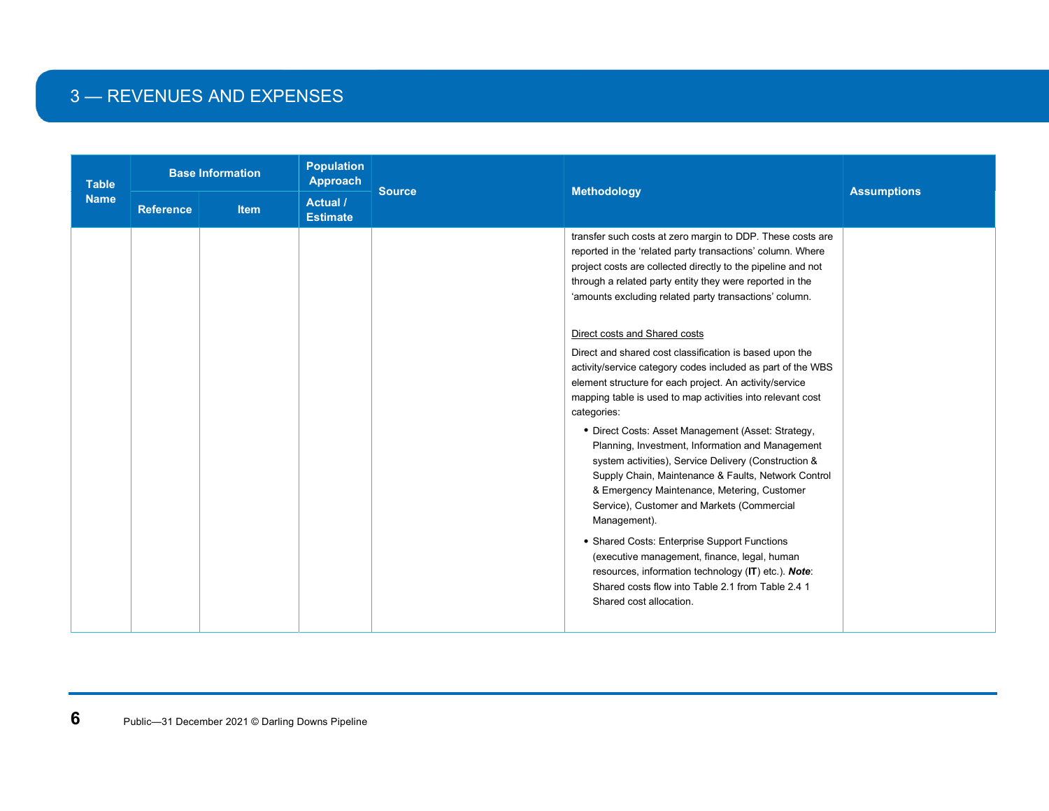## 3 — REVENUES AND EXPENSES

| Table Name | Base Information | | Population Approach | Source | Methodology | Assumptions |
|---|---|---|---|---|---|---|
| | Reference | Item | Actual / Estimate | | | |
| | | | | | transfer such costs at zero margin to DDP. These costs are reported in the 'related party transactions' column. Where project costs are collected directly to the pipeline and not through a related party entity they were reported in the 'amounts excluding related party transactions' column.<br><br>Direct costs and Shared costs<br><br>Direct and shared cost classification is based upon the activity/service category codes included as part of the WBS element structure for each project. An activity/service mapping table is used to map activities into relevant cost categories:<br><br>• Direct Costs: Asset Management (Asset: Strategy, Planning, Investment, Information and Management system activities), Service Delivery (Construction & Supply Chain, Maintenance & Faults, Network Control & Emergency Maintenance, Metering, Customer Service), Customer and Markets (Commercial Management).<br><br>• Shared Costs: Enterprise Support Functions (executive management, finance, legal, human resources, information technology (**IT**) etc.). ***Note***: Shared costs flow into Table 2.1 from Table 2.4 1 Shared cost allocation. | |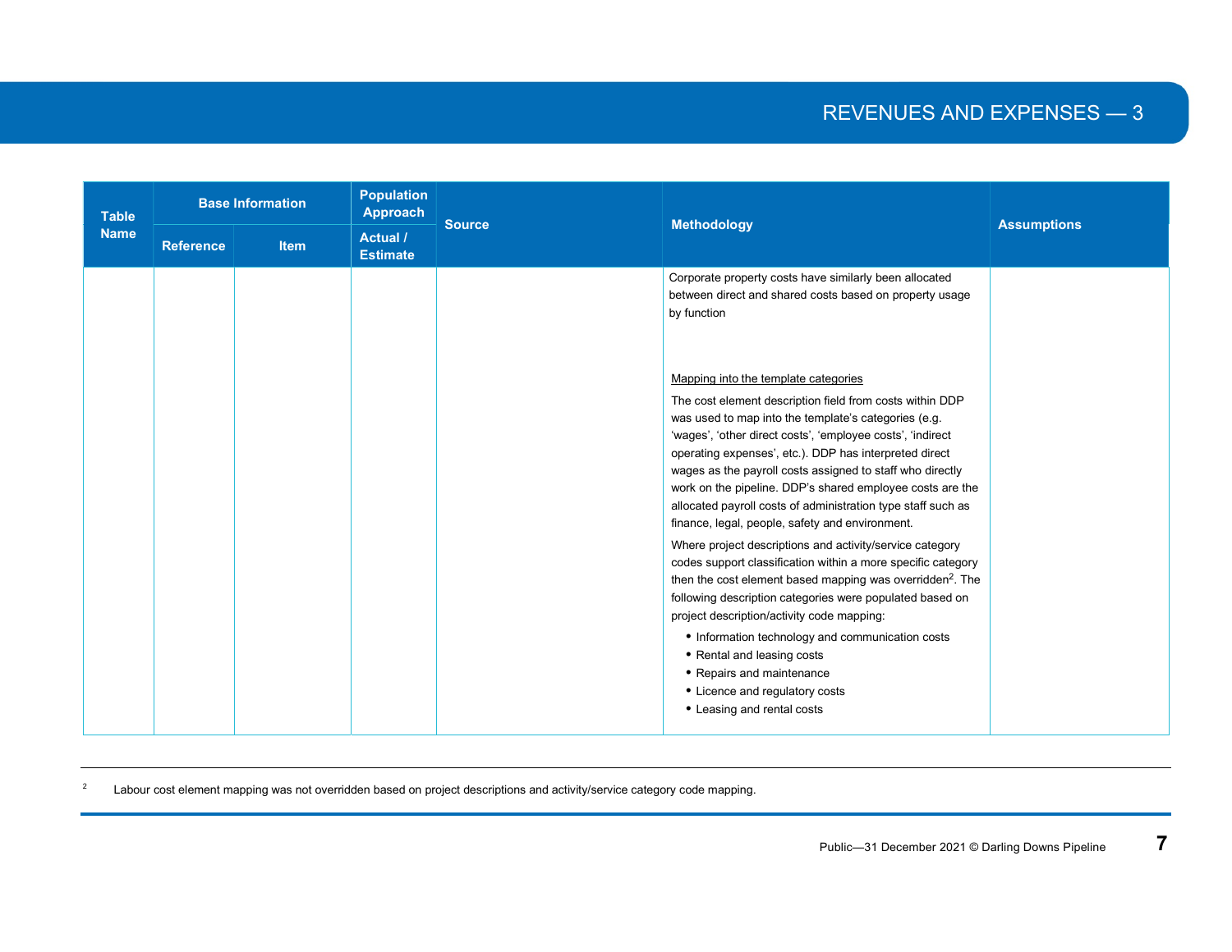| Table Name | Base Information | | Population Approach | Source | Methodology | Assumptions |
|---|---|---|---|---|---|---|
| | Reference | Item | Actual / Estimate | | | |
| | | | | | Corporate property costs have similarly been allocated between direct and shared costs based on property usage by function<br><br>Mapping into the template categories<br><br>The cost element description field from costs within DDP was used to map into the template's categories (e.g. 'wages', 'other direct costs', 'employee costs', 'indirect operating expenses', etc.). DDP has interpreted direct wages as the payroll costs assigned to staff who directly work on the pipeline. DDP's shared employee costs are the allocated payroll costs of administration type staff such as finance, legal, people, safety and environment.<br><br>Where project descriptions and activity/service category codes support classification within a more specific category then the cost element based mapping was overridden[2]. The following description categories were populated based on project description/activity code mapping:<br>• Information technology and communication costs<br>• Rental and leasing costs<br>• Repairs and maintenance<br>• Licence and regulatory costs<br>• Leasing and rental costs | |

[2] Labour cost element mapping was not overridden based on project descriptions and activity/service category code mapping.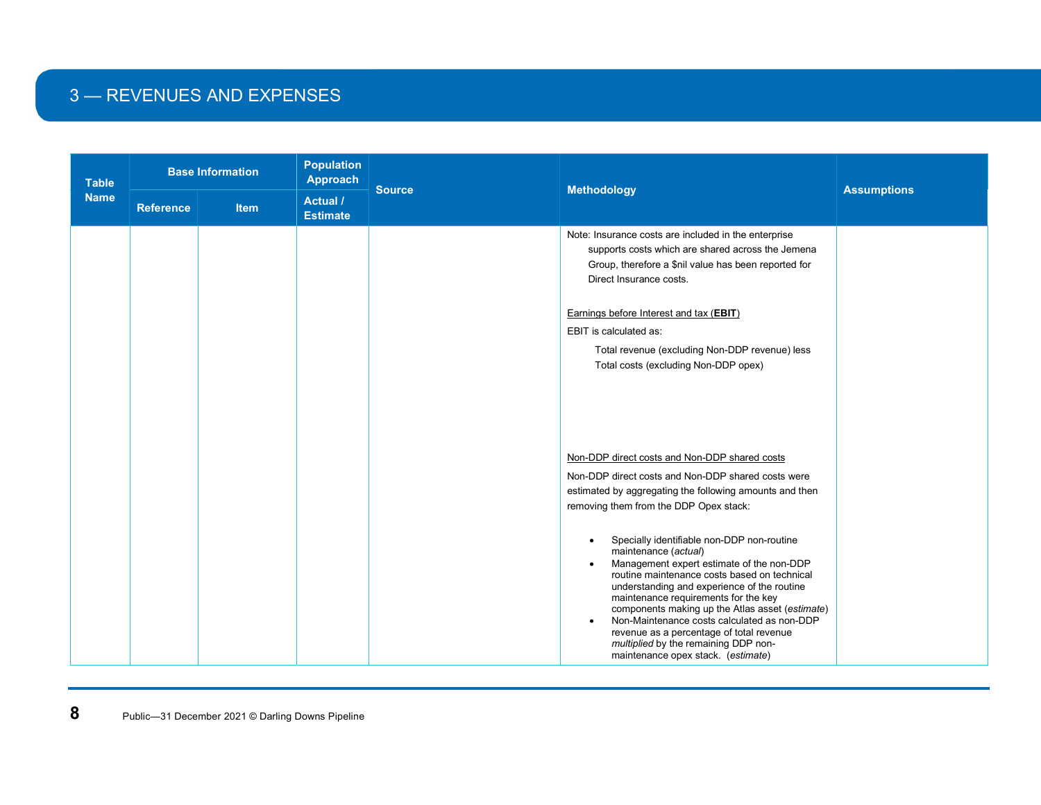# 3 — REVENUES AND EXPENSES

| Table Name | Base Information | | Population Approach | Source | Methodology | Assumptions |
|---|---|---|---|---|---|---|
| | Reference | Item | Actual / Estimate | | | |
| | | | | | Note: Insurance costs are included in the enterprise supports costs which are shared across the Jemena Group, therefore a $nil value has been reported for Direct Insurance costs.<br><br>Earnings before Interest and tax (**EBIT**)<br><br>EBIT is calculated as:<br><br>Total revenue (excluding Non-DDP revenue) less Total costs (excluding Non-DDP opex)<br><br>Non-DDP direct costs and Non-DDP shared costs<br><br>Non-DDP direct costs and Non-DDP shared costs were estimated by aggregating the following amounts and then removing them from the DDP Opex stack:<br><br>• Specially identifiable non-DDP non-routine maintenance (*actual*)<br>• Management expert estimate of the non-DDP routine maintenance costs based on technical understanding and experience of the routine maintenance requirements for the key components making up the Atlas asset (*estimate*)<br>• Non-Maintenance costs calculated as non-DDP revenue as a percentage of total revenue *multiplied* by the remaining DDP non-maintenance opex stack. (*estimate*) | |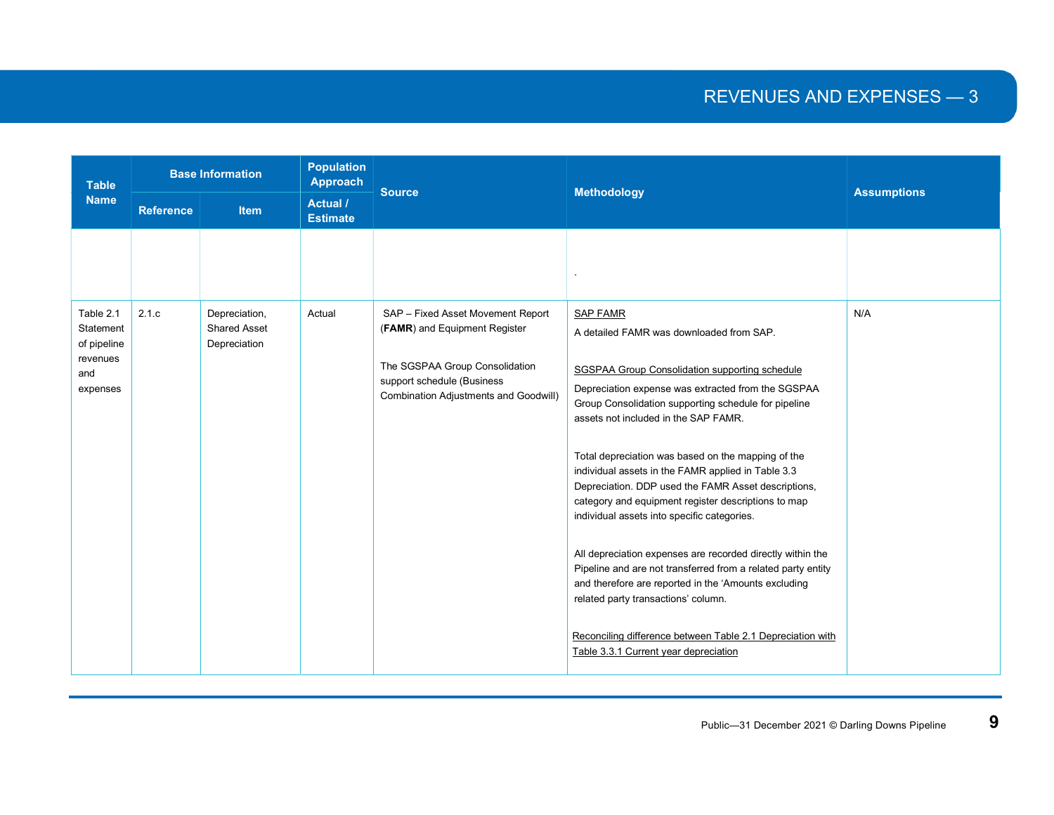| Table Name | Base Information | | Population Approach | Source | Methodology | Assumptions |
|---|---|---|---|---|---|---|
| | Reference | Item | Actual / Estimate | | | |
| | | | | | . | |
| Table 2.1 Statement of pipeline revenues and expenses | 2.1.c | Depreciation, Shared Asset Depreciation | Actual | SAP – Fixed Asset Movement Report (**FAMR**) and Equipment Register<br><br>The SGSPAA Group Consolidation support schedule (Business Combination Adjustments and Goodwill) | SAP FAMR<br>A detailed FAMR was downloaded from SAP.<br><br>SGSPAA Group Consolidation supporting schedule<br>Depreciation expense was extracted from the SGSPAA Group Consolidation supporting schedule for pipeline assets not included in the SAP FAMR.<br><br>Total depreciation was based on the mapping of the individual assets in the FAMR applied in Table 3.3 Depreciation. DDP used the FAMR Asset descriptions, category and equipment register descriptions to map individual assets into specific categories.<br><br>All depreciation expenses are recorded directly within the Pipeline and are not transferred from a related party entity and therefore are reported in the 'Amounts excluding related party transactions' column.<br><br>Reconciling difference between Table 2.1 Depreciation with Table 3.3.1 Current year depreciation | N/A |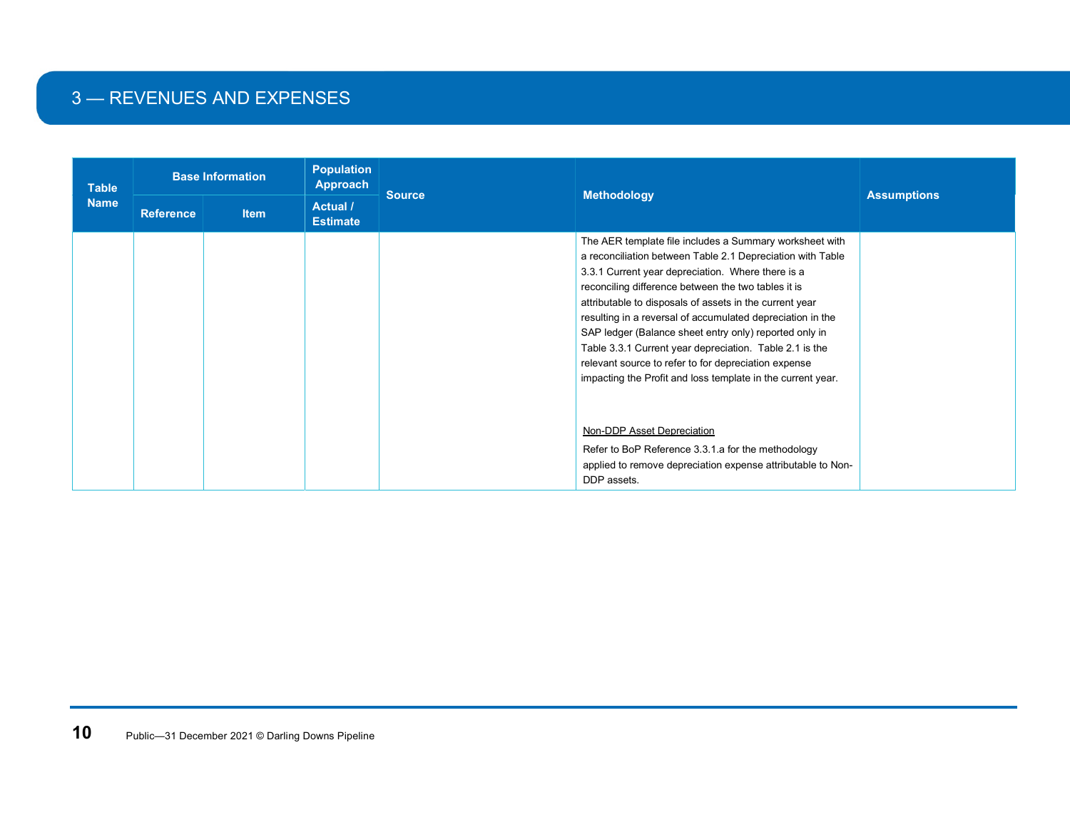# 3 — REVENUES AND EXPENSES

| Table Name | Base Information | | Population Approach | Source | Methodology | Assumptions |
|---|---|---|---|---|---|---|
| | Reference | Item | Actual / Estimate | | | |
| | | | | | The AER template file includes a Summary worksheet with a reconciliation between Table 2.1 Depreciation with Table 3.3.1 Current year depreciation. Where there is a reconciling difference between the two tables it is attributable to disposals of assets in the current year resulting in a reversal of accumulated depreciation in the SAP ledger (Balance sheet entry only) reported only in Table 3.3.1 Current year depreciation. Table 2.1 is the relevant source to refer to for depreciation expense impacting the Profit and loss template in the current year.<br><br><u>Non-DDP Asset Depreciation</u><br>Refer to BoP Reference 3.3.1.a for the methodology applied to remove depreciation expense attributable to Non-DDP assets. | |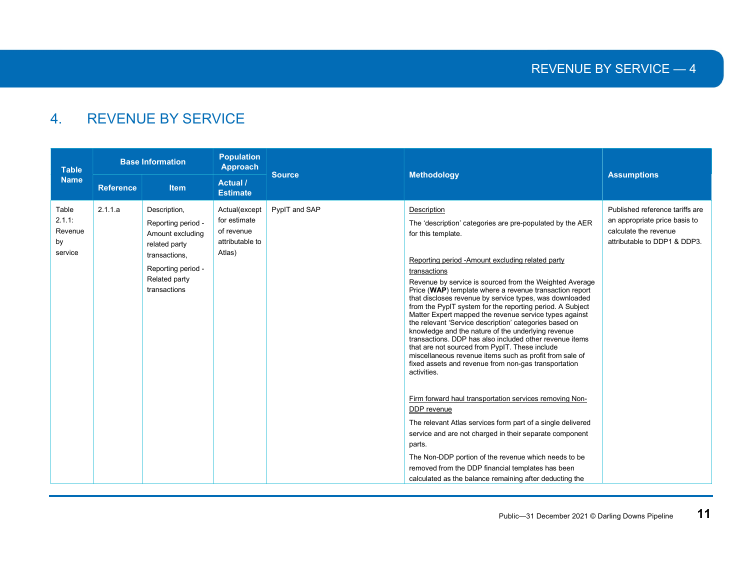# 4. REVENUE BY SERVICE

| Table Name | Base Information | | Population Approach | Source | Methodology | Assumptions |
|---|---|---|---|---|---|---|
| | Reference | Item | Actual / Estimate | | | |
| Table 2.1.1: Revenue by service | 2.1.1.a | Description,<br><br>Reporting period - Amount excluding related party transactions,<br><br>Reporting period - Related party transactions | Actual(except for estimate of revenue attributable to Atlas) | PypIT and SAP | <u>Description</u><br><br>The 'description' categories are pre-populated by the AER for this template.<br><br><u>Reporting period -Amount excluding related party transactions</u><br><br>Revenue by service is sourced from the Weighted Average Price (**WAP**) template where a revenue transaction report that discloses revenue by service types, was downloaded from the PypIT system for the reporting period. A Subject Matter Expert mapped the revenue service types against the relevant 'Service description' categories based on knowledge and the nature of the underlying revenue transactions. DDP has also included other revenue items that are not sourced from PypIT. These include miscellaneous revenue items such as profit from sale of fixed assets and revenue from non-gas transportation activities.<br><br><u>Firm forward haul transportation services removing Non-DDP revenue</u><br><br>The relevant Atlas services form part of a single delivered service and are not charged in their separate component parts.<br><br>The Non-DDP portion of the revenue which needs to be removed from the DDP financial templates has been calculated as the balance remaining after deducting the | Published reference tariffs are an appropriate price basis to calculate the revenue attributable to DDP1 & DDP3. |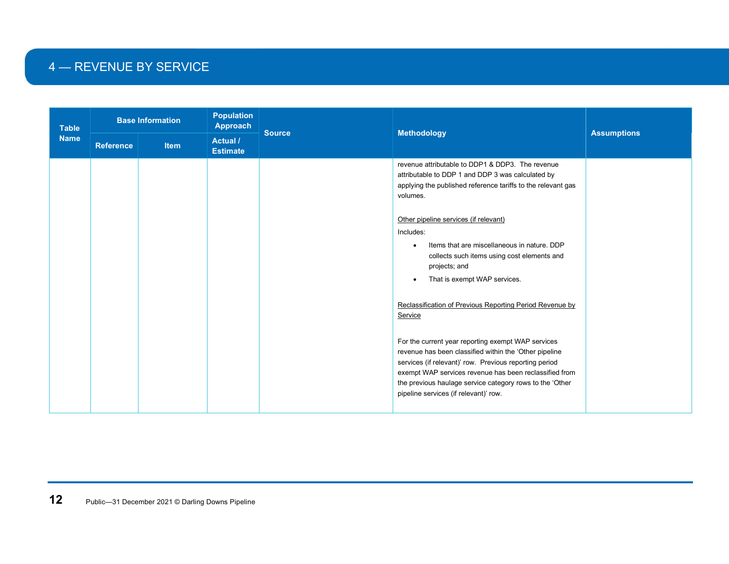# 4 — REVENUE BY SERVICE

| Table Name | Base Information | | Population Approach | Source | Methodology | Assumptions |
|---|---|---|---|---|---|---|
| | Reference | Item | Actual / Estimate | | | |
| | | | | | revenue attributable to DDP1 & DDP3. The revenue attributable to DDP 1 and DDP 3 was calculated by applying the published reference tariffs to the relevant gas volumes.<br><br>Other pipeline services (if relevant)<br>Includes:<br>• Items that are miscellaneous in nature. DDP collects such items using cost elements and projects; and<br>• That is exempt WAP services.<br><br>Reclassification of Previous Reporting Period Revenue by Service<br><br>For the current year reporting exempt WAP services revenue has been classified within the 'Other pipeline services (if relevant)' row. Previous reporting period exempt WAP services revenue has been reclassified from the previous haulage service category rows to the 'Other pipeline services (if relevant)' row. | |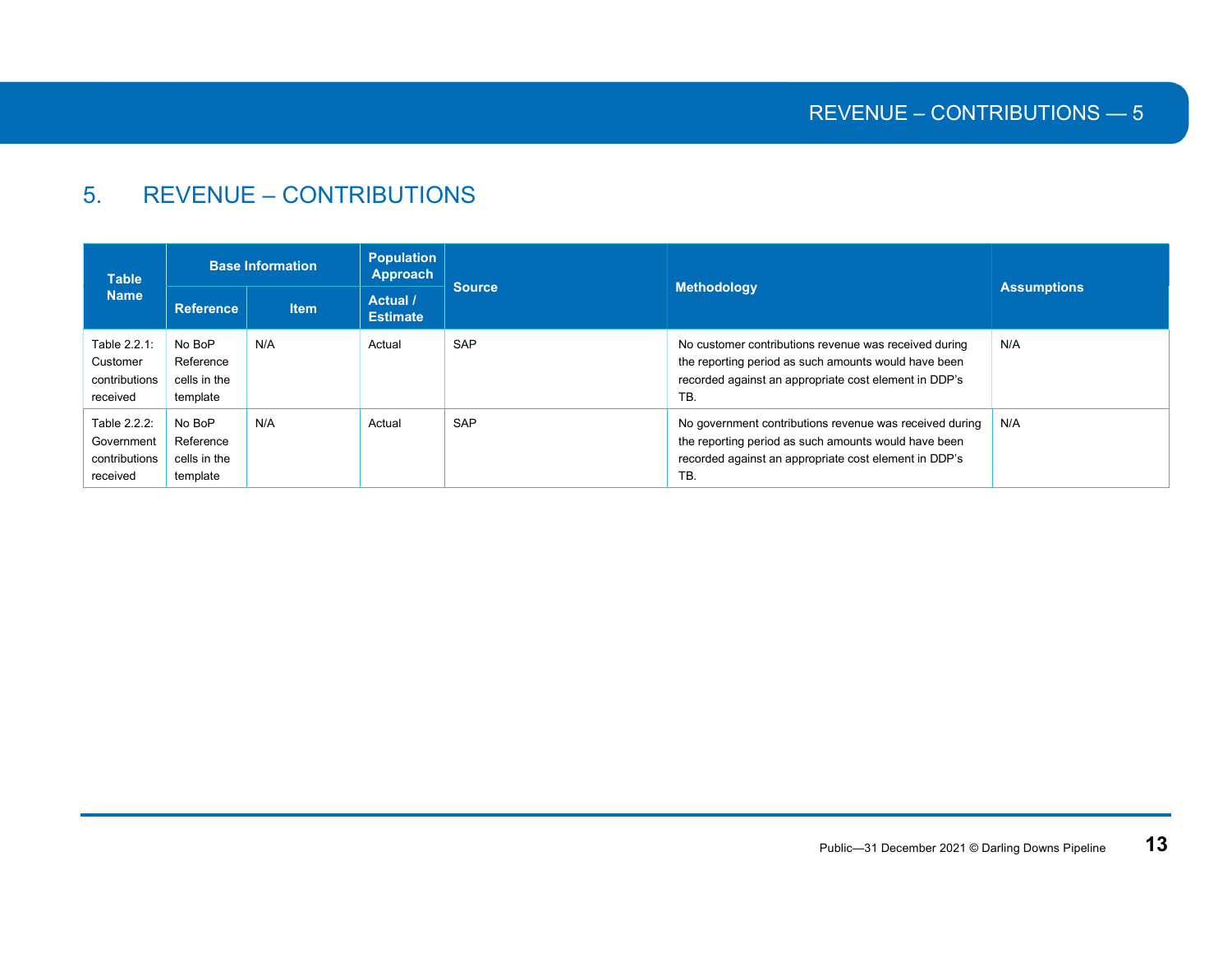# 5. REVENUE – CONTRIBUTIONS

| Table Name | Base Information | | Population Approach | Source | Methodology | Assumptions |
|---|---|---|---|---|---|---|
| | Reference | Item | Actual / Estimate | | | |
| Table 2.2.1: Customer contributions received | No BoP Reference cells in the template | N/A | Actual | SAP | No customer contributions revenue was received during the reporting period as such amounts would have been recorded against an appropriate cost element in DDP's TB. | N/A |
| Table 2.2.2: Government contributions received | No BoP Reference cells in the template | N/A | Actual | SAP | No government contributions revenue was received during the reporting period as such amounts would have been recorded against an appropriate cost element in DDP's TB. | N/A |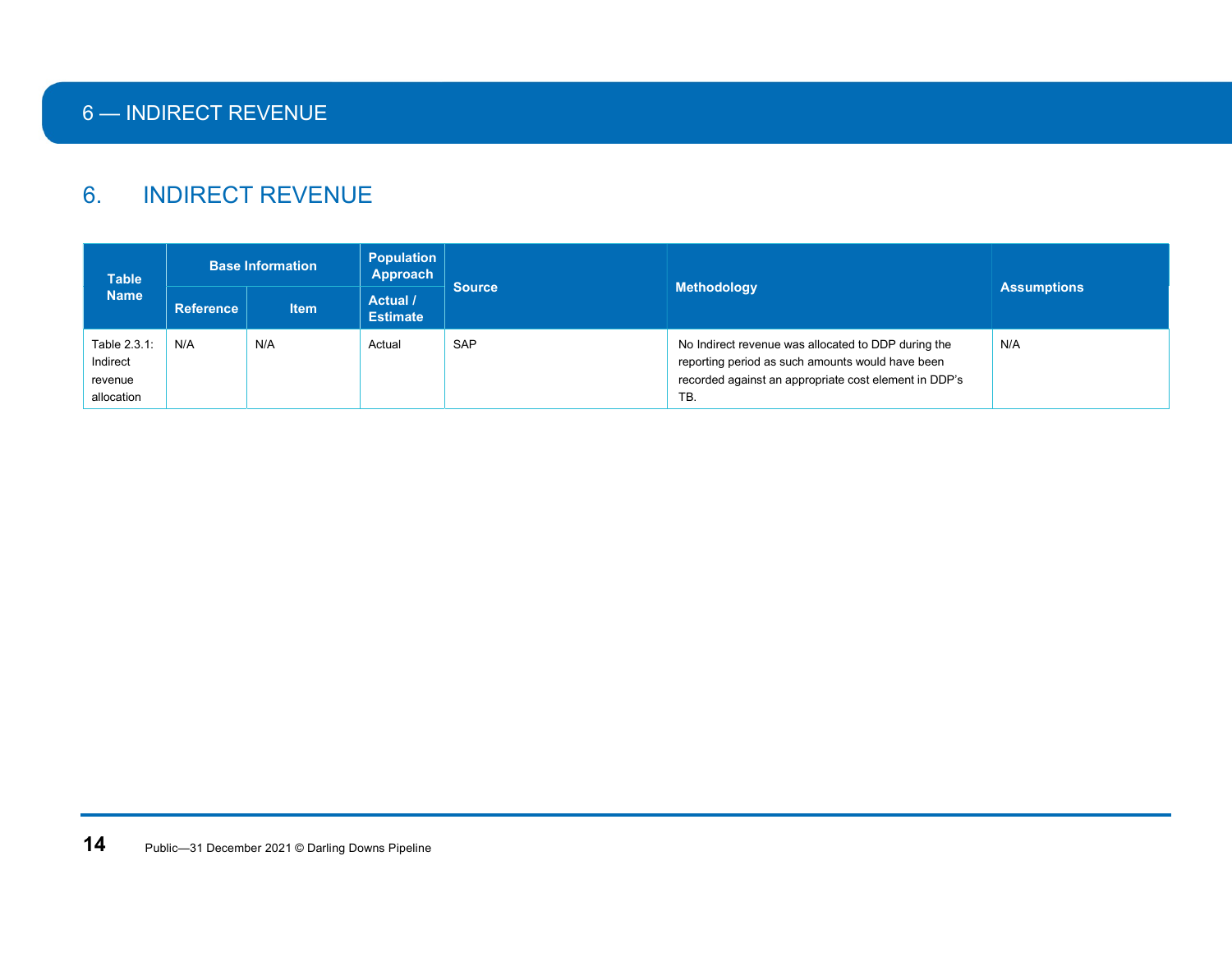# 6. INDIRECT REVENUE

| Table Name | Base Information | | Population Approach | Source | Methodology | Assumptions |
|---|---|---|---|---|---|---|
| | Reference | Item | Actual / Estimate | | | |
| Table 2.3.1: Indirect revenue allocation | N/A | N/A | Actual | SAP | No Indirect revenue was allocated to DDP during the reporting period as such amounts would have been recorded against an appropriate cost element in DDP's TB. | N/A |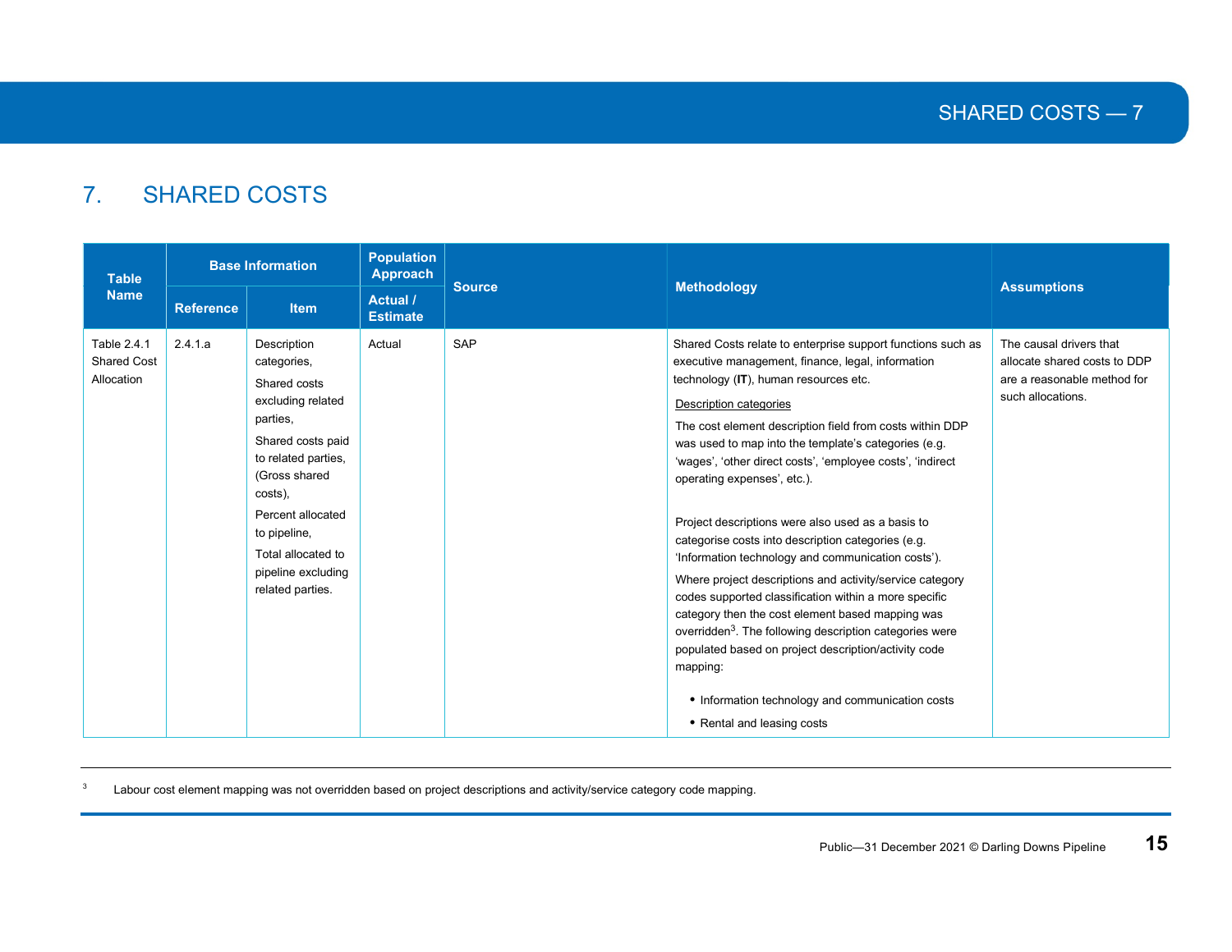# 7. SHARED COSTS

| Table Name | Base Information | | Population Approach | Source | Methodology | Assumptions |
|---|---|---|---|---|---|---|
| | Reference | Item | Actual / Estimate | | | |
| Table 2.4.1 Shared Cost Allocation | 2.4.1.a | Description categories,<br><br>Shared costs excluding related parties,<br><br>Shared costs paid to related parties, (Gross shared costs),<br><br>Percent allocated to pipeline,<br><br>Total allocated to pipeline excluding related parties. | Actual | SAP | Shared Costs relate to enterprise support functions such as executive management, finance, legal, information technology (**IT**), human resources etc.<br><br><u>Description categories</u><br><br>The cost element description field from costs within DDP was used to map into the template's categories (e.g. 'wages', 'other direct costs', 'employee costs', 'indirect operating expenses', etc.).<br><br>Project descriptions were also used as a basis to categorise costs into description categories (e.g. 'Information technology and communication costs').<br><br>Where project descriptions and activity/service category codes supported classification within a more specific category then the cost element based mapping was overridden[3]. The following description categories were populated based on project description/activity code mapping:<br><br>• Information technology and communication costs<br>• Rental and leasing costs | The causal drivers that allocate shared costs to DDP are a reasonable method for such allocations. |

[3] Labour cost element mapping was not overridden based on project descriptions and activity/service category code mapping.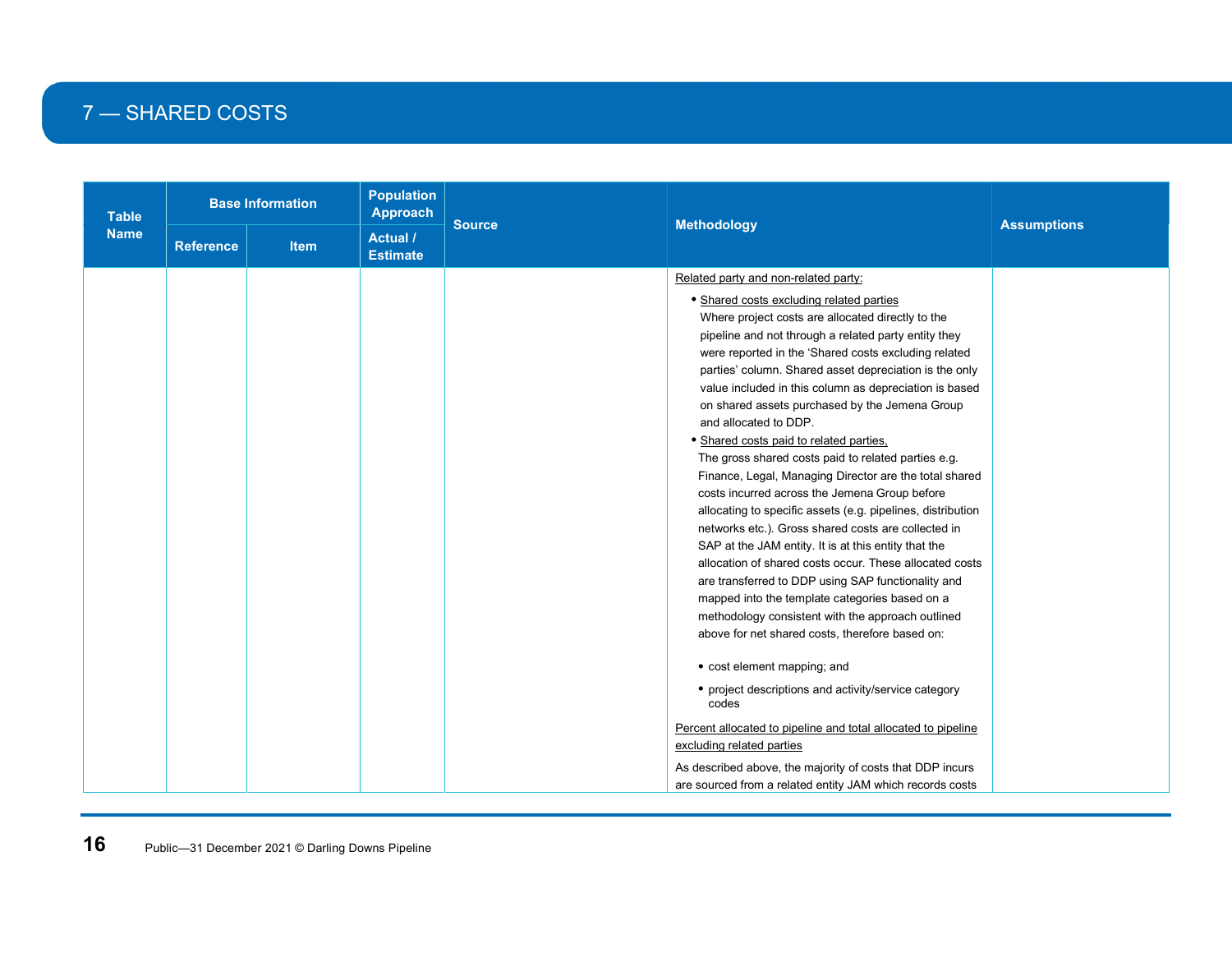## 7 — SHARED COSTS

| Table Name | Base Information | | Population Approach | Source | Methodology | Assumptions |
|---|---|---|---|---|---|---|
| | Reference | Item | Actual / Estimate | | | |
| | | | | | Related party and non-related party:<br><br>• Shared costs excluding related parties<br>Where project costs are allocated directly to the pipeline and not through a related party entity they were reported in the 'Shared costs excluding related parties' column. Shared asset depreciation is the only value included in this column as depreciation is based on shared assets purchased by the Jemena Group and allocated to DDP.<br>• Shared costs paid to related parties,<br>The gross shared costs paid to related parties e.g. Finance, Legal, Managing Director are the total shared costs incurred across the Jemena Group before allocating to specific assets (e.g. pipelines, distribution networks etc.). Gross shared costs are collected in SAP at the JAM entity. It is at this entity that the allocation of shared costs occur. These allocated costs are transferred to DDP using SAP functionality and mapped into the template categories based on a methodology consistent with the approach outlined above for net shared costs, therefore based on:<br><br>• cost element mapping; and<br>• project descriptions and activity/service category codes<br><br>Percent allocated to pipeline and total allocated to pipeline excluding related parties<br><br>As described above, the majority of costs that DDP incurs are sourced from a related entity JAM which records costs | |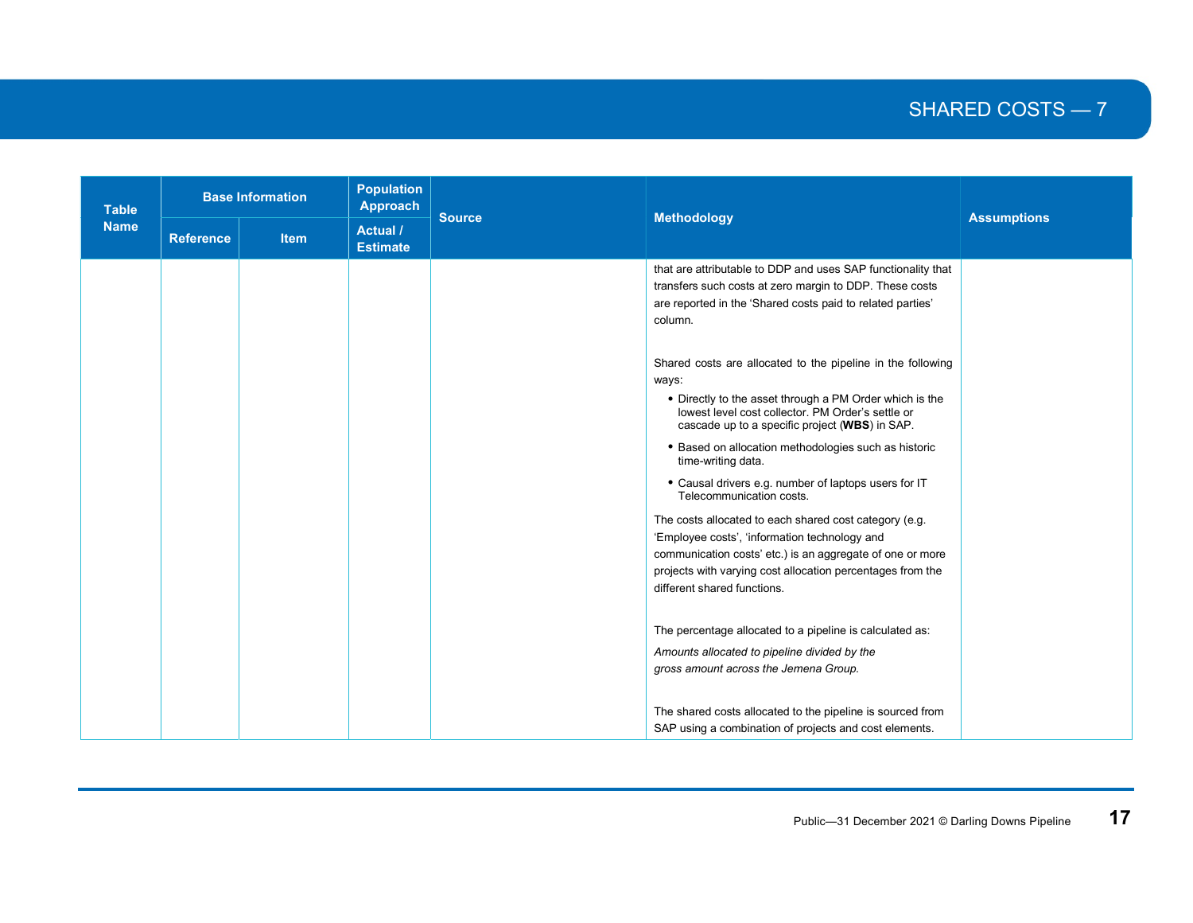| Table Name | Base Information | | Population Approach | Source | Methodology | Assumptions |
|---|---|---|---|---|---|---|
| | Reference | Item | Actual / Estimate | | | |
| | | | | | that are attributable to DDP and uses SAP functionality that transfers such costs at zero margin to DDP. These costs are reported in the 'Shared costs paid to related parties' column.<br><br>Shared costs are allocated to the pipeline in the following ways:<br>• Directly to the asset through a PM Order which is the lowest level cost collector. PM Order's settle or cascade up to a specific project (**WBS**) in SAP.<br>• Based on allocation methodologies such as historic time-writing data.<br>• Causal drivers e.g. number of laptops users for IT Telecommunication costs.<br><br>The costs allocated to each shared cost category (e.g. 'Employee costs', 'information technology and communication costs' etc.) is an aggregate of one or more projects with varying cost allocation percentages from the different shared functions.<br><br>The percentage allocated to a pipeline is calculated as:<br>*Amounts allocated to pipeline divided by the gross amount across the Jemena Group.*<br><br>The shared costs allocated to the pipeline is sourced from SAP using a combination of projects and cost elements. | |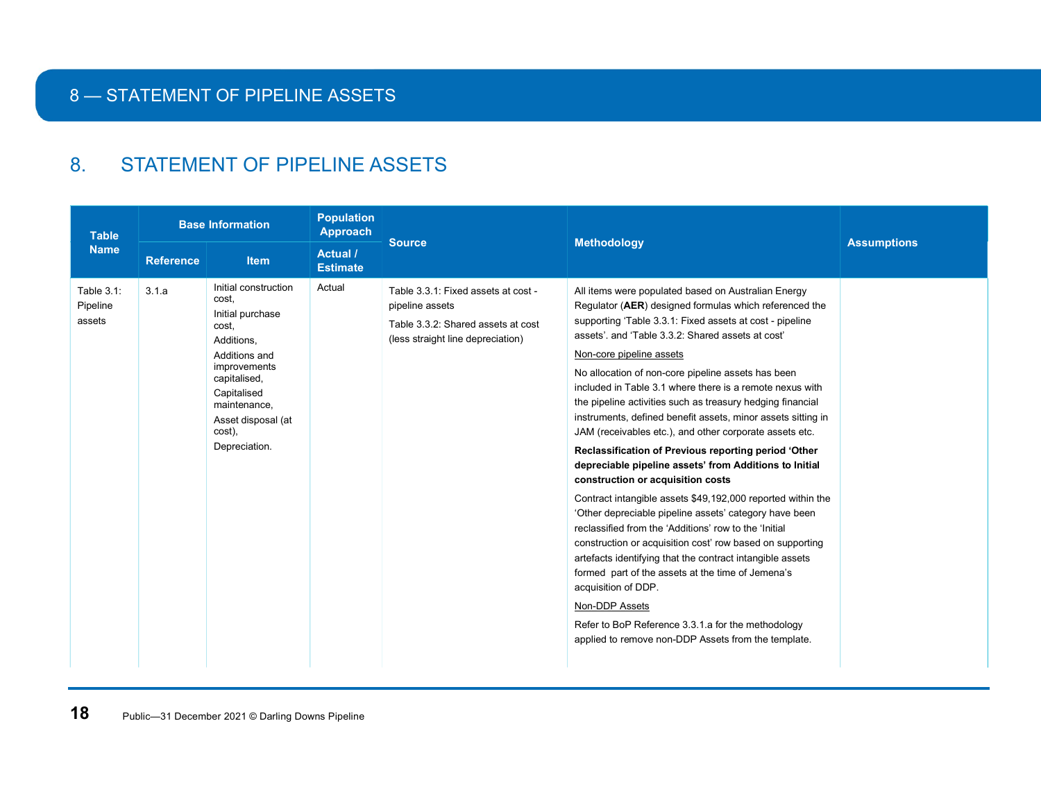# 8. STATEMENT OF PIPELINE ASSETS

| Table Name | Base Information | | Population Approach | Source | Methodology | Assumptions |
|---|---|---|---|---|---|---|
| | Reference | Item | Actual / Estimate | | | |
| Table 3.1: Pipeline assets | 3.1.a | Initial construction cost,<br>Initial purchase cost,<br>Additions,<br>Additions and improvements capitalised,<br>Capitalised maintenance,<br>Asset disposal (at cost),<br>Depreciation. | Actual | Table 3.3.1: Fixed assets at cost - pipeline assets<br><br>Table 3.3.2: Shared assets at cost (less straight line depreciation) | All items were populated based on Australian Energy Regulator (**AER**) designed formulas which referenced the supporting 'Table 3.3.1: Fixed assets at cost - pipeline assets'. and 'Table 3.3.2: Shared assets at cost'<br><br><u>Non-core pipeline assets</u><br><br>No allocation of non-core pipeline assets has been included in Table 3.1 where there is a remote nexus with the pipeline activities such as treasury hedging financial instruments, defined benefit assets, minor assets sitting in JAM (receivables etc.), and other corporate assets etc.<br><br>**Reclassification of Previous reporting period 'Other depreciable pipeline assets' from Additions to Initial construction or acquisition costs**<br><br>Contract intangible assets $49,192,000 reported within the 'Other depreciable pipeline assets' category have been reclassified from the 'Additions' row to the 'Initial construction or acquisition cost' row based on supporting artefacts identifying that the contract intangible assets formed part of the assets at the time of Jemena's acquisition of DDP.<br><br><u>Non-DDP Assets</u><br><br>Refer to BoP Reference 3.3.1.a for the methodology applied to remove non-DDP Assets from the template. | |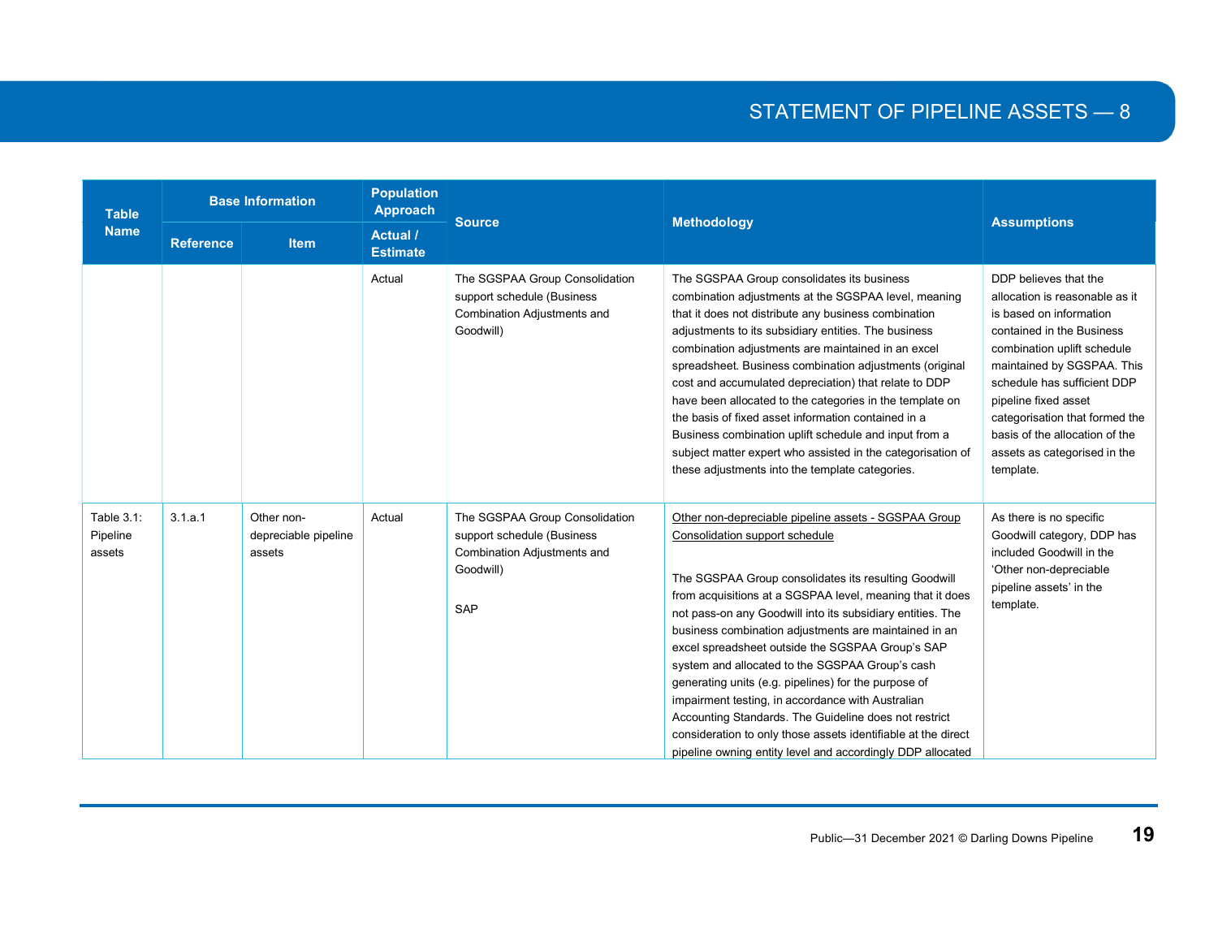| Table Name | Base Information | | Population Approach | Source | Methodology | Assumptions |
|---|---|---|---|---|---|---|
| | Reference | Item | Actual / Estimate | | | |
| | | | Actual | The SGSPAA Group Consolidation support schedule (Business Combination Adjustments and Goodwill) | The SGSPAA Group consolidates its business combination adjustments at the SGSPAA level, meaning that it does not distribute any business combination adjustments to its subsidiary entities. The business combination adjustments are maintained in an excel spreadsheet. Business combination adjustments (original cost and accumulated depreciation) that relate to DDP have been allocated to the categories in the template on the basis of fixed asset information contained in a Business combination uplift schedule and input from a subject matter expert who assisted in the categorisation of these adjustments into the template categories. | DDP believes that the allocation is reasonable as it is based on information contained in the Business combination uplift schedule maintained by SGSPAA. This schedule has sufficient DDP pipeline fixed asset categorisation that formed the basis of the allocation of the assets as categorised in the template. |
| Table 3.1: Pipeline assets | 3.1.a.1 | Other non-depreciable pipeline assets | Actual | The SGSPAA Group Consolidation support schedule (Business Combination Adjustments and Goodwill)<br><br>SAP | Other non-depreciable pipeline assets - SGSPAA Group Consolidation support schedule<br><br>The SGSPAA Group consolidates its resulting Goodwill from acquisitions at a SGSPAA level, meaning that it does not pass-on any Goodwill into its subsidiary entities. The business combination adjustments are maintained in an excel spreadsheet outside the SGSPAA Group's SAP system and allocated to the SGSPAA Group's cash generating units (e.g. pipelines) for the purpose of impairment testing, in accordance with Australian Accounting Standards. The Guideline does not restrict consideration to only those assets identifiable at the direct pipeline owning entity level and accordingly DDP allocated | As there is no specific Goodwill category, DDP has included Goodwill in the 'Other non-depreciable pipeline assets' in the template. |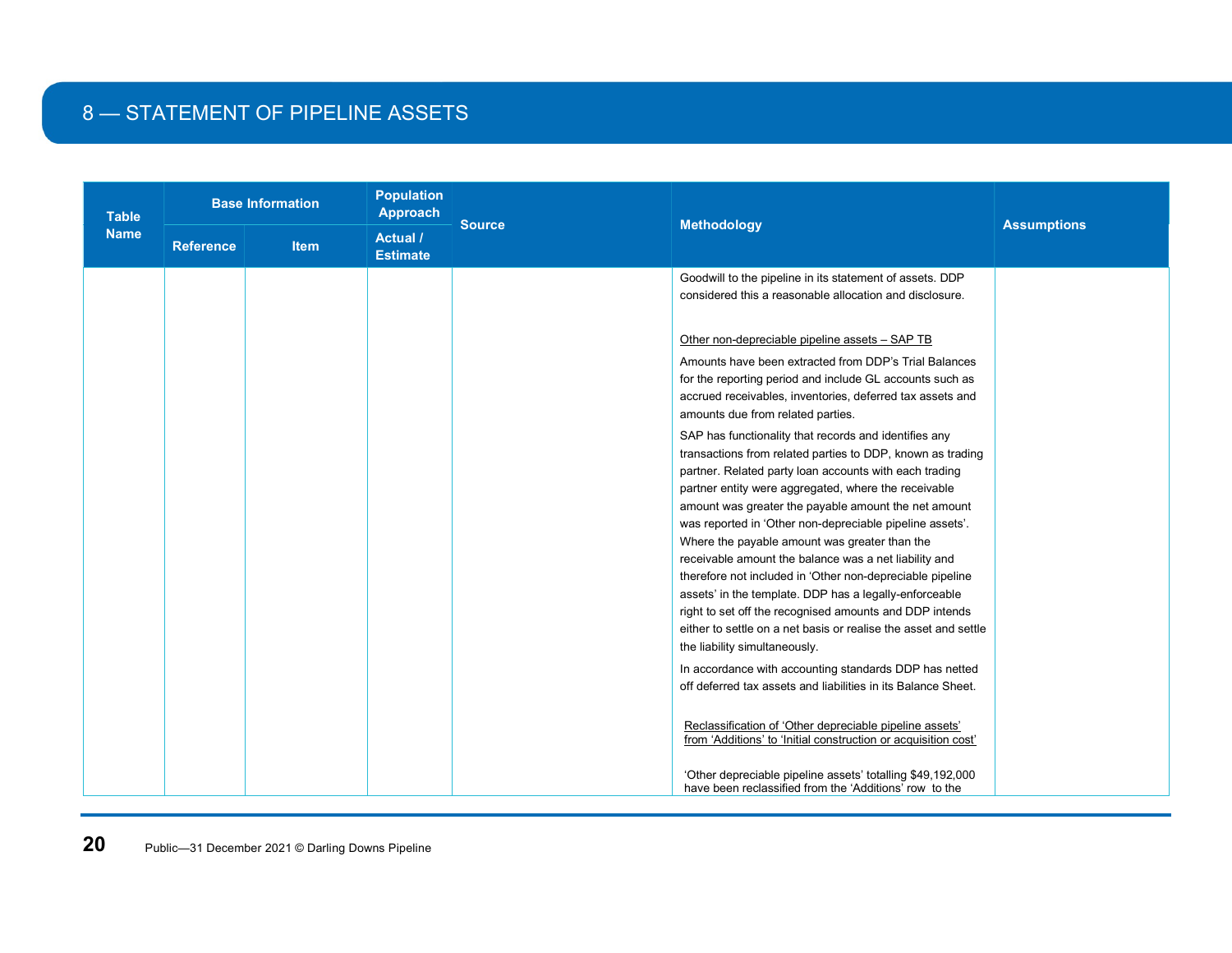# 8 — STATEMENT OF PIPELINE ASSETS

| Table Name | Base Information | | Population Approach | Source | Methodology | Assumptions |
|---|---|---|---|---|---|---|
| | Reference | Item | Actual / Estimate | | | |
| | | | | | Goodwill to the pipeline in its statement of assets. DDP considered this a reasonable allocation and disclosure.<br><br>Other non-depreciable pipeline assets – SAP TB<br><br>Amounts have been extracted from DDP's Trial Balances for the reporting period and include GL accounts such as accrued receivables, inventories, deferred tax assets and amounts due from related parties.<br><br>SAP has functionality that records and identifies any transactions from related parties to DDP, known as trading partner. Related party loan accounts with each trading partner entity were aggregated, where the receivable amount was greater the payable amount the net amount was reported in 'Other non-depreciable pipeline assets'. Where the payable amount was greater than the receivable amount the balance was a net liability and therefore not included in 'Other non-depreciable pipeline assets' in the template. DDP has a legally-enforceable right to set off the recognised amounts and DDP intends either to settle on a net basis or realise the asset and settle the liability simultaneously.<br><br>In accordance with accounting standards DDP has netted off deferred tax assets and liabilities in its Balance Sheet.<br><br>Reclassification of 'Other depreciable pipeline assets' from 'Additions' to 'Initial construction or acquisition cost'<br><br>'Other depreciable pipeline assets' totalling $49,192,000 have been reclassified from the 'Additions' row to the | |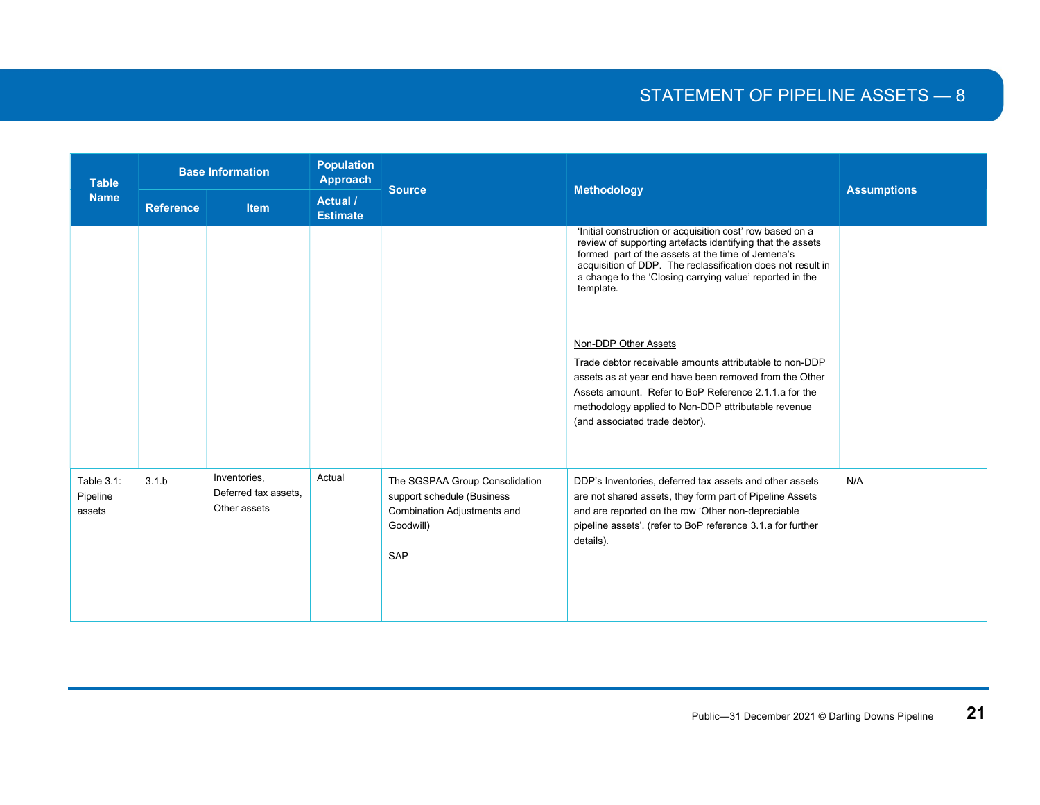| Table Name | Base Information | | Population Approach | Source | Methodology | Assumptions |
|---|---|---|---|---|---|---|
| | Reference | Item | Actual / Estimate | | | |
| | | | | | 'Initial construction or acquisition cost' row based on a review of supporting artefacts identifying that the assets formed part of the assets at the time of Jemena's acquisition of DDP. The reclassification does not result in a change to the 'Closing carrying value' reported in the template.<br><br>Non-DDP Other Assets<br><br>Trade debtor receivable amounts attributable to non-DDP assets as at year end have been removed from the Other Assets amount. Refer to BoP Reference 2.1.1.a for the methodology applied to Non-DDP attributable revenue (and associated trade debtor). | |
| Table 3.1: Pipeline assets | 3.1.b | Inventories, Deferred tax assets, Other assets | Actual | The SGSPAA Group Consolidation support schedule (Business Combination Adjustments and Goodwill)<br><br>SAP | DDP's Inventories, deferred tax assets and other assets are not shared assets, they form part of Pipeline Assets and are reported on the row 'Other non-depreciable pipeline assets'. (refer to BoP reference 3.1.a for further details). | N/A |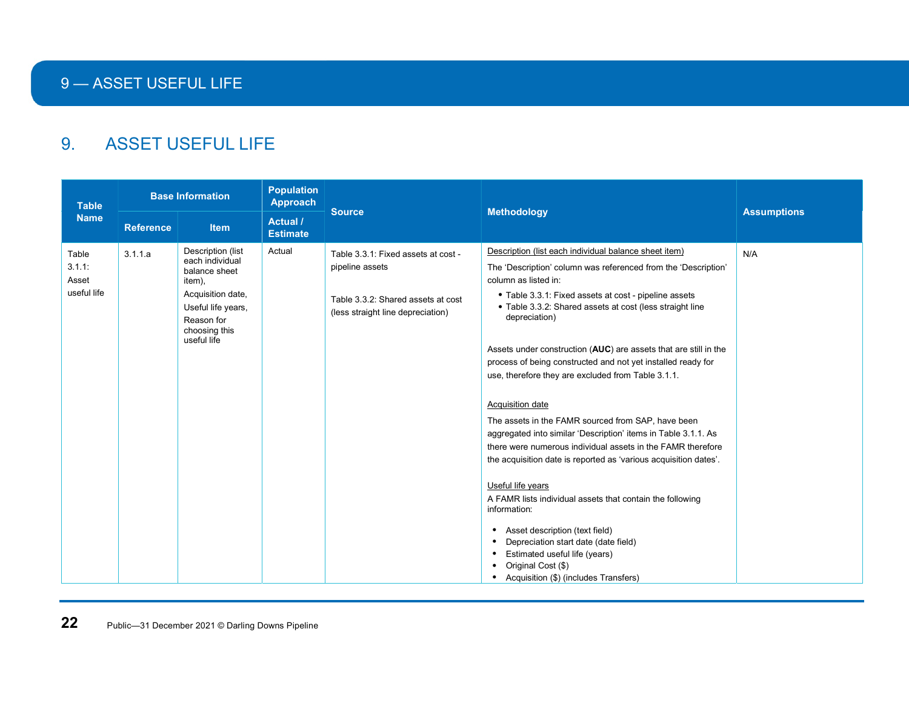# 9. ASSET USEFUL LIFE

| Table Name | Base Information | | Population Approach | Source | Methodology | Assumptions |
|---|---|---|---|---|---|---|
| | Reference | Item | Actual / Estimate | | | |
| Table 3.1.1: Asset useful life | 3.1.1.a | Description (list each individual balance sheet item),<br>Acquisition date,<br>Useful life years,<br>Reason for choosing this useful life | Actual | Table 3.3.1: Fixed assets at cost - pipeline assets<br><br>Table 3.3.2: Shared assets at cost (less straight line depreciation) | Description (list each individual balance sheet item)<br>The 'Description' column was referenced from the 'Description' column as listed in:<br>• Table 3.3.1: Fixed assets at cost - pipeline assets<br>• Table 3.3.2: Shared assets at cost (less straight line depreciation)<br><br>Assets under construction (**AUC**) are assets that are still in the process of being constructed and not yet installed ready for use, therefore they are excluded from Table 3.1.1.<br><br>Acquisition date<br>The assets in the FAMR sourced from SAP, have been aggregated into similar 'Description' items in Table 3.1.1. As there were numerous individual assets in the FAMR therefore the acquisition date is reported as 'various acquisition dates'.<br><br>Useful life years<br>A FAMR lists individual assets that contain the following information:<br>• Asset description (text field)<br>• Depreciation start date (date field)<br>• Estimated useful life (years)<br>• Original Cost ($)<br>• Acquisition ($) (includes Transfers) | N/A |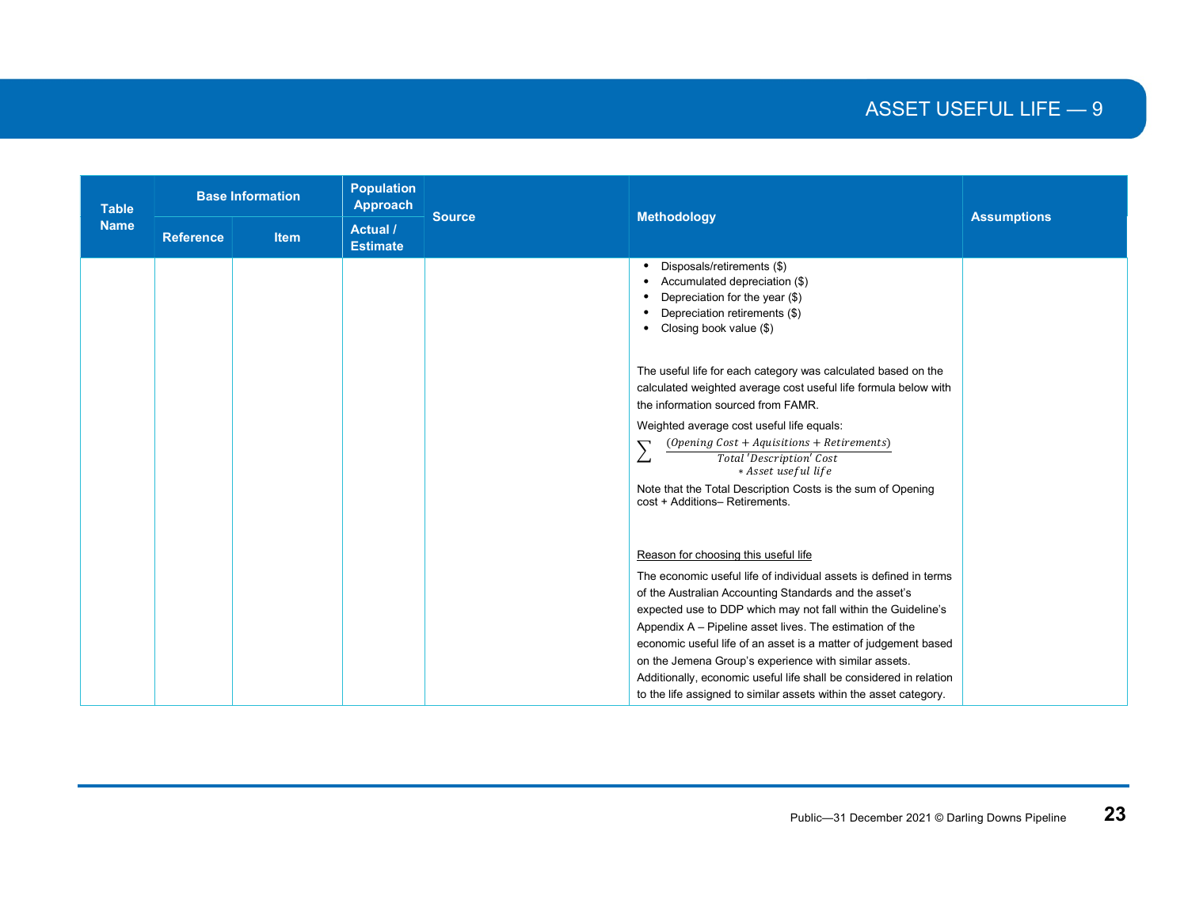| Table Name | Base Information | | Population Approach | Source | Methodology | Assumptions |
|---|---|---|---|---|---|---|
| | Reference | Item | Actual / Estimate | | | |
| | | | | | <ul><li>Disposals/retirements ($)</li><li>Accumulated depreciation ($)</li><li>Depreciation for the year ($)</li><li>Depreciation retirements ($)</li><li>Closing book value ($)</li></ul> The useful life for each category was calculated based on the calculated weighted average cost useful life formula below with the information sourced from FAMR.<br><br>Weighted average cost useful life equals:<br><br>$\sum \frac{(Opening\ Cost + Aquisitions + Retirements)}{Total\ 'Description'\ Cost} * Asset\ useful\ life$<br><br>Note that the Total Description Costs is the sum of Opening cost + Additions– Retirements.<br><br><u>Reason for choosing this useful life</u><br><br>The economic useful life of individual assets is defined in terms of the Australian Accounting Standards and the asset's expected use to DDP which may not fall within the Guideline's Appendix A – Pipeline asset lives. The estimation of the economic useful life of an asset is a matter of judgement based on the Jemena Group's experience with similar assets. Additionally, economic useful life shall be considered in relation to the life assigned to similar assets within the asset category. | |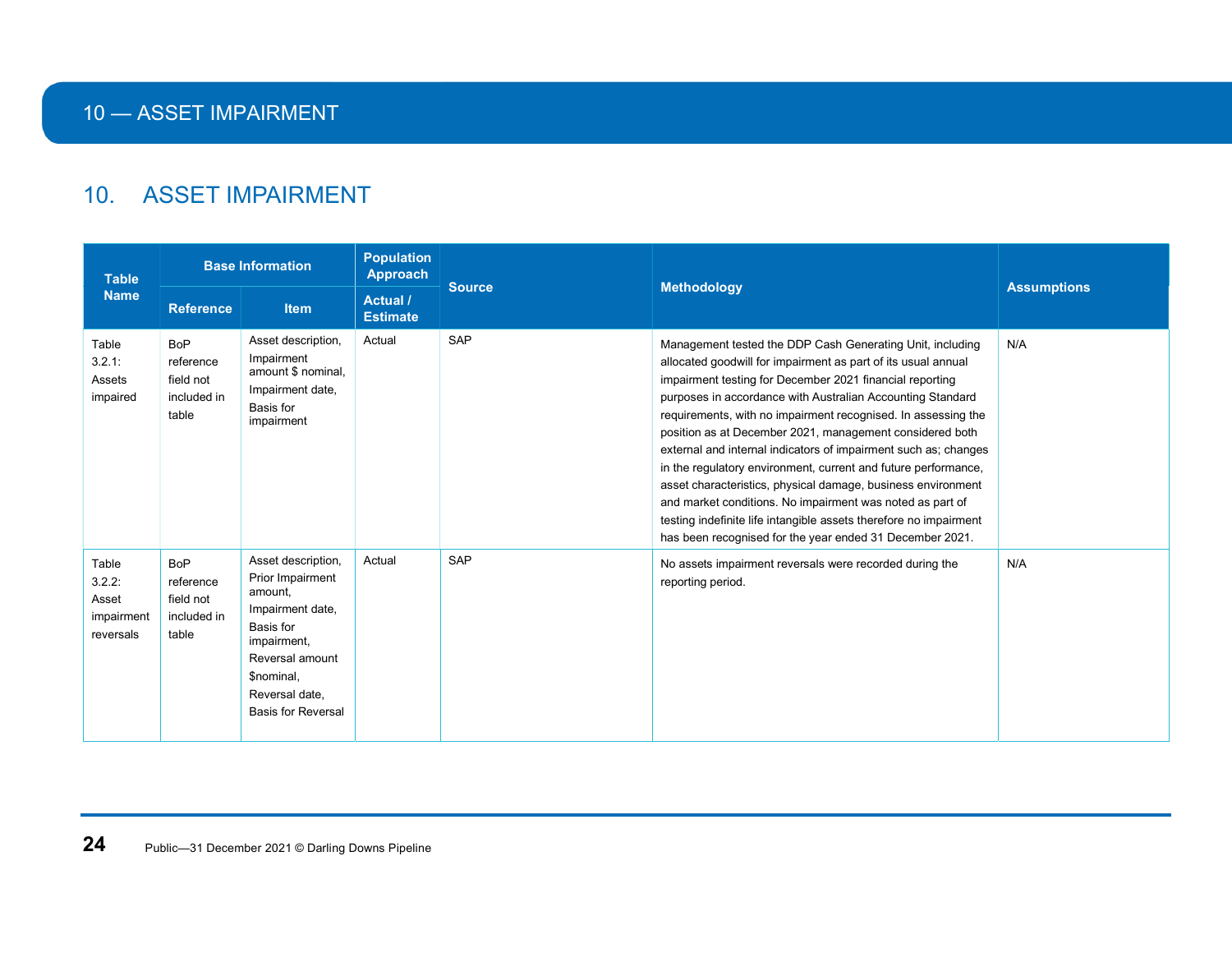# 10. ASSET IMPAIRMENT

| Table Name | Base Information | | Population Approach | Source | Methodology | Assumptions |
|---|---|---|---|---|---|---|
| | Reference | Item | Actual / Estimate | | | |
| Table 3.2.1: Assets impaired | BoP reference field not included in table | Asset description, Impairment amount $ nominal, Impairment date, Basis for impairment | Actual | SAP | Management tested the DDP Cash Generating Unit, including allocated goodwill for impairment as part of its usual annual impairment testing for December 2021 financial reporting purposes in accordance with Australian Accounting Standard requirements, with no impairment recognised. In assessing the position as at December 2021, management considered both external and internal indicators of impairment such as; changes in the regulatory environment, current and future performance, asset characteristics, physical damage, business environment and market conditions. No impairment was noted as part of testing indefinite life intangible assets therefore no impairment has been recognised for the year ended 31 December 2021. | N/A |
| Table 3.2.2: Asset impairment reversals | BoP reference field not included in table | Asset description, Prior Impairment amount, Impairment date, Basis for impairment, Reversal amount $nominal, Reversal date, Basis for Reversal | Actual | SAP | No assets impairment reversals were recorded during the reporting period. | N/A |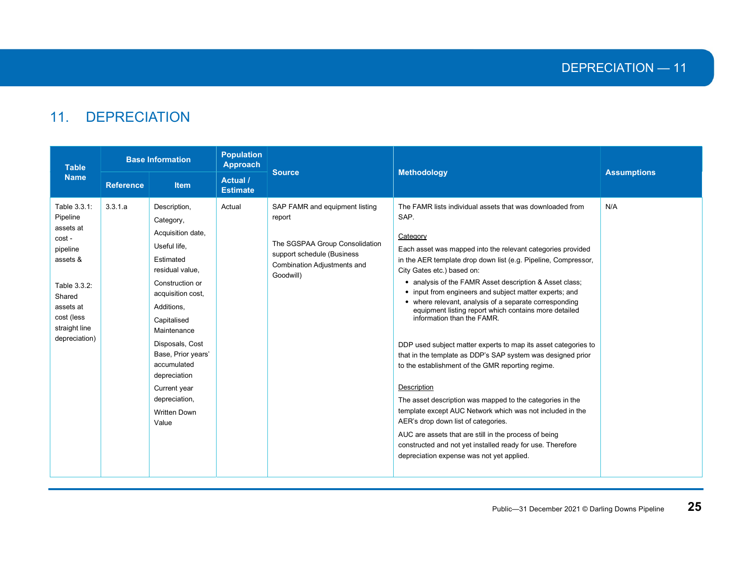# 11. DEPRECIATION

| Table Name | Base Information | | Population Approach | Source | Methodology | Assumptions |
|---|---|---|---|---|---|---|
| | Reference | Item | Actual / Estimate | | | |
| Table 3.3.1: Pipeline assets at cost - pipeline assets &<br><br>Table 3.3.2: Shared assets at cost (less straight line depreciation) | 3.3.1.a | Description,<br>Category,<br>Acquisition date,<br>Useful life,<br>Estimated residual value,<br>Construction or acquisition cost,<br>Additions,<br>Capitalised Maintenance<br>Disposals, Cost Base, Prior years' accumulated depreciation<br>Current year depreciation,<br>Written Down Value | Actual | SAP FAMR and equipment listing report<br><br>The SGSPAA Group Consolidation support schedule (Business Combination Adjustments and Goodwill) | The FAMR lists individual assets that was downloaded from SAP.<br><br>Category<br>Each asset was mapped into the relevant categories provided in the AER template drop down list (e.g. Pipeline, Compressor, City Gates etc.) based on:<br>• analysis of the FAMR Asset description & Asset class;<br>• input from engineers and subject matter experts; and<br>• where relevant, analysis of a separate corresponding equipment listing report which contains more detailed information than the FAMR.<br><br>DDP used subject matter experts to map its asset categories to that in the template as DDP's SAP system was designed prior to the establishment of the GMR reporting regime.<br><br>Description<br>The asset description was mapped to the categories in the template except AUC Network which was not included in the AER's drop down list of categories.<br>AUC are assets that are still in the process of being constructed and not yet installed ready for use. Therefore depreciation expense was not yet applied. | N/A |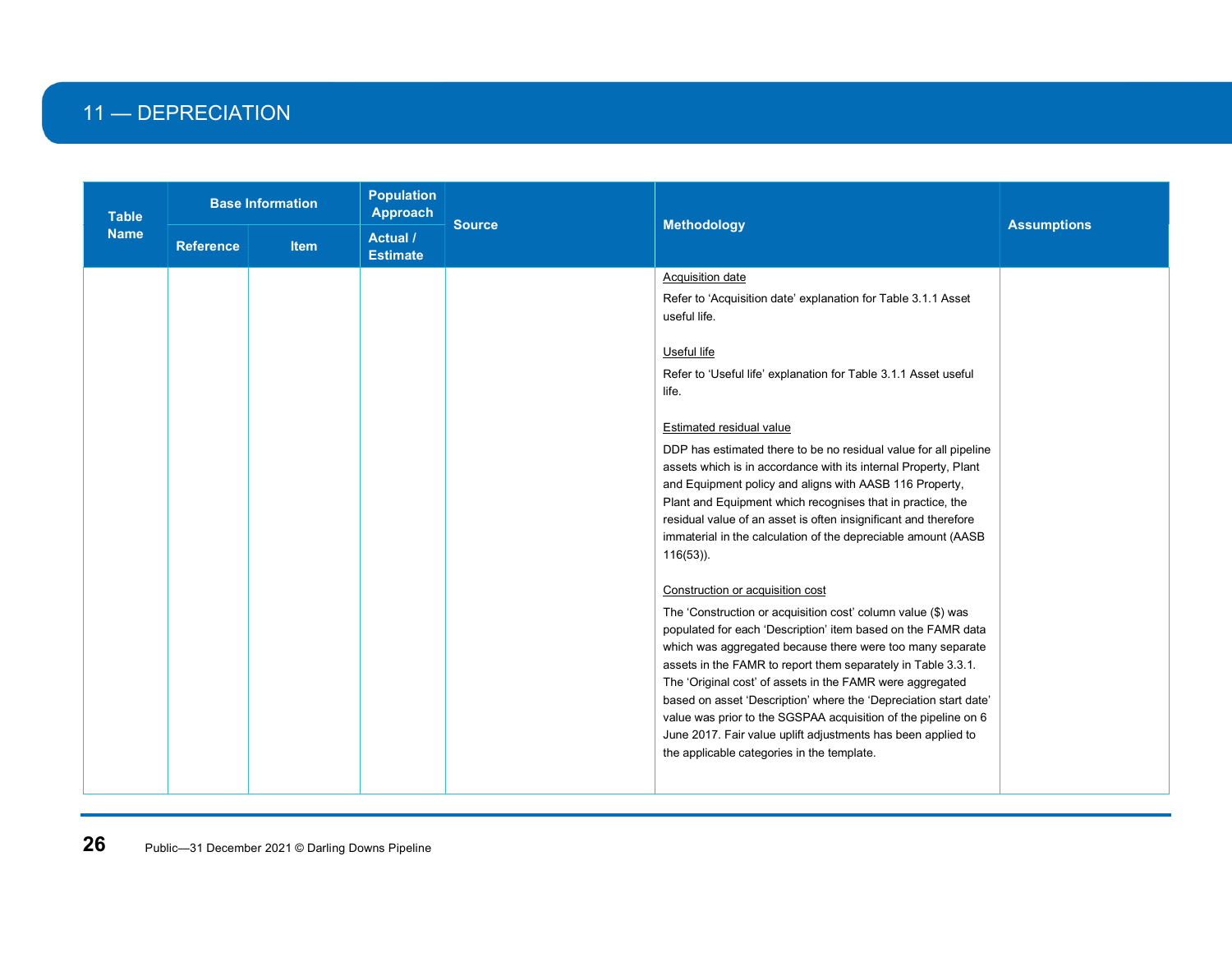# 11 — DEPRECIATION

| Table Name | Base Information | | Population Approach | Source | Methodology | Assumptions |
|---|---|---|---|---|---|---|
| | Reference | Item | Actual / Estimate | | | |
| | | | | | Acquisition date<br><br>Refer to 'Acquisition date' explanation for Table 3.1.1 Asset useful life.<br><br>Useful life<br><br>Refer to 'Useful life' explanation for Table 3.1.1 Asset useful life.<br><br>Estimated residual value<br><br>DDP has estimated there to be no residual value for all pipeline assets which is in accordance with its internal Property, Plant and Equipment policy and aligns with AASB 116 Property, Plant and Equipment which recognises that in practice, the residual value of an asset is often insignificant and therefore immaterial in the calculation of the depreciable amount (AASB 116(53)).<br><br>Construction or acquisition cost<br><br>The 'Construction or acquisition cost' column value ($) was populated for each 'Description' item based on the FAMR data which was aggregated because there were too many separate assets in the FAMR to report them separately in Table 3.3.1. The 'Original cost' of assets in the FAMR were aggregated based on asset 'Description' where the 'Depreciation start date' value was prior to the SGSPAA acquisition of the pipeline on 6 June 2017. Fair value uplift adjustments has been applied to the applicable categories in the template. | |

Public—31 December 2021 © Darling Downs Pipeline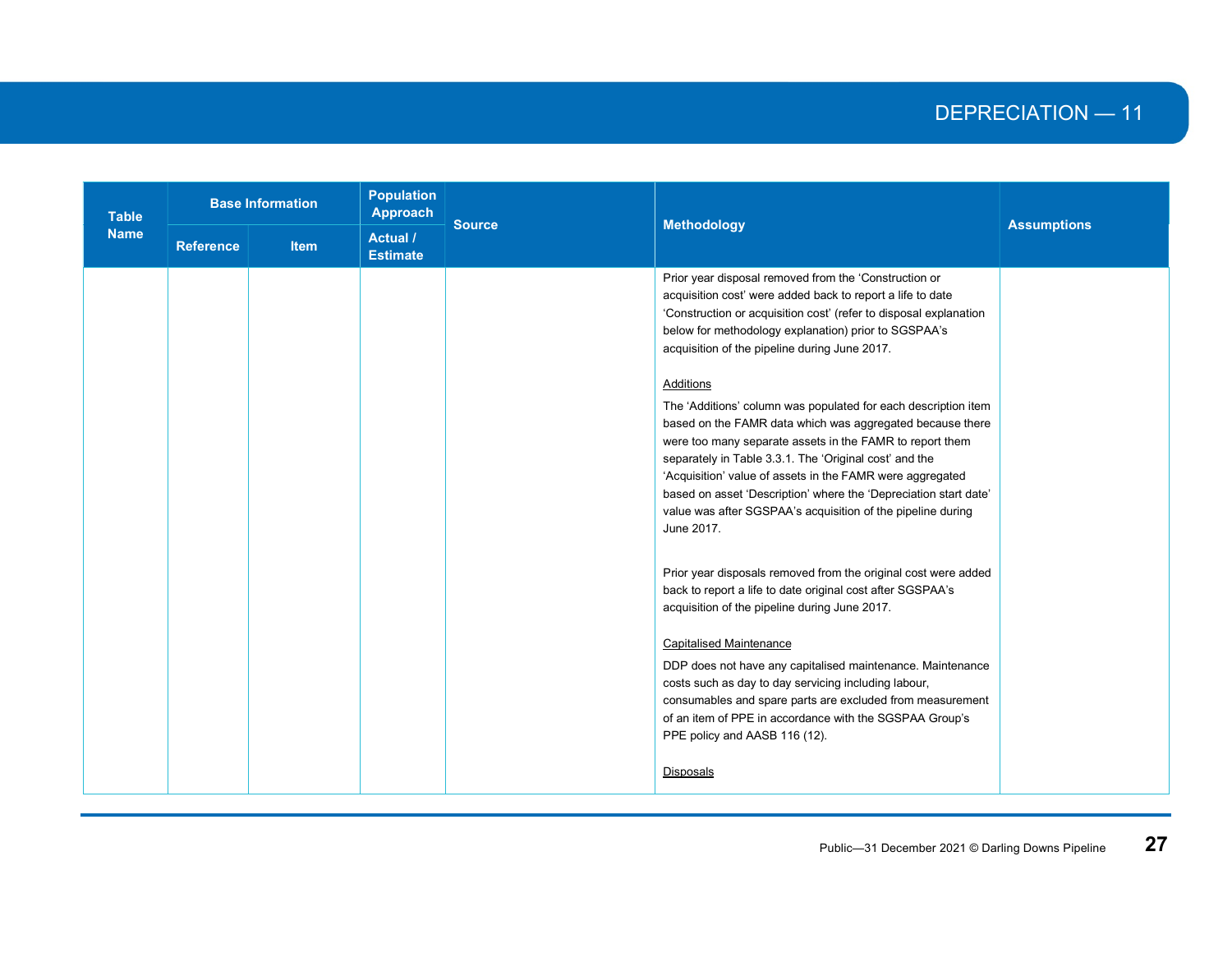| Table Name | Base Information | | Population Approach | Source | Methodology | Assumptions |
|---|---|---|---|---|---|---|
| | Reference | Item | Actual / Estimate | | | |
| | | | | | Prior year disposal removed from the 'Construction or acquisition cost' were added back to report a life to date 'Construction or acquisition cost' (refer to disposal explanation below for methodology explanation) prior to SGSPAA's acquisition of the pipeline during June 2017.<br><br>Additions<br><br>The 'Additions' column was populated for each description item based on the FAMR data which was aggregated because there were too many separate assets in the FAMR to report them separately in Table 3.3.1. The 'Original cost' and the 'Acquisition' value of assets in the FAMR were aggregated based on asset 'Description' where the 'Depreciation start date' value was after SGSPAA's acquisition of the pipeline during June 2017.<br><br>Prior year disposals removed from the original cost were added back to report a life to date original cost after SGSPAA's acquisition of the pipeline during June 2017.<br><br>Capitalised Maintenance<br><br>DDP does not have any capitalised maintenance. Maintenance costs such as day to day servicing including labour, consumables and spare parts are excluded from measurement of an item of PPE in accordance with the SGSPAA Group's PPE policy and AASB 116 (12).<br><br>Disposals | |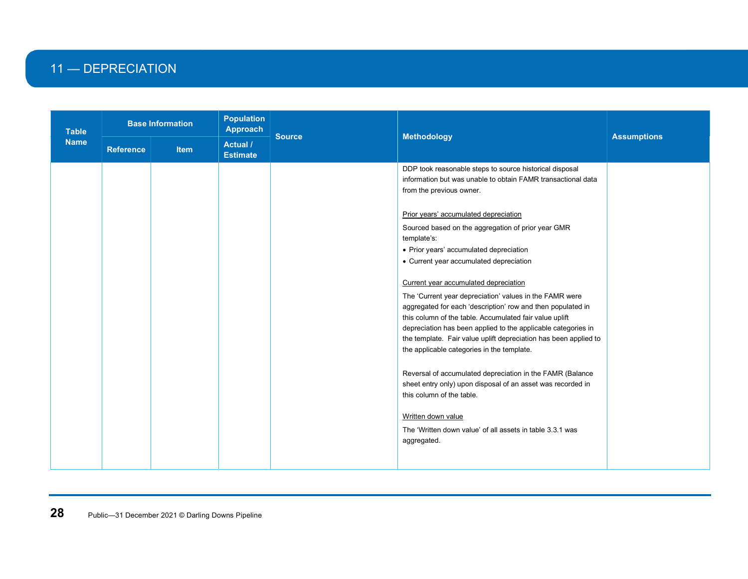# 11 — DEPRECIATION

| Table Name | Base Information | | Population Approach | Source | Methodology | Assumptions |
|---|---|---|---|---|---|---|
| | Reference | Item | Actual / Estimate | | | |
| | | | | | DDP took reasonable steps to source historical disposal information but was unable to obtain FAMR transactional data from the previous owner.<br><br>Prior years' accumulated depreciation<br><br>Sourced based on the aggregation of prior year GMR template's:<br>• Prior years' accumulated depreciation<br>• Current year accumulated depreciation<br><br>Current year accumulated depreciation<br><br>The 'Current year depreciation' values in the FAMR were aggregated for each 'description' row and then populated in this column of the table. Accumulated fair value uplift depreciation has been applied to the applicable categories in the template. Fair value uplift depreciation has been applied to the applicable categories in the template.<br><br>Reversal of accumulated depreciation in the FAMR (Balance sheet entry only) upon disposal of an asset was recorded in this column of the table.<br><br>Written down value<br><br>The 'Written down value' of all assets in table 3.3.1 was aggregated. | |

Public—31 December 2021 © Darling Downs Pipeline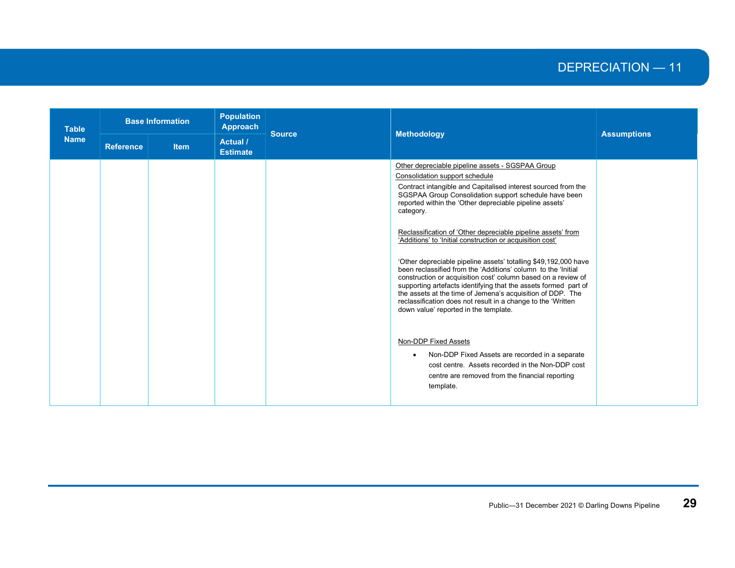## DEPRECIATION — 11

| Table Name | Base Information | | Population Approach | Source | Methodology | Assumptions |
|---|---|---|---|---|---|---|
| | Reference | Item | Actual / Estimate | | | |
| | | | | | Other depreciable pipeline assets - SGSPAA Group Consolidation support schedule<br><br>Contract intangible and Capitalised interest sourced from the SGSPAA Group Consolidation support schedule have been reported within the 'Other depreciable pipeline assets' category.<br><br>Reclassification of 'Other depreciable pipeline assets' from 'Additions' to 'Initial construction or acquisition cost'<br><br>'Other depreciable pipeline assets' totalling $49,192,000 have been reclassified from the 'Additions' column to the 'Initial construction or acquisition cost' column based on a review of supporting artefacts identifying that the assets formed part of the assets at the time of Jemena's acquisition of DDP. The reclassification does not result in a change to the 'Written down value' reported in the template.<br><br>Non-DDP Fixed Assets<br><br>• Non-DDP Fixed Assets are recorded in a separate cost centre. Assets recorded in the Non-DDP cost centre are removed from the financial reporting template. | |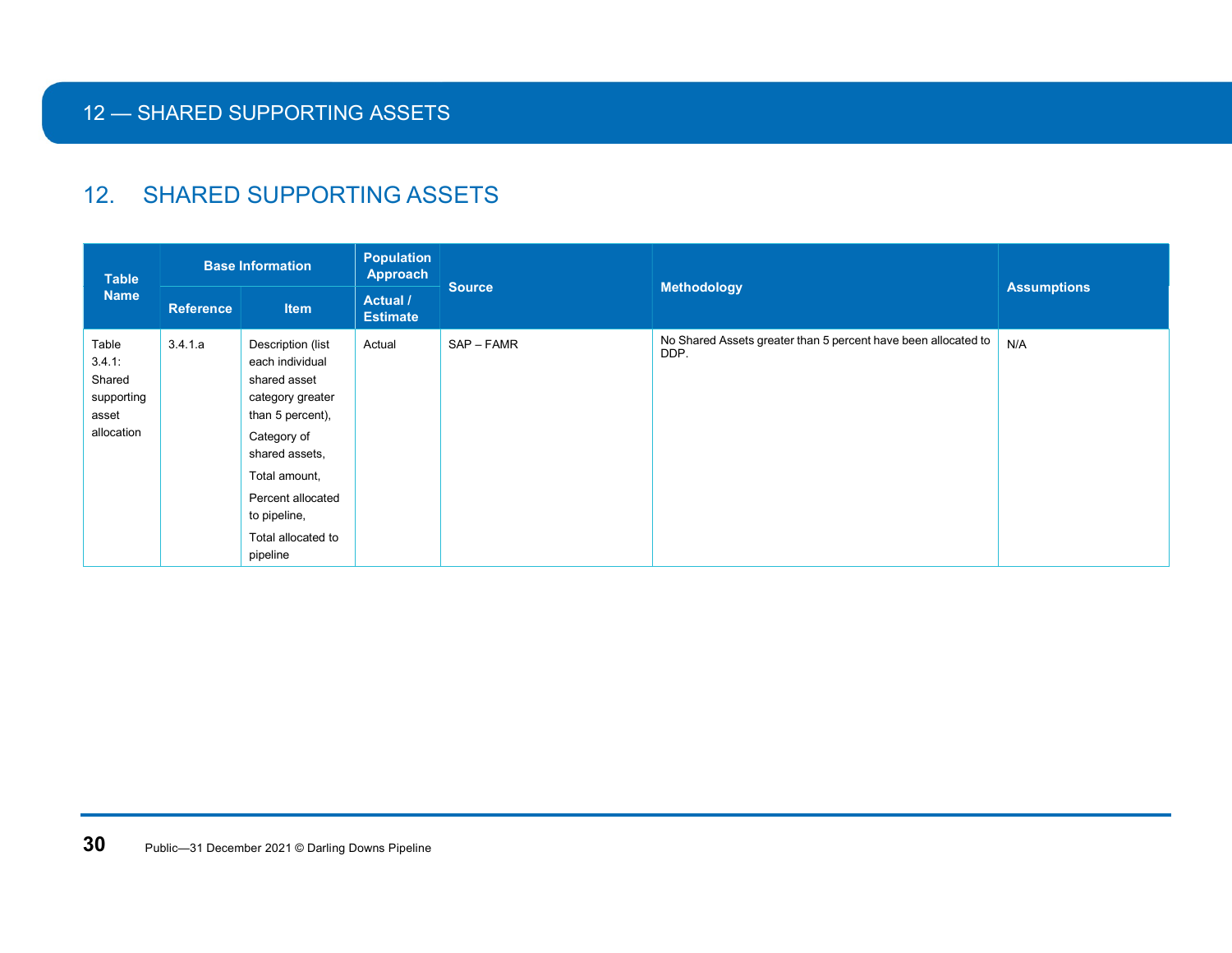# 12. SHARED SUPPORTING ASSETS

| Table Name | Base Information | | Population Approach | Source | Methodology | Assumptions |
|---|---|---|---|---|---|---|
| | Reference | Item | Actual / Estimate | | | |
| Table 3.4.1: Shared supporting asset allocation | 3.4.1.a | Description (list each individual shared asset category greater than 5 percent), Category of shared assets, Total amount, Percent allocated to pipeline, Total allocated to pipeline | Actual | SAP – FAMR | No Shared Assets greater than 5 percent have been allocated to DDP. | N/A |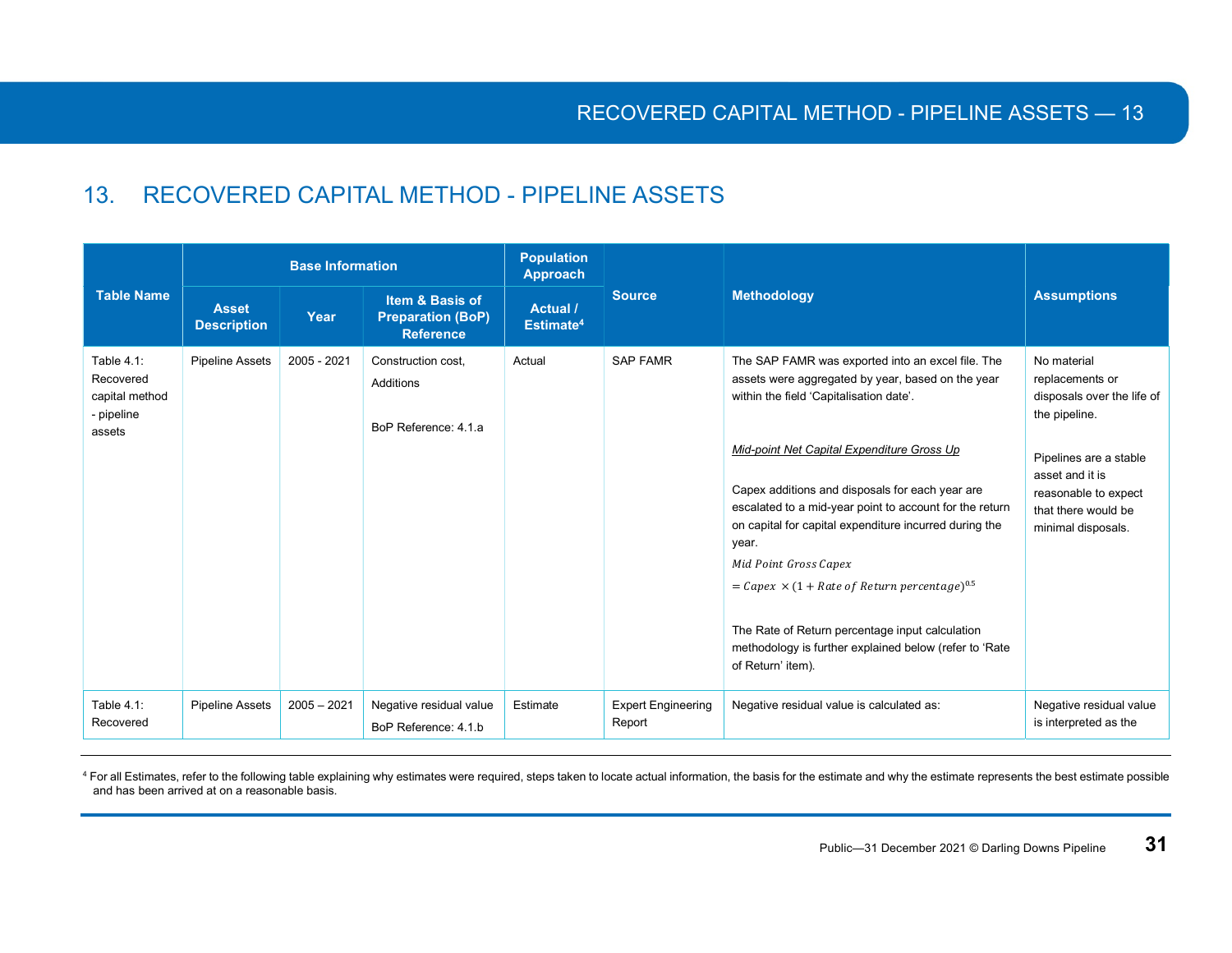# 13. RECOVERED CAPITAL METHOD - PIPELINE ASSETS

| Table Name | Base Information | | | Population Approach | Source | Methodology | Assumptions |
|---|---|---|---|---|---|---|---|
| | Asset Description | Year | Item & Basis of Preparation (BoP) Reference | Actual / Estimate[4] | | | |
| Table 4.1: Recovered capital method - pipeline assets | Pipeline Assets | 2005 - 2021 | Construction cost, Additions<br><br>BoP Reference: 4.1.a | Actual | SAP FAMR | The SAP FAMR was exported into an excel file. The assets were aggregated by year, based on the year within the field 'Capitalisation date'.<br><br>*Mid-point Net Capital Expenditure Gross Up*<br><br>Capex additions and disposals for each year are escalated to a mid-year point to account for the return on capital for capital expenditure incurred during the year.<br><br>$Mid\ Point\ Gross\ Capex = Capex \times (1 + Rate\ of\ Return\ percentage)^{0.5}$<br><br>The Rate of Return percentage input calculation methodology is further explained below (refer to 'Rate of Return' item). | No material replacements or disposals over the life of the pipeline.<br><br>Pipelines are a stable asset and it is reasonable to expect that there would be minimal disposals. |
| Table 4.1: Recovered | Pipeline Assets | 2005 – 2021 | Negative residual value<br>BoP Reference: 4.1.b | Estimate | Expert Engineering Report | Negative residual value is calculated as: | Negative residual value is interpreted as the |

[4] For all Estimates, refer to the following table explaining why estimates were required, steps taken to locate actual information, the basis for the estimate and why the estimate represents the best estimate possible and has been arrived at on a reasonable basis.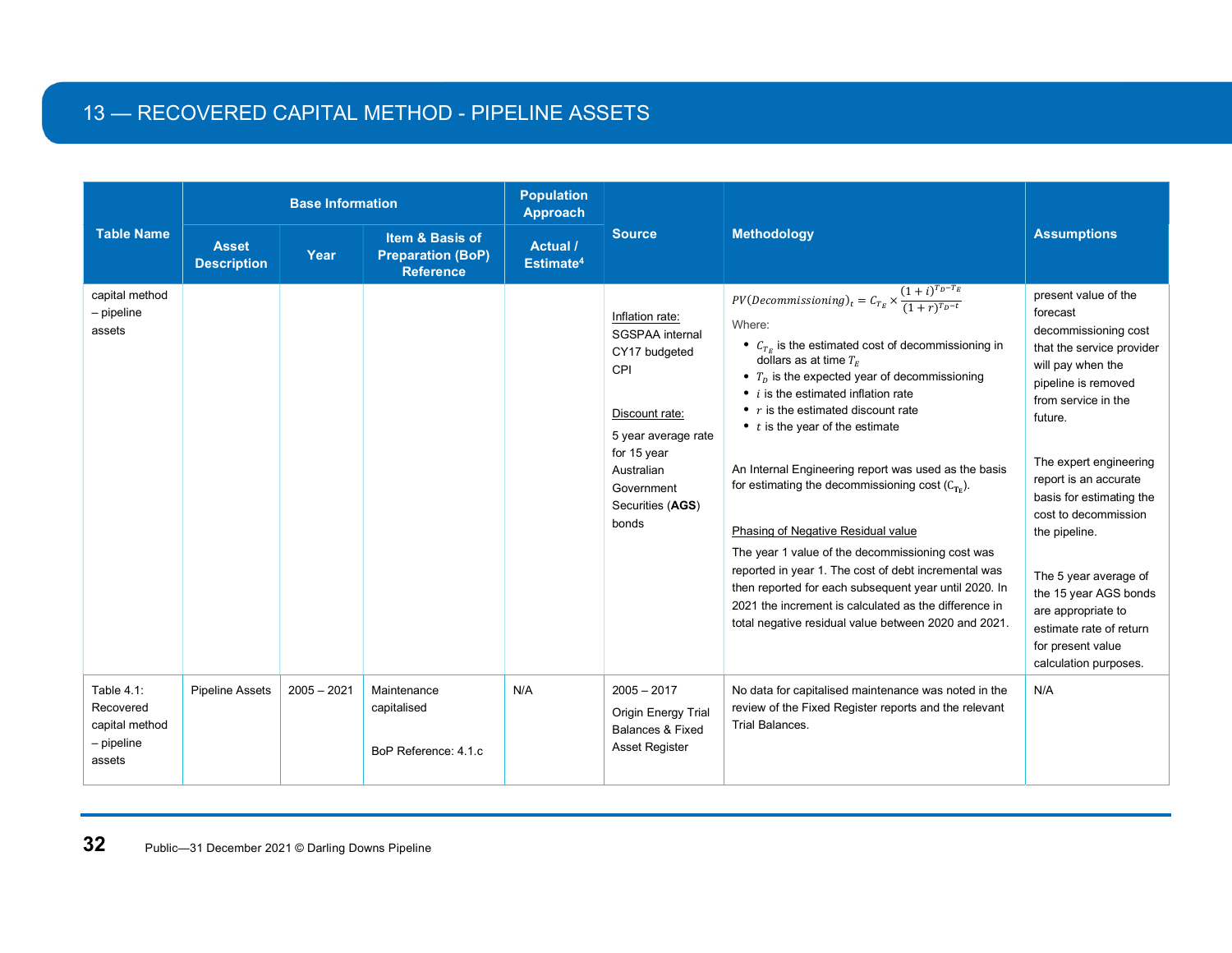## 13 — RECOVERED CAPITAL METHOD - PIPELINE ASSETS

| Table Name | Base Information | | | Population Approach | Source | Methodology | Assumptions |
|---|---|---|---|---|---|---|---|
| | Asset Description | Year | Item & Basis of Preparation (BoP) Reference | Actual / Estimate[4] | | | |
| capital method – pipeline assets | | | | | Inflation rate:<br>SGSPAA internal CY17 budgeted CPI<br><br>Discount rate:<br>5 year average rate for 15 year Australian Government Securities (**AGS**) bonds | $PV(Decommissioning)_t = C_{T_E} \times \frac{(1+i)^{T_D - T_E}}{(1+r)^{T_D - t}}$<br>Where:<br>• $C_{T_E}$ is the estimated cost of decommissioning in dollars as at time $T_E$<br>• $T_D$ is the expected year of decommissioning<br>• $i$ is the estimated inflation rate<br>• $r$ is the estimated discount rate<br>• $t$ is the year of the estimate<br><br>An Internal Engineering report was used as the basis for estimating the decommissioning cost ($C_{T_E}$).<br><br>Phasing of Negative Residual value<br>The year 1 value of the decommissioning cost was reported in year 1. The cost of debt incremental was then reported for each subsequent year until 2020. In 2021 the increment is calculated as the difference in total negative residual value between 2020 and 2021. | present value of the forecast decommissioning cost that the service provider will pay when the pipeline is removed from service in the future.<br><br>The expert engineering report is an accurate basis for estimating the cost to decommission the pipeline.<br><br>The 5 year average of the 15 year AGS bonds are appropriate to estimate rate of return for present value calculation purposes. |
| Table 4.1: Recovered capital method – pipeline assets | Pipeline Assets | 2005 – 2021 | Maintenance capitalised<br><br>BoP Reference: 4.1.c | N/A | 2005 – 2017<br>Origin Energy Trial Balances & Fixed Asset Register | No data for capitalised maintenance was noted in the review of the Fixed Register reports and the relevant Trial Balances. | N/A |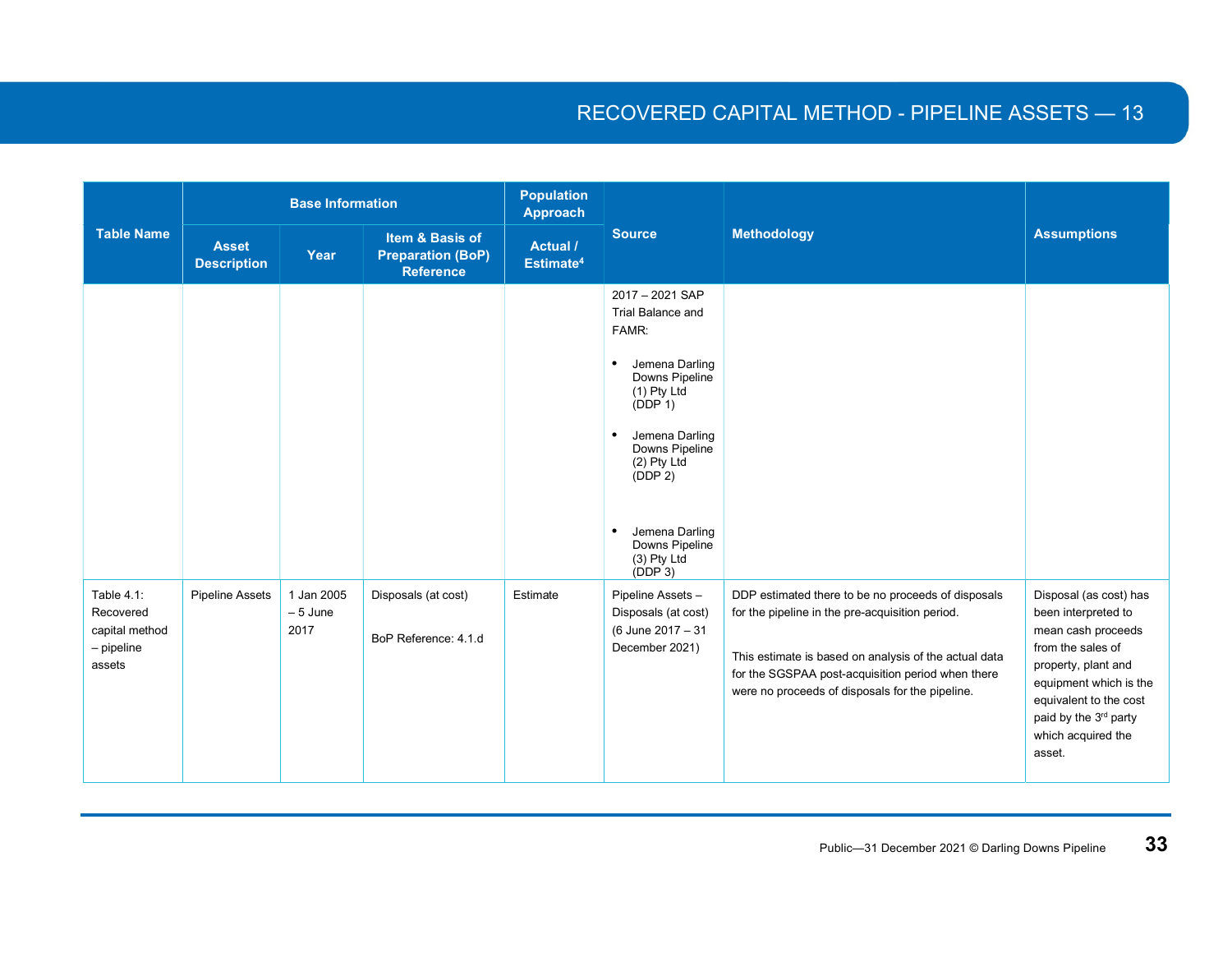| Table Name | Base Information | | | Population Approach | Source | Methodology | Assumptions |
|---|---|---|---|---|---|---|---|
| | Asset Description | Year | Item & Basis of Preparation (BoP) Reference | Actual / Estimate[4] | | | |
| | | | | | 2017 – 2021 SAP Trial Balance and FAMR:<br>• Jemena Darling Downs Pipeline (1) Pty Ltd (DDP 1)<br>• Jemena Darling Downs Pipeline (2) Pty Ltd (DDP 2)<br>• Jemena Darling Downs Pipeline (3) Pty Ltd (DDP 3) | | |
| Table 4.1: Recovered capital method – pipeline assets | Pipeline Assets | 1 Jan 2005 – 5 June 2017 | Disposals (at cost)<br><br>BoP Reference: 4.1.d | Estimate | Pipeline Assets – Disposals (at cost) (6 June 2017 – 31 December 2021) | DDP estimated there to be no proceeds of disposals for the pipeline in the pre-acquisition period.<br><br>This estimate is based on analysis of the actual data for the SGSPAA post-acquisition period when there were no proceeds of disposals for the pipeline. | Disposal (as cost) has been interpreted to mean cash proceeds from the sales of property, plant and equipment which is the equivalent to the cost paid by the 3rd party which acquired the asset. |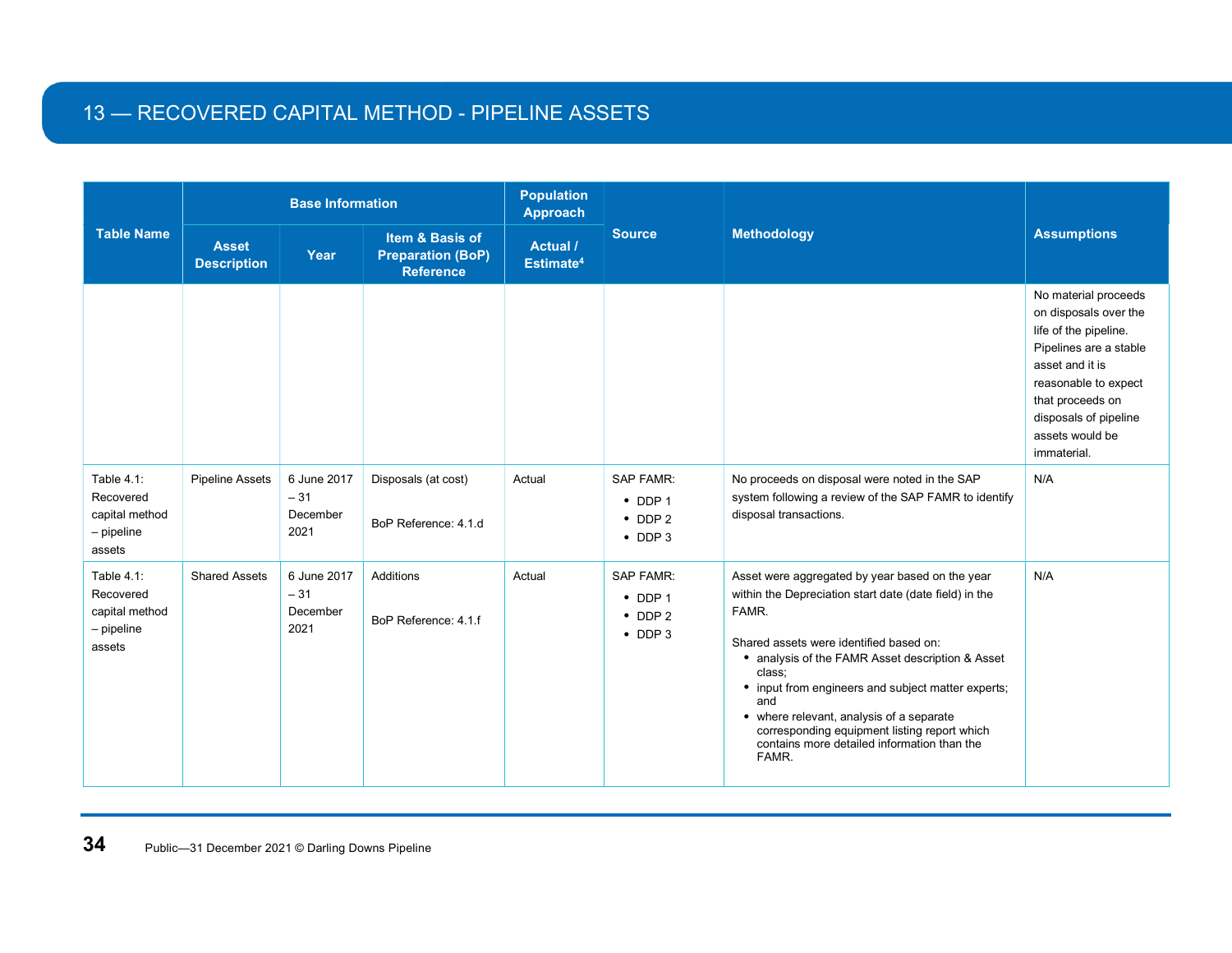# 13 — RECOVERED CAPITAL METHOD - PIPELINE ASSETS

| Table Name | Base Information | | | Population Approach | Source | Methodology | Assumptions |
|---|---|---|---|---|---|---|---|
| | Asset Description | Year | Item & Basis of Preparation (BoP) Reference | Actual / Estimate[4] | | | |
| | | | | | | | No material proceeds on disposals over the life of the pipeline. Pipelines are a stable asset and it is reasonable to expect that proceeds on disposals of pipeline assets would be immaterial. |
| Table 4.1: Recovered capital method – pipeline assets | Pipeline Assets | 6 June 2017 – 31 December 2021 | Disposals (at cost)<br><br>BoP Reference: 4.1.d | Actual | SAP FAMR:<br>• DDP 1<br>• DDP 2<br>• DDP 3 | No proceeds on disposal were noted in the SAP system following a review of the SAP FAMR to identify disposal transactions. | N/A |
| Table 4.1: Recovered capital method – pipeline assets | Shared Assets | 6 June 2017 – 31 December 2021 | Additions<br><br>BoP Reference: 4.1.f | Actual | SAP FAMR:<br>• DDP 1<br>• DDP 2<br>• DDP 3 | Asset were aggregated by year based on the year within the Depreciation start date (date field) in the FAMR.<br><br>Shared assets were identified based on:<br>• analysis of the FAMR Asset description & Asset class;<br>• input from engineers and subject matter experts; and<br>• where relevant, analysis of a separate corresponding equipment listing report which contains more detailed information than the FAMR. | N/A |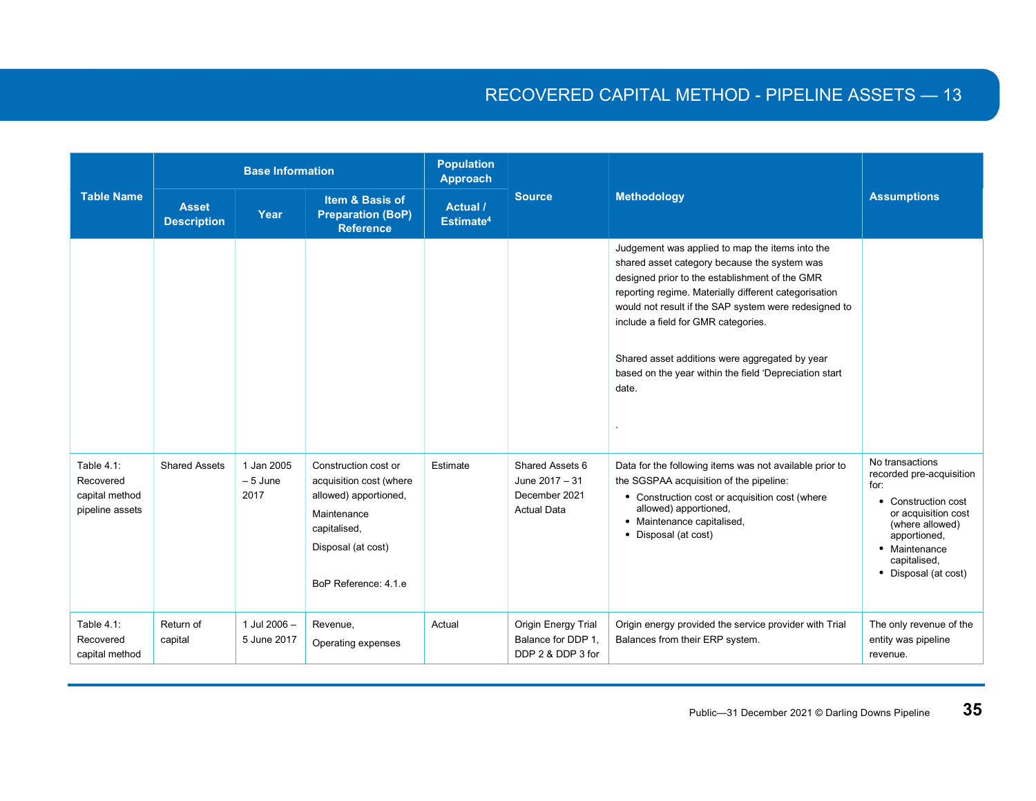| Table Name | Base Information | | | Population Approach | Source | Methodology | Assumptions |
|---|---|---|---|---|---|---|---|
| | Asset Description | Year | Item & Basis of Preparation (BoP) Reference | Actual / Estimate[4] | | | |
| | | | | | | Judgement was applied to map the items into the shared asset category because the system was designed prior to the establishment of the GMR reporting regime. Materially different categorisation would not result if the SAP system were redesigned to include a field for GMR categories.<br><br>Shared asset additions were aggregated by year based on the year within the field 'Depreciation start date.<br><br>. | |
| Table 4.1: Recovered capital method pipeline assets | Shared Assets | 1 Jan 2005 – 5 June 2017 | Construction cost or acquisition cost (where allowed) apportioned,<br><br>Maintenance capitalised,<br><br>Disposal (at cost)<br><br>BoP Reference: 4.1.e | Estimate | Shared Assets 6 June 2017 – 31 December 2021 Actual Data | Data for the following items was not available prior to the SGSPAA acquisition of the pipeline:<br>• Construction cost or acquisition cost (where allowed) apportioned,<br>• Maintenance capitalised,<br>• Disposal (at cost) | No transactions recorded pre-acquisition for:<br>• Construction cost or acquisition cost (where allowed) apportioned,<br>• Maintenance capitalised,<br>• Disposal (at cost) |
| Table 4.1: Recovered capital method | Return of capital | 1 Jul 2006 – 5 June 2017 | Revenue,<br><br>Operating expenses | Actual | Origin Energy Trial Balance for DDP 1, DDP 2 & DDP 3 for | Origin energy provided the service provider with Trial Balances from their ERP system. | The only revenue of the entity was pipeline revenue. |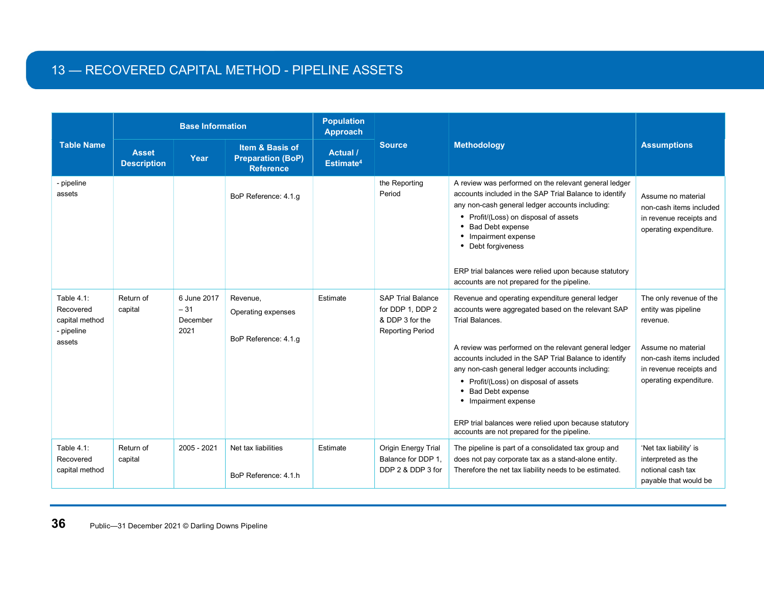# 13 — RECOVERED CAPITAL METHOD - PIPELINE ASSETS

| Table Name | Base Information | | | Population Approach | Source | Methodology | Assumptions |
|---|---|---|---|---|---|---|---|
| | Asset Description | Year | Item & Basis of Preparation (BoP) Reference | Actual / Estimate[4] | | | |
| - pipeline assets | | | BoP Reference: 4.1.g | | the Reporting Period | A review was performed on the relevant general ledger accounts included in the SAP Trial Balance to identify any non-cash general ledger accounts including:<br>• Profit/(Loss) on disposal of assets<br>• Bad Debt expense<br>• Impairment expense<br>• Debt forgiveness<br><br>ERP trial balances were relied upon because statutory accounts are not prepared for the pipeline. | Assume no material non-cash items included in revenue receipts and operating expenditure. |
| Table 4.1: Recovered capital method - pipeline assets | Return of capital | 6 June 2017 – 31 December 2021 | Revenue,<br>Operating expenses<br><br>BoP Reference: 4.1.g | Estimate | SAP Trial Balance for DDP 1, DDP 2 & DDP 3 for the Reporting Period | Revenue and operating expenditure general ledger accounts were aggregated based on the relevant SAP Trial Balances.<br><br>A review was performed on the relevant general ledger accounts included in the SAP Trial Balance to identify any non-cash general ledger accounts including:<br>• Profit/(Loss) on disposal of assets<br>• Bad Debt expense<br>• Impairment expense<br><br>ERP trial balances were relied upon because statutory accounts are not prepared for the pipeline. | The only revenue of the entity was pipeline revenue.<br><br>Assume no material non-cash items included in revenue receipts and operating expenditure. |
| Table 4.1: Recovered capital method | Return of capital | 2005 - 2021 | Net tax liabilities<br><br>BoP Reference: 4.1.h | Estimate | Origin Energy Trial Balance for DDP 1, DDP 2 & DDP 3 for | The pipeline is part of a consolidated tax group and does not pay corporate tax as a stand-alone entity. Therefore the net tax liability needs to be estimated. | 'Net tax liability' is interpreted as the notional cash tax payable that would be |

Public—31 December 2021 © Darling Downs Pipeline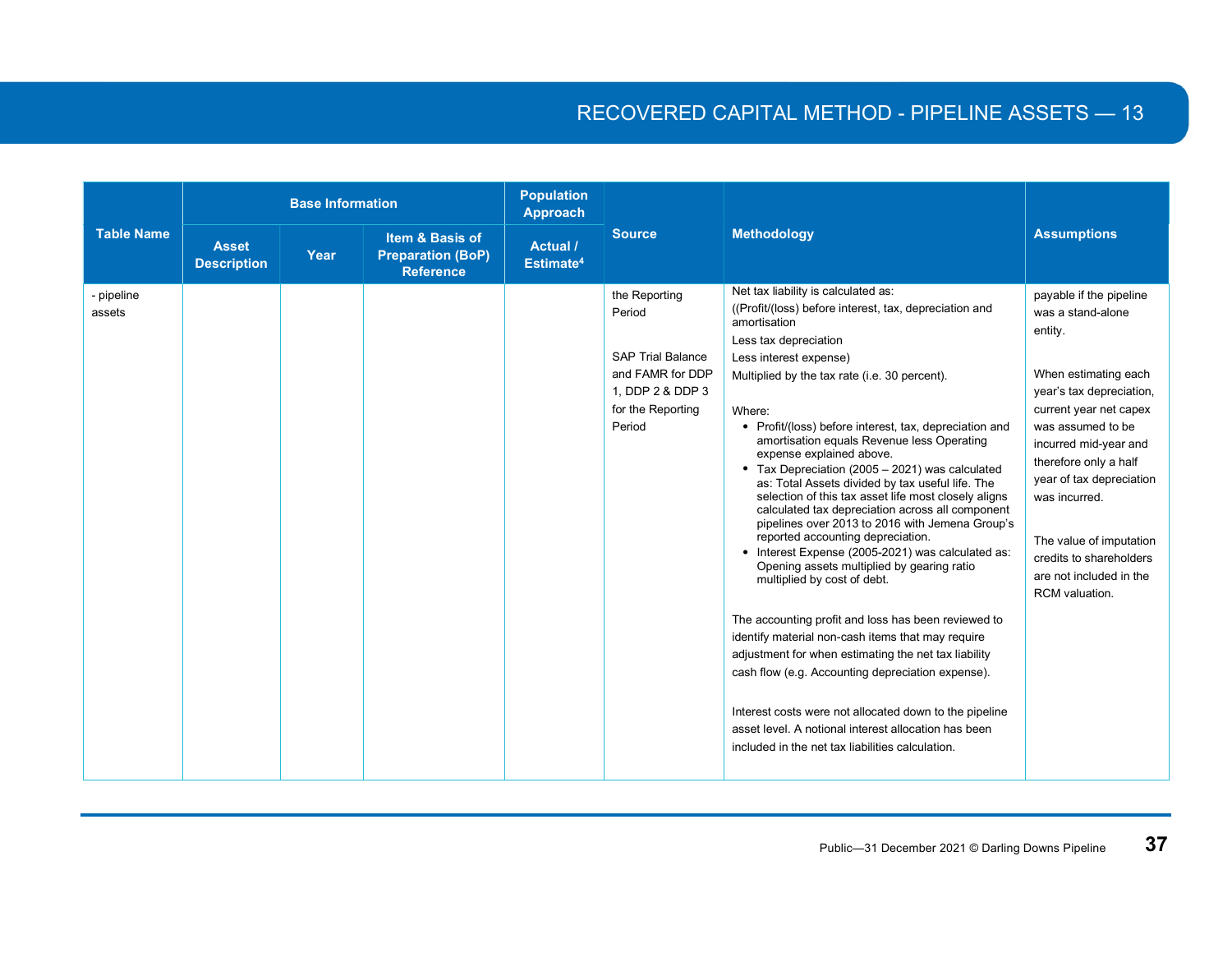| Table Name | Base Information | | | Population Approach | Source | Methodology | Assumptions |
|---|---|---|---|---|---|---|---|
| | Asset Description | Year | Item & Basis of Preparation (BoP) Reference | Actual / Estimate[4] | | | |
| - pipeline assets | | | | | the Reporting Period<br><br>SAP Trial Balance and FAMR for DDP 1, DDP 2 & DDP 3 for the Reporting Period | Net tax liability is calculated as:<br>((Profit/(loss) before interest, tax, depreciation and amortisation<br>Less tax depreciation<br>Less interest expense)<br>Multiplied by the tax rate (i.e. 30 percent).<br><br>Where:<br>• Profit/(loss) before interest, tax, depreciation and amortisation equals Revenue less Operating expense explained above.<br>• Tax Depreciation (2005 – 2021) was calculated as: Total Assets divided by tax useful life. The selection of this tax asset life most closely aligns calculated tax depreciation across all component pipelines over 2013 to 2016 with Jemena Group's reported accounting depreciation.<br>• Interest Expense (2005-2021) was calculated as: Opening assets multiplied by gearing ratio multiplied by cost of debt.<br><br>The accounting profit and loss has been reviewed to identify material non-cash items that may require adjustment for when estimating the net tax liability cash flow (e.g. Accounting depreciation expense).<br><br>Interest costs were not allocated down to the pipeline asset level. A notional interest allocation has been included in the net tax liabilities calculation. | payable if the pipeline was a stand-alone entity.<br><br>When estimating each year's tax depreciation, current year net capex was assumed to be incurred mid-year and therefore only a half year of tax depreciation was incurred.<br><br>The value of imputation credits to shareholders are not included in the RCM valuation. |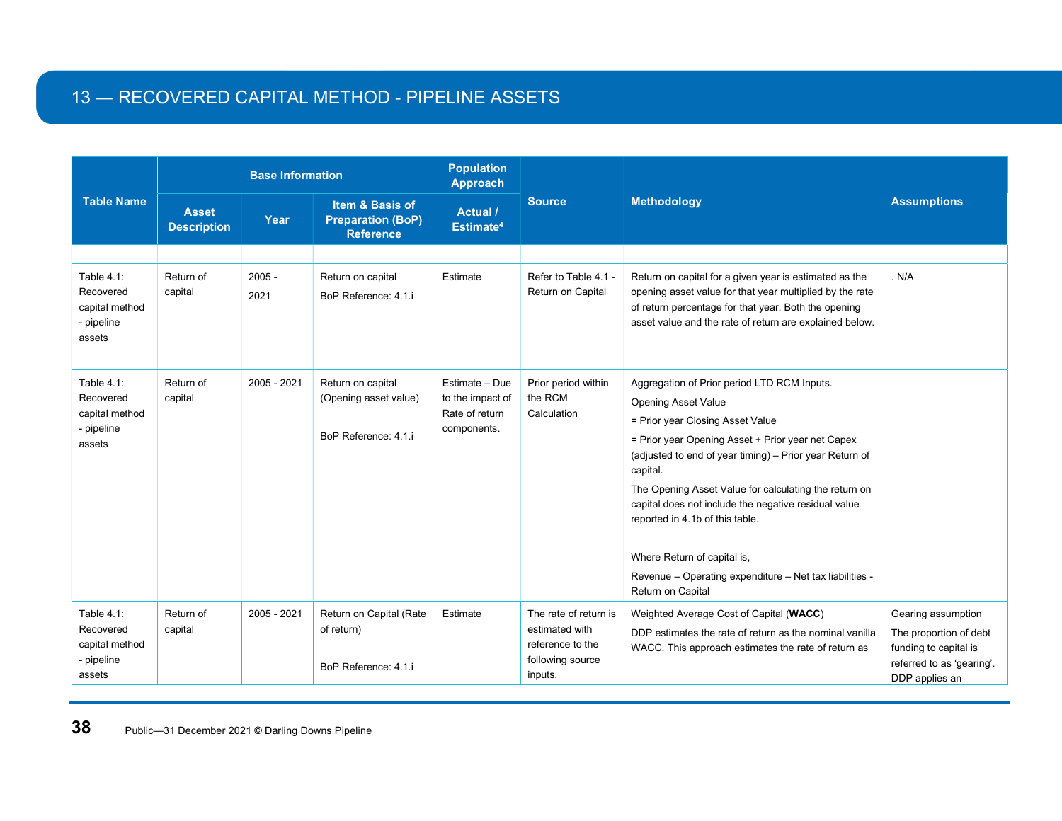# 13 — RECOVERED CAPITAL METHOD - PIPELINE ASSETS

| Table Name | Base Information | | | Population Approach | Source | Methodology | Assumptions |
|---|---|---|---|---|---|---|---|
| | Asset Description | Year | Item & Basis of Preparation (BoP) Reference | Actual / Estimate[4] | | | |
| | | | | | | | |
| Table 4.1: Recovered capital method - pipeline assets | Return of capital | 2005 - 2021 | Return on capital<br>BoP Reference: 4.1.i | Estimate | Refer to Table 4.1 - Return on Capital | Return on capital for a given year is estimated as the opening asset value for that year multiplied by the rate of return percentage for that year. Both the opening asset value and the rate of return are explained below. | . N/A |
| Table 4.1: Recovered capital method - pipeline assets | Return of capital | 2005 - 2021 | Return on capital (Opening asset value)<br><br>BoP Reference: 4.1.i | Estimate – Due to the impact of Rate of return components. | Prior period within the RCM Calculation | Aggregation of Prior period LTD RCM Inputs.<br>Opening Asset Value<br>= Prior year Closing Asset Value<br>= Prior year Opening Asset + Prior year net Capex (adjusted to end of year timing) – Prior year Return of capital.<br>The Opening Asset Value for calculating the return on capital does not include the negative residual value reported in 4.1b of this table.<br><br>Where Return of capital is,<br>Revenue – Operating expenditure – Net tax liabilities - Return on Capital | |
| Table 4.1: Recovered capital method - pipeline assets | Return of capital | 2005 - 2021 | Return on Capital (Rate of return)<br><br>BoP Reference: 4.1.i | Estimate | The rate of return is estimated with reference to the following source inputs. | Weighted Average Cost of Capital (**WACC**)<br>DDP estimates the rate of return as the nominal vanilla WACC. This approach estimates the rate of return as | Gearing assumption<br>The proportion of debt funding to capital is referred to as 'gearing'. DDP applies an |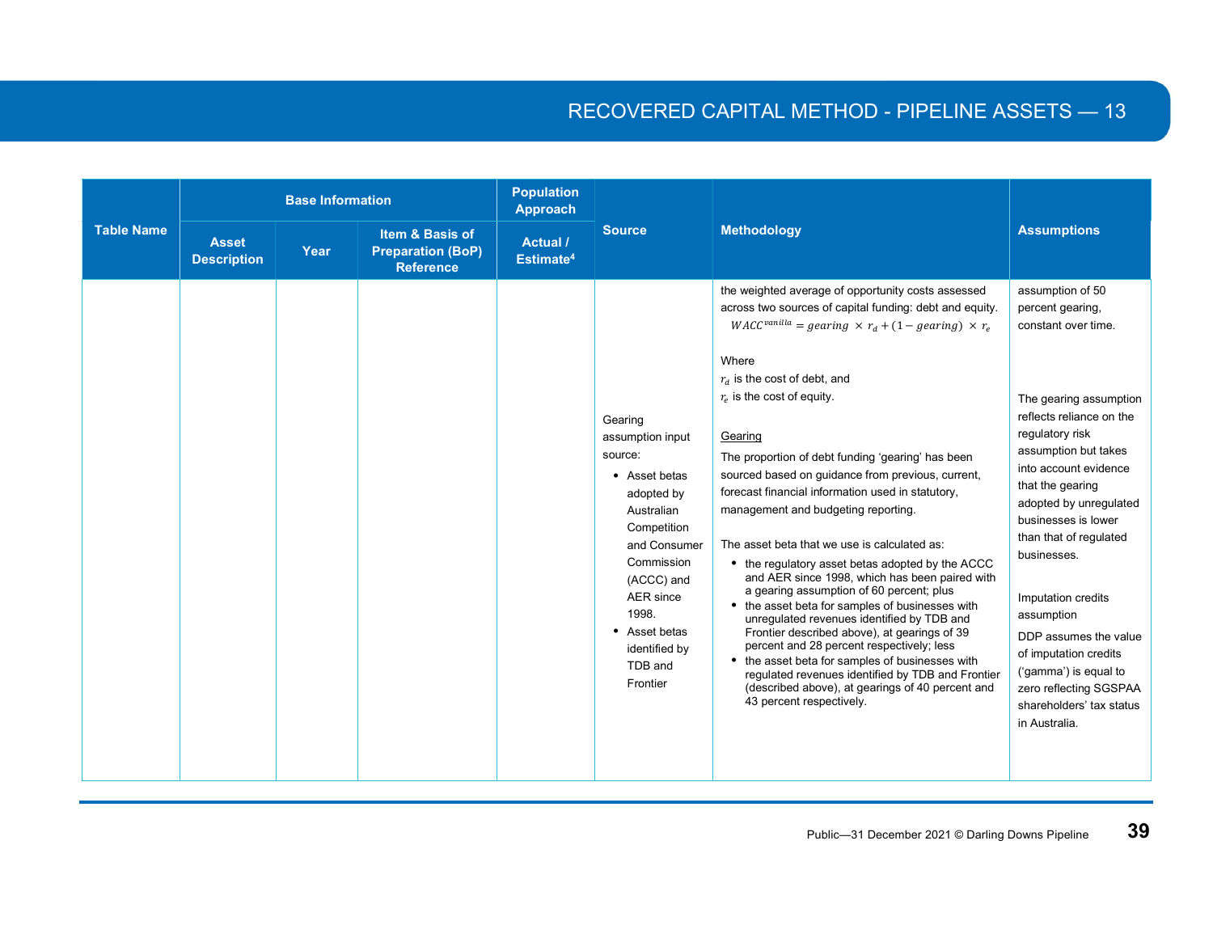| Table Name | Base Information | | | Population Approach | Source | Methodology | Assumptions |
|---|---|---|---|---|---|---|---|
| | Asset Description | Year | Item & Basis of Preparation (BoP) Reference | Actual / Estimate[4] | | | |
| | | | | | Gearing assumption input source:<br>• Asset betas adopted by Australian Competition and Consumer Commission (ACCC) and AER since 1998.<br>• Asset betas identified by TDB and Frontier | the weighted average of opportunity costs assessed across two sources of capital funding: debt and equity.<br>$WACC^{vanilla} = gearing \times r_d + (1 - gearing) \times r_e$<br><br>Where<br>$r_d$ is the cost of debt, and<br>$r_e$ is the cost of equity.<br><br>Gearing<br>The proportion of debt funding 'gearing' has been sourced based on guidance from previous, current, forecast financial information used in statutory, management and budgeting reporting.<br><br>The asset beta that we use is calculated as:<br>• the regulatory asset betas adopted by the ACCC and AER since 1998, which has been paired with a gearing assumption of 60 percent; plus<br>• the asset beta for samples of businesses with unregulated revenues identified by TDB and Frontier described above), at gearings of 39 percent and 28 percent respectively; less<br>• the asset beta for samples of businesses with regulated revenues identified by TDB and Frontier (described above), at gearings of 40 percent and 43 percent respectively. | assumption of 50 percent gearing, constant over time.<br><br>The gearing assumption reflects reliance on the regulatory risk assumption but takes into account evidence that the gearing adopted by unregulated businesses is lower than that of regulated businesses.<br><br>Imputation credits assumption<br>DDP assumes the value of imputation credits ('gamma') is equal to zero reflecting SGSPAA shareholders' tax status in Australia. |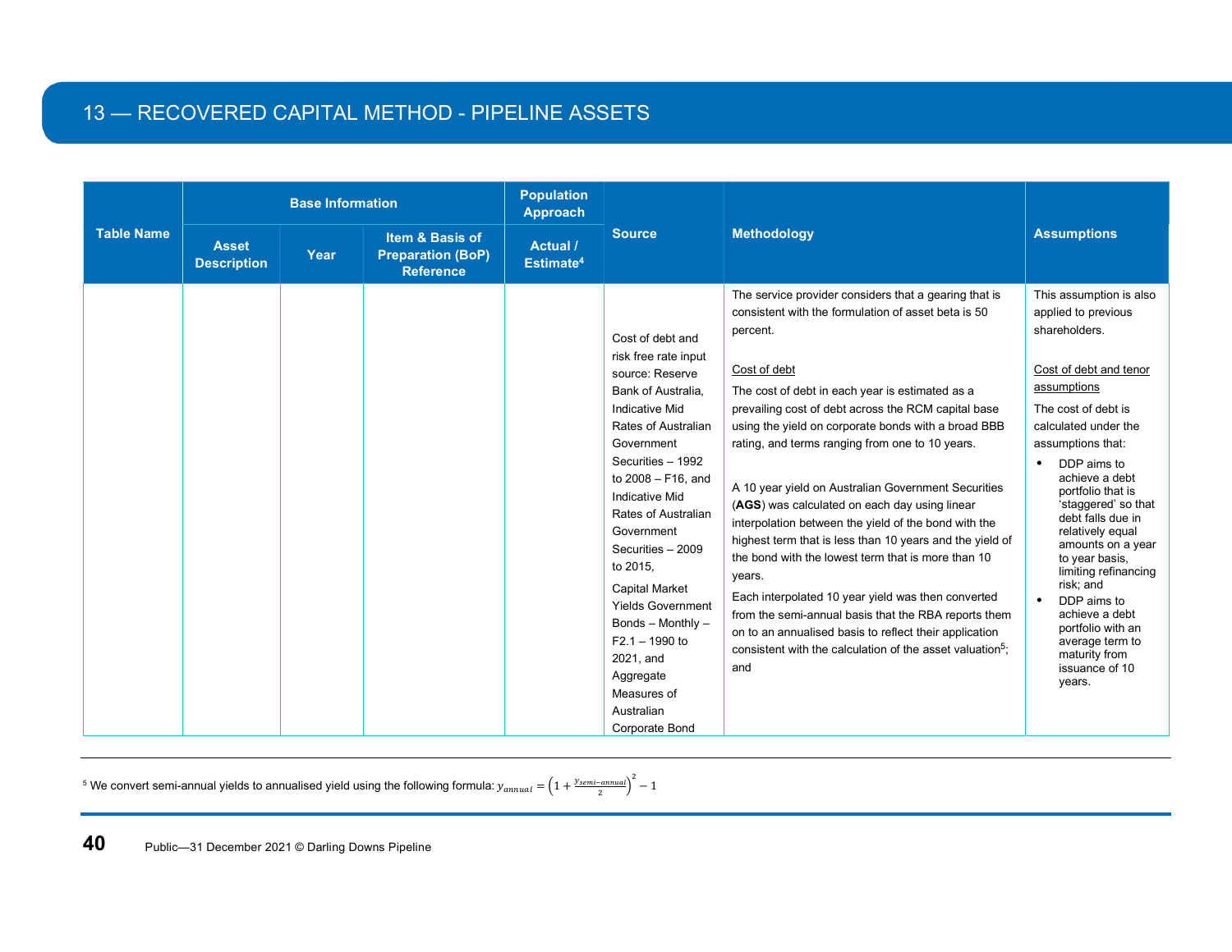# 13 — RECOVERED CAPITAL METHOD - PIPELINE ASSETS

| Table Name | Base Information | | | Population Approach | Source | Methodology | Assumptions |
|---|---|---|---|---|---|---|---|
| | Asset Description | Year | Item & Basis of Preparation (BoP) Reference | Actual / Estimate[4] | | | |
| | | | | | Cost of debt and risk free rate input source: Reserve Bank of Australia, Indicative Mid Rates of Australian Government Securities – 1992 to 2008 – F16, and Indicative Mid Rates of Australian Government Securities – 2009 to 2015, <br><br> Capital Market Yields Government Bonds – Monthly – F2.1 – 1990 to 2021, and Aggregate Measures of Australian Corporate Bond | The service provider considers that a gearing that is consistent with the formulation of asset beta is 50 percent. <br><br> Cost of debt <br><br> The cost of debt in each year is estimated as a prevailing cost of debt across the RCM capital base using the yield on corporate bonds with a broad BBB rating, and terms ranging from one to 10 years. <br><br> A 10 year yield on Australian Government Securities (**AGS**) was calculated on each day using linear interpolation between the yield of the bond with the highest term that is less than 10 years and the yield of the bond with the lowest term that is more than 10 years. <br><br> Each interpolated 10 year yield was then converted from the semi-annual basis that the RBA reports them on to an annualised basis to reflect their application consistent with the calculation of the asset valuation[5]; and | This assumption is also applied to previous shareholders. <br><br> Cost of debt and tenor assumptions <br><br> The cost of debt is calculated under the assumptions that: <br> • DDP aims to achieve a debt portfolio that is 'staggered' so that debt falls due in relatively equal amounts on a year to year basis, limiting refinancing risk; and <br> • DDP aims to achieve a debt portfolio with an average term to maturity from issuance of 10 years. |

[5] We convert semi-annual yields to annualised yield using the following formula: $y_{annual} = \left(1 + \frac{y_{semi-annual}}{2}\right)^2 - 1$

Public—31 December 2021 © Darling Downs Pipeline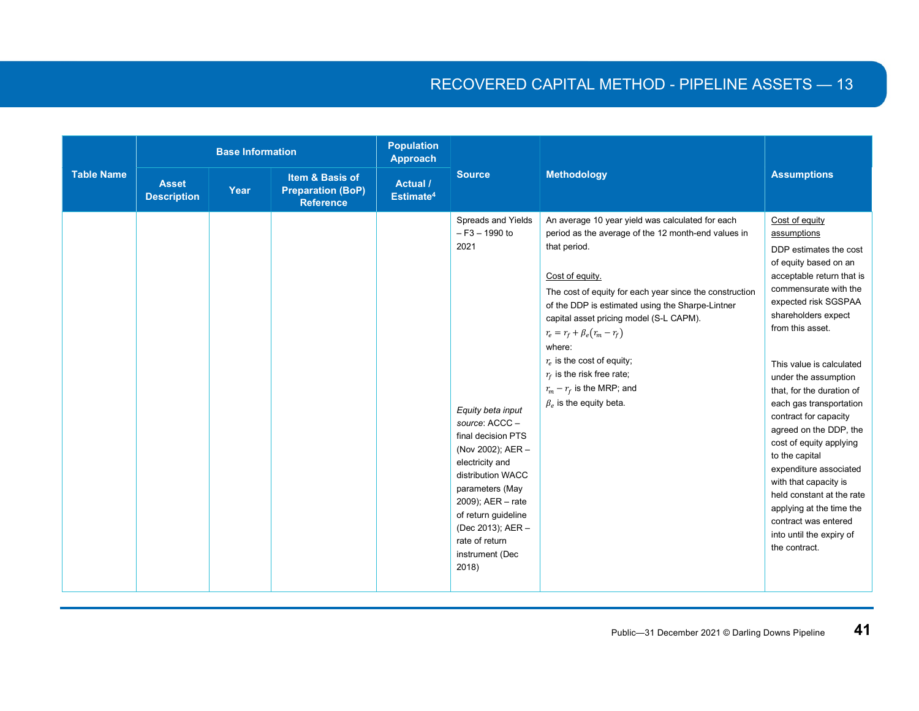| Table Name | Base Information | | | Population Approach | Source | Methodology | Assumptions |
|---|---|---|---|---|---|---|---|
| | Asset Description | Year | Item & Basis of Preparation (BoP) Reference | Actual / Estimate[4] | | | |
| | | | | | Spreads and Yields – F3 – 1990 to 2021<br><br>*Equity beta input source*: ACCC – final decision PTS (Nov 2002); AER – electricity and distribution WACC parameters (May 2009); AER – rate of return guideline (Dec 2013); AER – rate of return instrument (Dec 2018) | An average 10 year yield was calculated for each period as the average of the 12 month-end values in that period.<br><br><u>Cost of equity.</u><br>The cost of equity for each year since the construction of the DDP is estimated using the Sharpe-Lintner capital asset pricing model (S-L CAPM).<br>$r_e = r_f + \beta_e(r_m - r_f)$<br>where:<br>$r_e$ is the cost of equity;<br>$r_f$ is the risk free rate;<br>$r_m - r_f$ is the MRP; and<br>$\beta_e$ is the equity beta. | <u>Cost of equity assumptions</u><br>DDP estimates the cost of equity based on an acceptable return that is commensurate with the expected risk SGSPAA shareholders expect from this asset.<br><br>This value is calculated under the assumption that, for the duration of each gas transportation contract for capacity agreed on the DDP, the cost of equity applying to the capital expenditure associated with that capacity is held constant at the rate applying at the time the contract was entered into until the expiry of the contract. |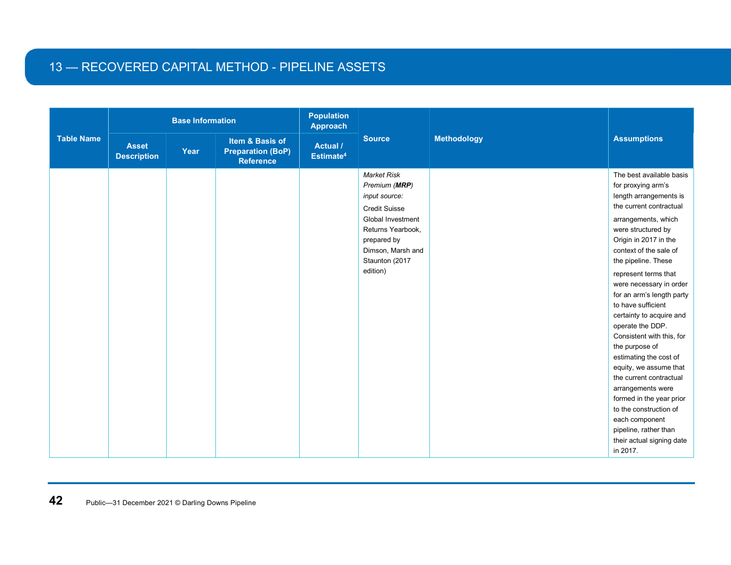## 13 — RECOVERED CAPITAL METHOD - PIPELINE ASSETS

| Table Name | Base Information | | | Population Approach | Source | Methodology | Assumptions |
|---|---|---|---|---|---|---|---|
| | Asset Description | Year | Item & Basis of Preparation (BoP) Reference | Actual / Estimate[4] | | | |
| | | | | | *Market Risk Premium (**MRP**) input source:* Credit Suisse Global Investment Returns Yearbook, prepared by Dimson, Marsh and Staunton (2017 edition) | | The best available basis for proxying arm's length arrangements is the current contractual arrangements, which were structured by Origin in 2017 in the context of the sale of the pipeline. These represent terms that were necessary in order for an arm's length party to have sufficient certainty to acquire and operate the DDP. Consistent with this, for the purpose of estimating the cost of equity, we assume that the current contractual arrangements were formed in the year prior to the construction of each component pipeline, rather than their actual signing date in 2017. |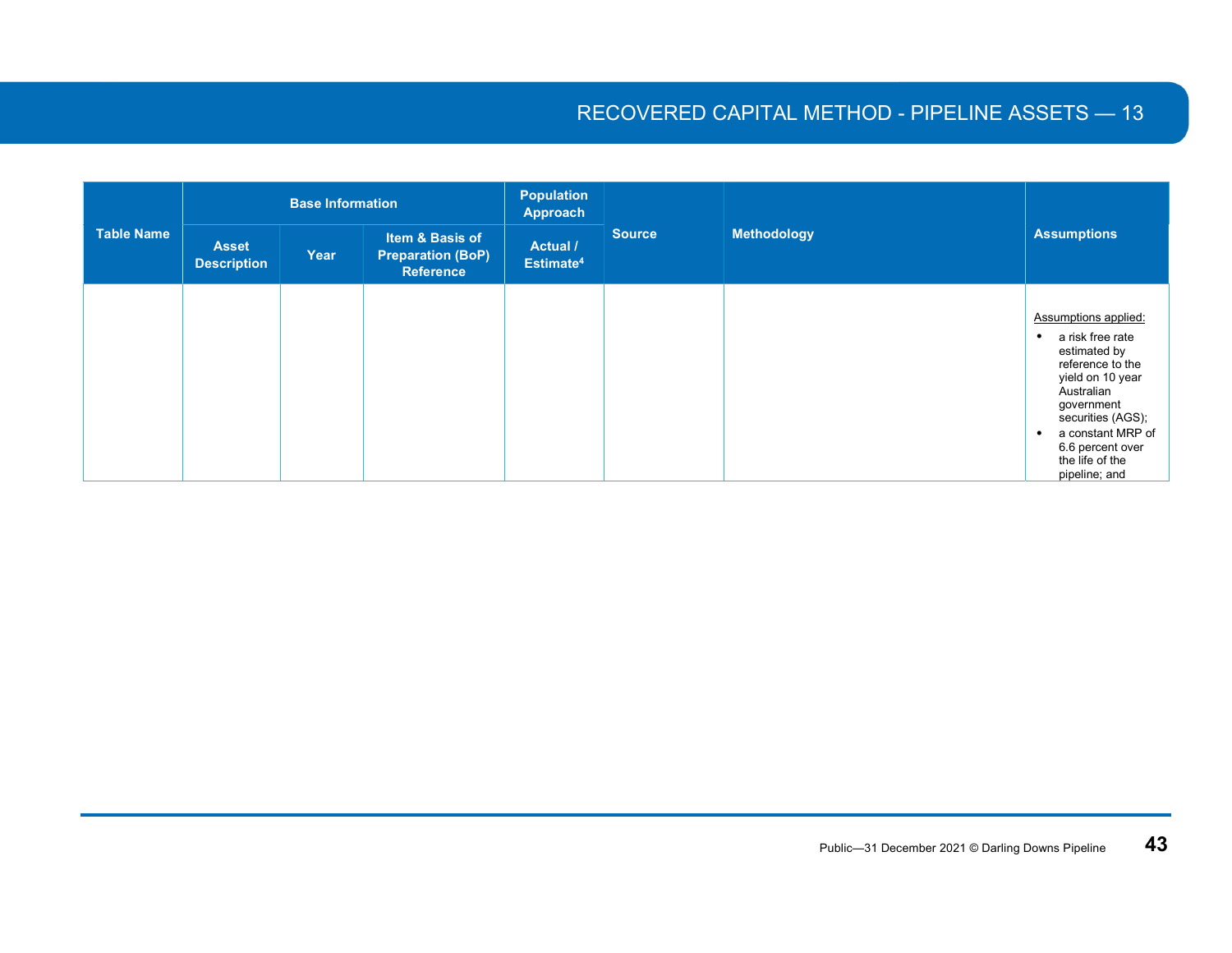| Table Name | Base Information | | | Population Approach | Source | Methodology | Assumptions |
|---|---|---|---|---|---|---|---|
| | Asset Description | Year | Item & Basis of Preparation (BoP) Reference | Actual / Estimate[4] | | | |
| | | | | | | | Assumptions applied: <br>• a risk free rate estimated by reference to the yield on 10 year Australian government securities (AGS); <br>• a constant MRP of 6.6 percent over the life of the pipeline; and |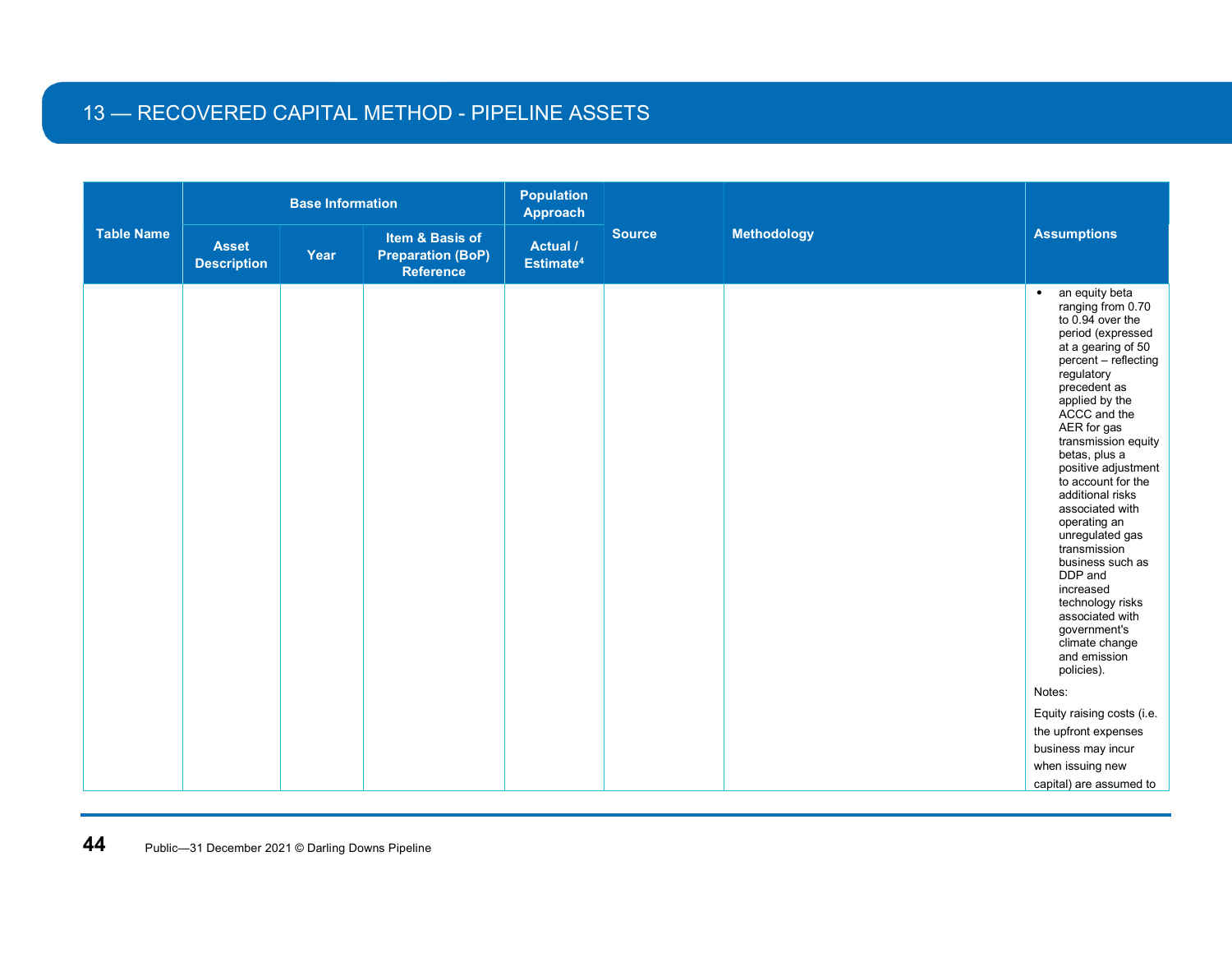## 13 — RECOVERED CAPITAL METHOD - PIPELINE ASSETS

| Table Name | Base Information | | | Population Approach | Source | Methodology | Assumptions |
|---|---|---|---|---|---|---|---|
| | Asset Description | Year | Item & Basis of Preparation (BoP) Reference | Actual / Estimate[4] | | | |
| | | | | | | | • an equity beta ranging from 0.70 to 0.94 over the period (expressed at a gearing of 50 percent – reflecting regulatory precedent as applied by the ACCC and the AER for gas transmission equity betas, plus a positive adjustment to account for the additional risks associated with operating an unregulated gas transmission business such as DDP and increased technology risks associated with government's climate change and emission policies).<br><br>Notes:<br><br>Equity raising costs (i.e. the upfront expenses business may incur when issuing new capital) are assumed to |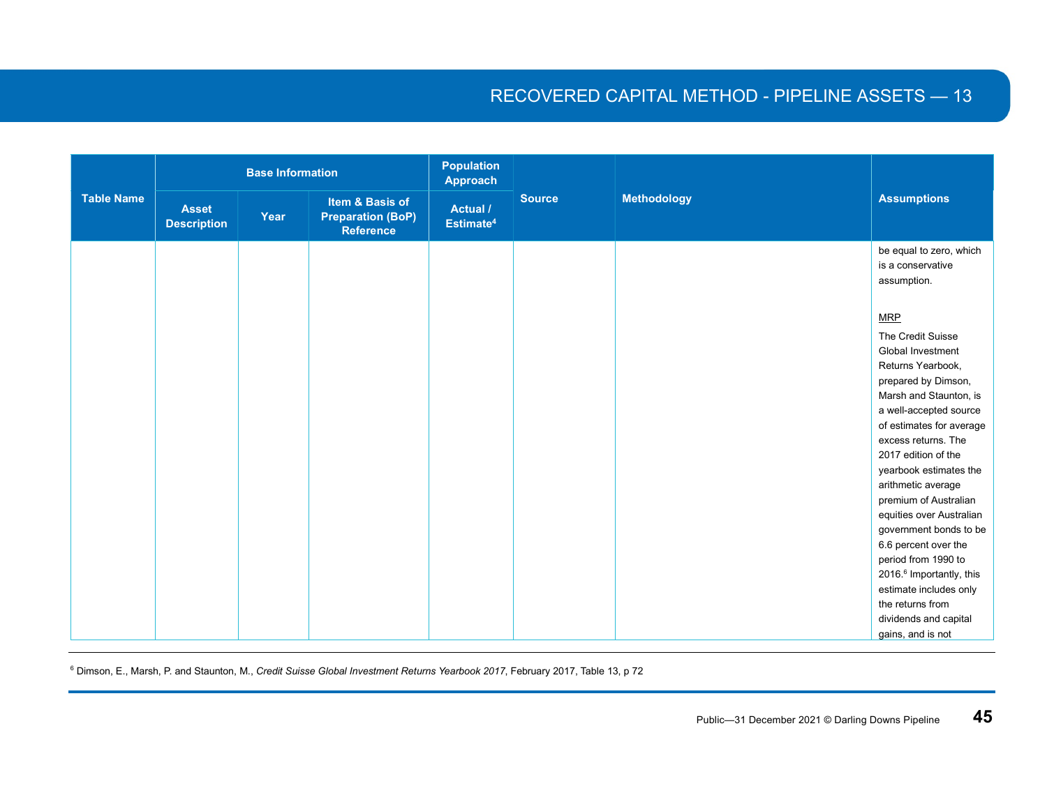| Table Name | Base Information | | | Population Approach | Source | Methodology | Assumptions |
|---|---|---|---|---|---|---|---|
| | Asset Description | Year | Item & Basis of Preparation (BoP) Reference | Actual / Estimate[4] | | | |
| | | | | | | | be equal to zero, which is a conservative assumption.<br><br>MRP<br><br>The Credit Suisse Global Investment Returns Yearbook, prepared by Dimson, Marsh and Staunton, is a well-accepted source of estimates for average excess returns. The 2017 edition of the yearbook estimates the arithmetic average premium of Australian equities over Australian government bonds to be 6.6 percent over the period from 1990 to 2016.[6] Importantly, this estimate includes only the returns from dividends and capital gains, and is not |

[6] Dimson, E., Marsh, P. and Staunton, M., *Credit Suisse Global Investment Returns Yearbook 2017*, February 2017, Table 13, p 72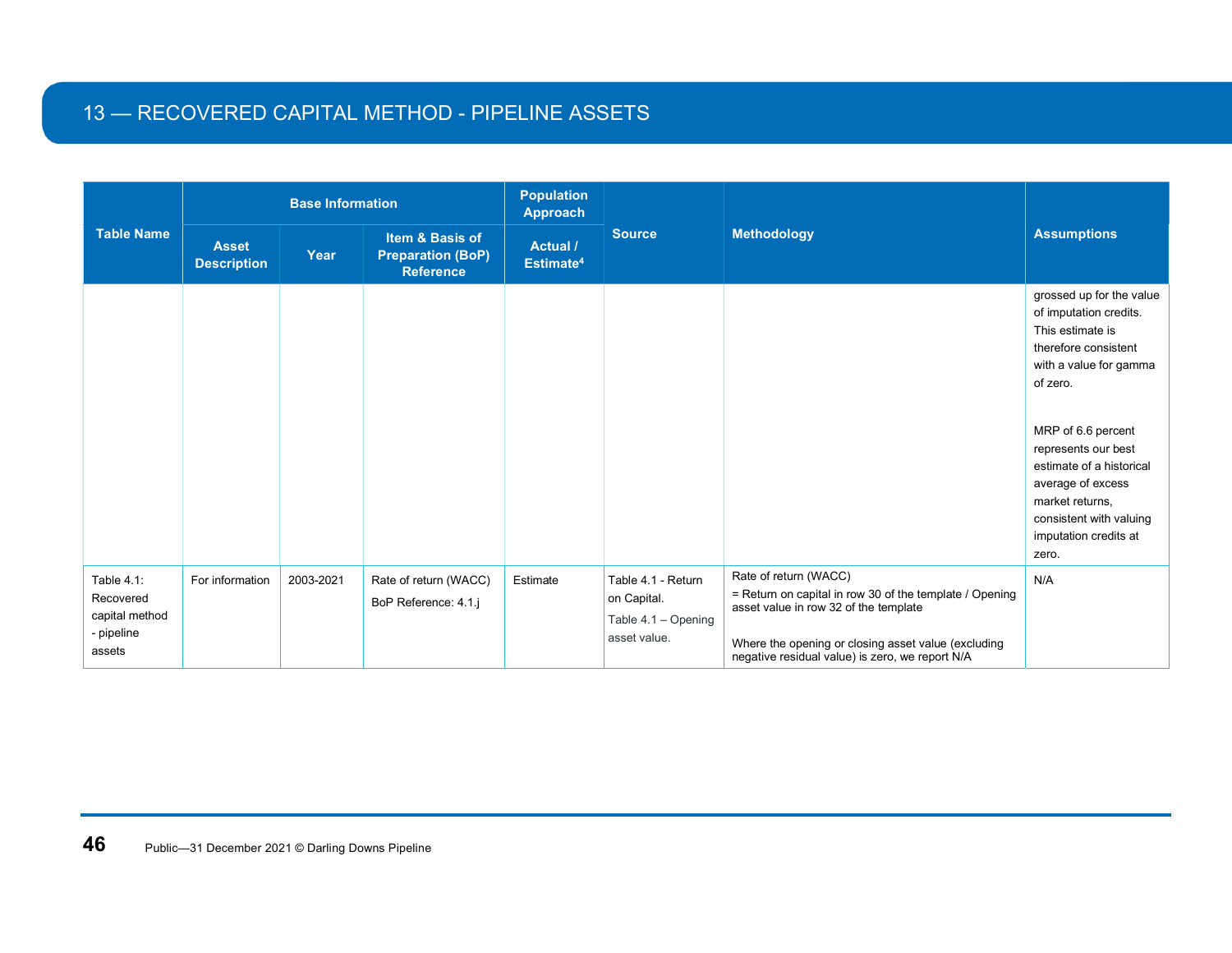## 13 — RECOVERED CAPITAL METHOD - PIPELINE ASSETS

| Table Name | Base Information | | | Population Approach | Source | Methodology | Assumptions |
|---|---|---|---|---|---|---|---|
| | Asset Description | Year | Item & Basis of Preparation (BoP) Reference | Actual / Estimate[4] | | | |
| | | | | | | | grossed up for the value of imputation credits. This estimate is therefore consistent with a value for gamma of zero.<br><br>MRP of 6.6 percent represents our best estimate of a historical average of excess market returns, consistent with valuing imputation credits at zero. |
| Table 4.1: Recovered capital method - pipeline assets | For information | 2003-2021 | Rate of return (WACC)<br>BoP Reference: 4.1.j | Estimate | Table 4.1 - Return on Capital.<br>Table 4.1 – Opening asset value. | Rate of return (WACC)<br>= Return on capital in row 30 of the template / Opening asset value in row 32 of the template<br><br>Where the opening or closing asset value (excluding negative residual value) is zero, we report N/A | N/A |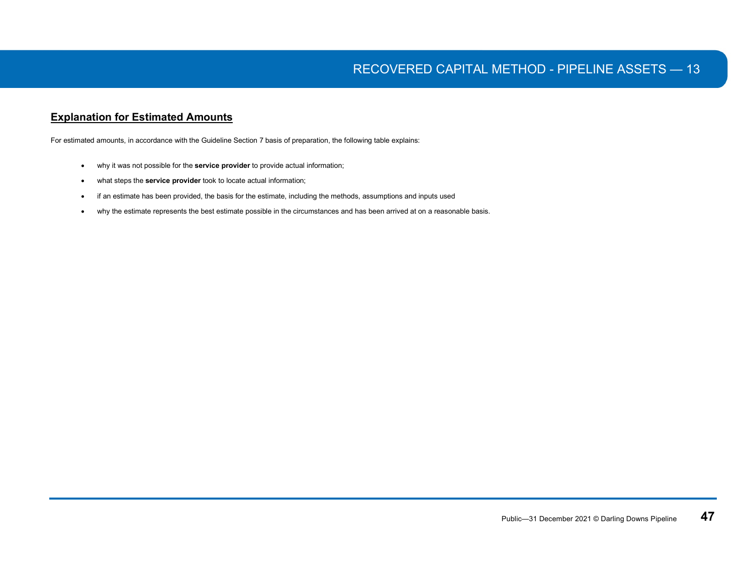## Explanation for Estimated Amounts

For estimated amounts, in accordance with the Guideline Section 7 basis of preparation, the following table explains:

- why it was not possible for the **service provider** to provide actual information;
- what steps the **service provider** took to locate actual information;
- if an estimate has been provided, the basis for the estimate, including the methods, assumptions and inputs used
- why the estimate represents the best estimate possible in the circumstances and has been arrived at on a reasonable basis.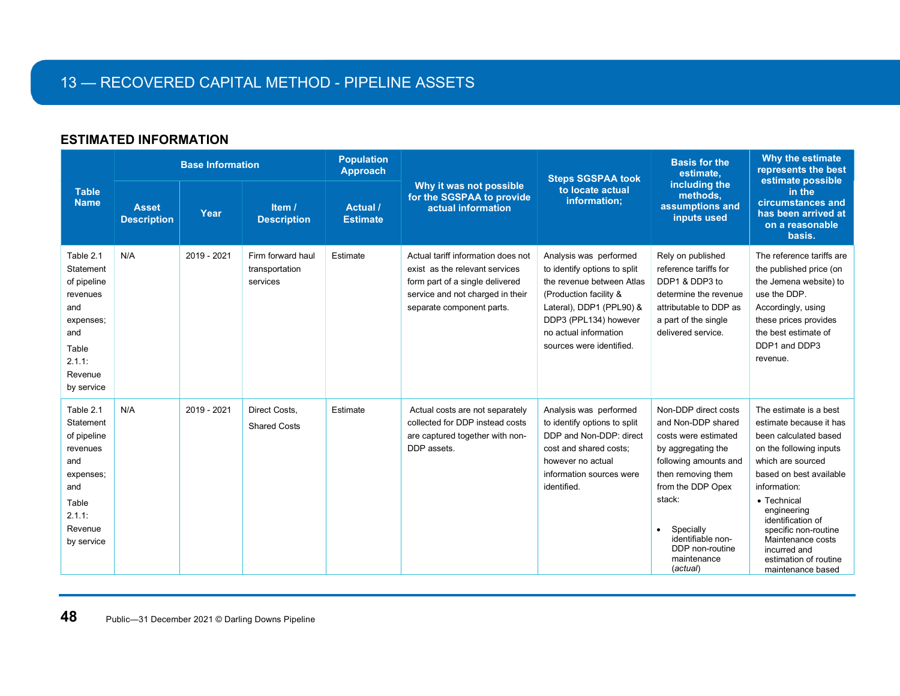# 13 — RECOVERED CAPITAL METHOD - PIPELINE ASSETS

## ESTIMATED INFORMATION

| Table Name | Base Information | | | Population Approach | Why it was not possible for the SGSPAA to provide actual information | Steps SGSPAA took to locate actual information; | Basis for the estimate, including the methods, assumptions and inputs used | Why the estimate represents the best estimate possible in the circumstances and has been arrived at on a reasonable basis. |
|---|---|---|---|---|---|---|---|---|
| | Asset Description | Year | Item / Description | Actual / Estimate | | | | |
| Table 2.1 Statement of pipeline revenues and expenses; and Table 2.1.1: Revenue by service | N/A | 2019 - 2021 | Firm forward haul transportation services | Estimate | Actual tariff information does not exist as the relevant services form part of a single delivered service and not charged in their separate component parts. | Analysis was performed to identify options to split the revenue between Atlas (Production facility & Lateral), DDP1 (PPL90) & DDP3 (PPL134) however no actual information sources were identified. | Rely on published reference tariffs for DDP1 & DDP3 to determine the revenue attributable to DDP as a part of the single delivered service. | The reference tariffs are the published price (on the Jemena website) to use the DDP. Accordingly, using these prices provides the best estimate of DDP1 and DDP3 revenue. |
| Table 2.1 Statement of pipeline revenues and expenses; and Table 2.1.1: Revenue by service | N/A | 2019 - 2021 | Direct Costs, Shared Costs | Estimate | Actual costs are not separately collected for DDP instead costs are captured together with non-DDP assets. | Analysis was performed to identify options to split DDP and Non-DDP: direct cost and shared costs; however no actual information sources were identified. | Non-DDP direct costs and Non-DDP shared costs were estimated by aggregating the following amounts and then removing them from the DDP Opex stack:<br><br>• Specially identifiable non-DDP non-routine maintenance (*actual*) | The estimate is a best estimate because it has been calculated based on the following inputs which are sourced based on best available information:<br>• Technical engineering identification of specific non-routine Maintenance costs incurred and estimation of routine maintenance based |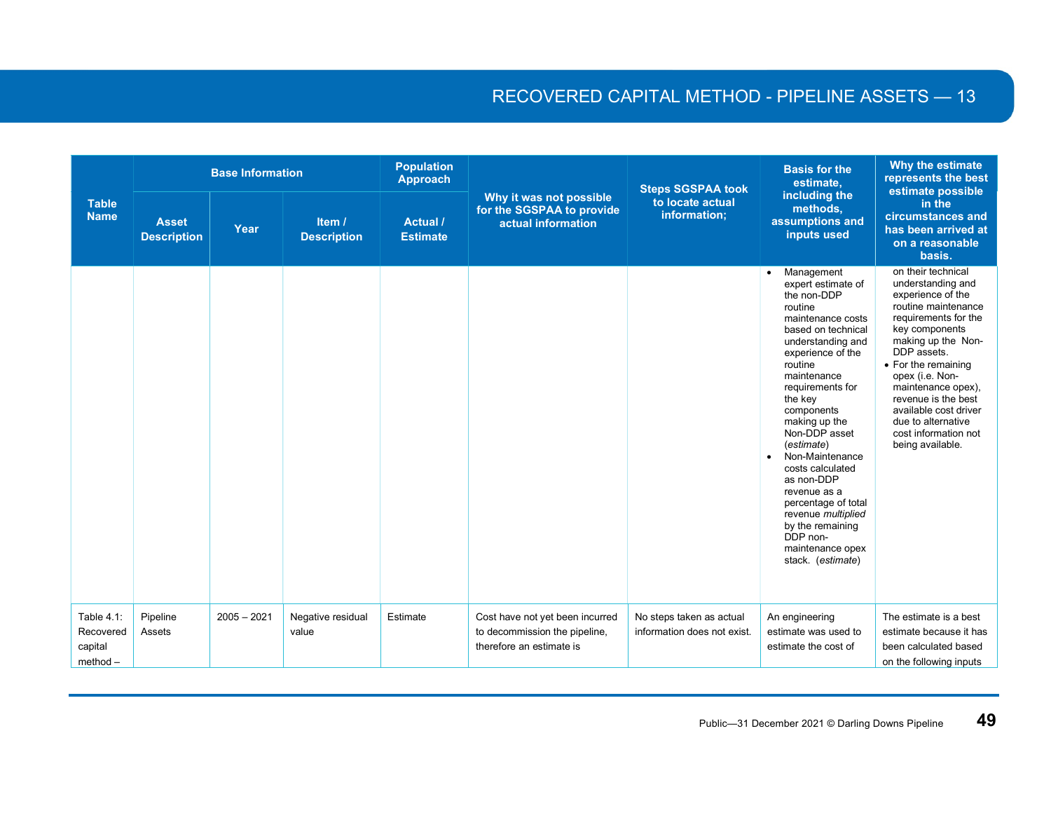| Table Name | Base Information | | | Population Approach | Why it was not possible for the SGSPAA to provide actual information | Steps SGSPAA took to locate actual information; | Basis for the estimate, including the methods, assumptions and inputs used | Why the estimate represents the best estimate possible in the circumstances and has been arrived at on a reasonable basis. |
|---|---|---|---|---|---|---|---|---|
| | Asset Description | Year | Item / Description | Actual / Estimate | | | | |
| | | | | | | | • Management expert estimate of the non-DDP routine maintenance costs based on technical understanding and experience of the routine maintenance requirements for the key components making up the Non-DDP asset (*estimate*)<br>• Non-Maintenance costs calculated as non-DDP revenue as a percentage of total revenue *multiplied* by the remaining DDP non-maintenance opex stack. (*estimate*) | on their technical understanding and experience of the routine maintenance requirements for the key components making up the Non-DDP assets.<br>• For the remaining opex (i.e. Non-maintenance opex), revenue is the best available cost driver due to alternative cost information not being available. |
| Table 4.1: Recovered capital method – | Pipeline Assets | 2005 – 2021 | Negative residual value | Estimate | Cost have not yet been incurred to decommission the pipeline, therefore an estimate is | No steps taken as actual information does not exist. | An engineering estimate was used to estimate the cost of | The estimate is a best estimate because it has been calculated based on the following inputs |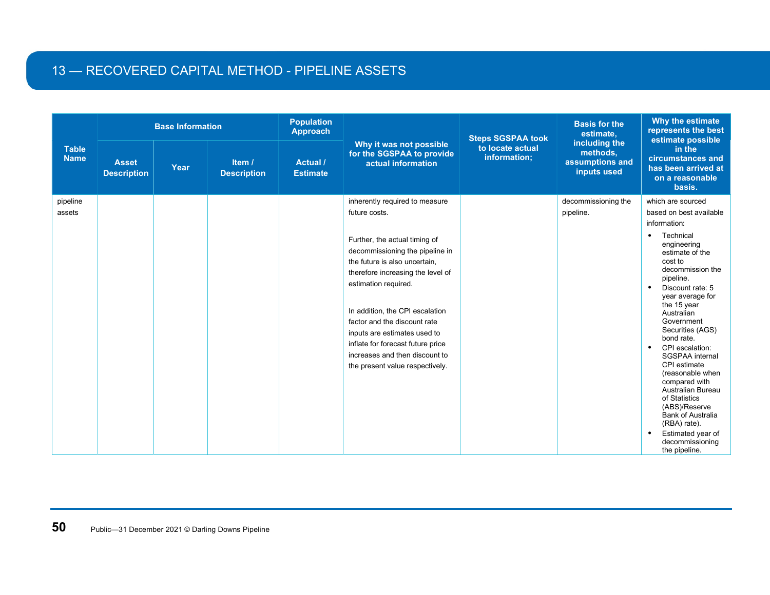## 13 — RECOVERED CAPITAL METHOD - PIPELINE ASSETS

| Table Name | Base Information | | | Population Approach | Why it was not possible for the SGSPAA to provide actual information | Steps SGSPAA took to locate actual information; | Basis for the estimate, including the methods, assumptions and inputs used | Why the estimate represents the best estimate possible in the circumstances and has been arrived at on a reasonable basis. |
|---|---|---|---|---|---|---|---|---|
| | Asset Description | Year | Item / Description | Actual / Estimate | | | | |
| pipeline assets | | | | | inherently required to measure future costs.<br><br>Further, the actual timing of decommissioning the pipeline in the future is also uncertain, therefore increasing the level of estimation required.<br><br>In addition, the CPI escalation factor and the discount rate inputs are estimates used to inflate for forecast future price increases and then discount to the present value respectively. | | decommissioning the pipeline. | which are sourced based on best available information:<br>• Technical engineering estimate of the cost to decommission the pipeline.<br>• Discount rate: 5 year average for the 15 year Australian Government Securities (AGS) bond rate.<br>• CPI escalation: SGSPAA internal CPI estimate (reasonable when compared with Australian Bureau of Statistics (ABS)/Reserve Bank of Australia (RBA) rate).<br>• Estimated year of decommissioning the pipeline. |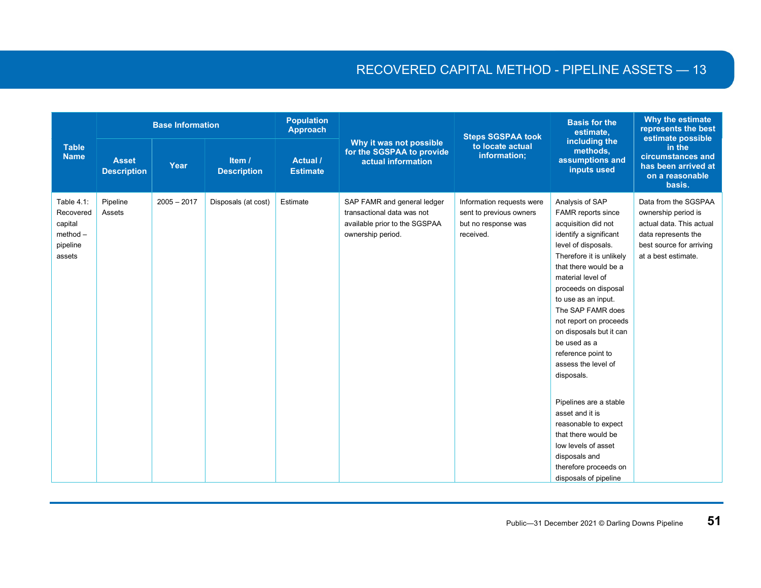| Table Name | Base Information | | | Population Approach | Why it was not possible for the SGSPAA to provide actual information | Steps SGSPAA took to locate actual information; | Basis for the estimate, including the methods, assumptions and inputs used | Why the estimate represents the best estimate possible in the circumstances and has been arrived at on a reasonable basis. |
|---|---|---|---|---|---|---|---|---|
| | Asset Description | Year | Item / Description | Actual / Estimate | | | | |
| Table 4.1: Recovered capital method – pipeline assets | Pipeline Assets | 2005 – 2017 | Disposals (at cost) | Estimate | SAP FAMR and general ledger transactional data was not available prior to the SGSPAA ownership period. | Information requests were sent to previous owners but no response was received. | Analysis of SAP FAMR reports since acquisition did not identify a significant level of disposals. Therefore it is unlikely that there would be a material level of proceeds on disposal to use as an input. The SAP FAMR does not report on proceeds on disposals but it can be used as a reference point to assess the level of disposals.<br><br>Pipelines are a stable asset and it is reasonable to expect that there would be low levels of asset disposals and therefore proceeds on disposals of pipeline | Data from the SGSPAA ownership period is actual data. This actual data represents the best source for arriving at a best estimate. |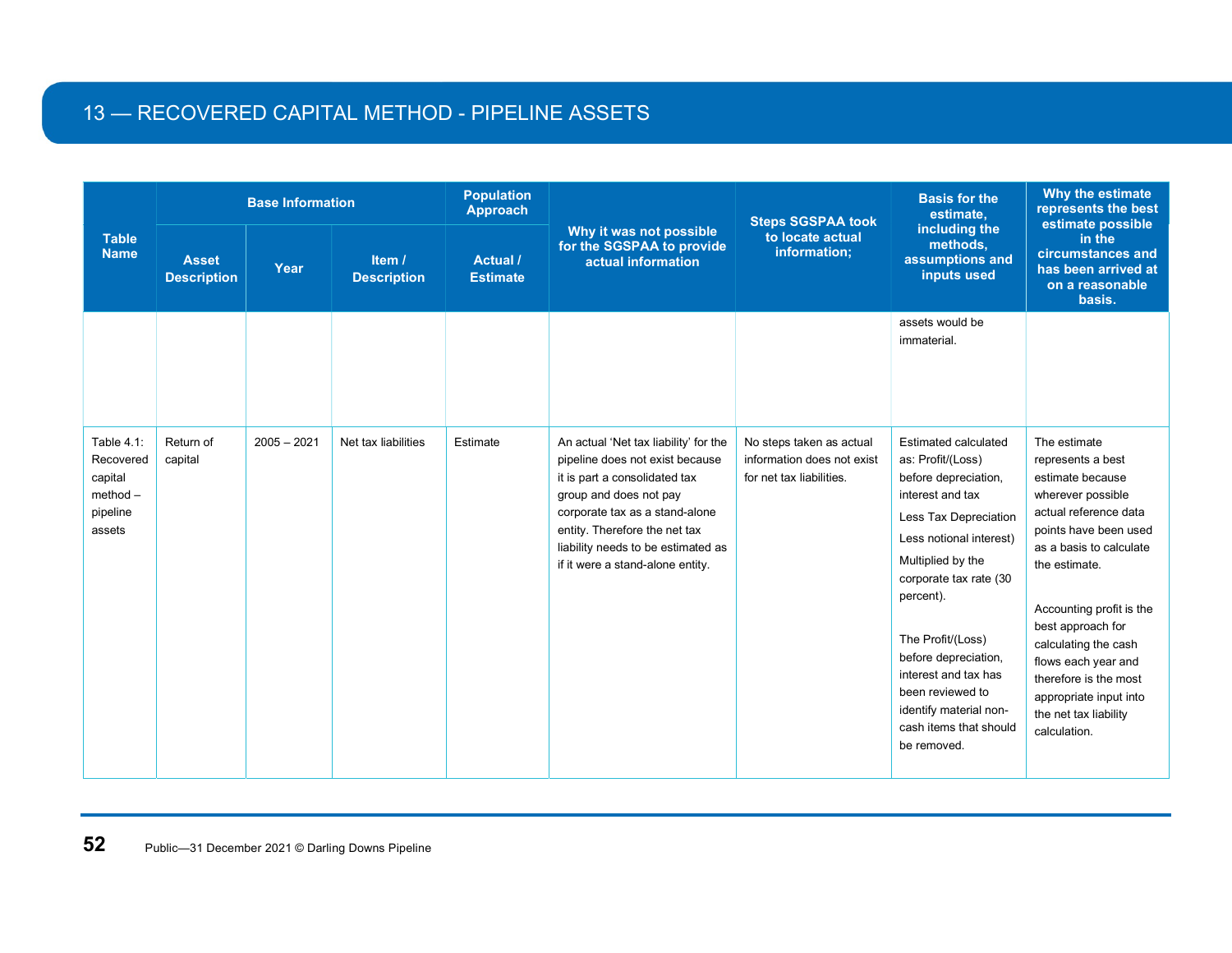## 13 — RECOVERED CAPITAL METHOD - PIPELINE ASSETS

| Table Name | Base Information | | | Population Approach | Why it was not possible for the SGSPAA to provide actual information | Steps SGSPAA took to locate actual information; | Basis for the estimate, including the methods, assumptions and inputs used | Why the estimate represents the best estimate possible in the circumstances and has been arrived at on a reasonable basis. |
|---|---|---|---|---|---|---|---|---|
| | Asset Description | Year | Item / Description | Actual / Estimate | | | | |
| | | | | | | | assets would be immaterial. | |
| Table 4.1: Recovered capital method – pipeline assets | Return of capital | 2005 – 2021 | Net tax liabilities | Estimate | An actual 'Net tax liability' for the pipeline does not exist because it is part a consolidated tax group and does not pay corporate tax as a stand-alone entity. Therefore the net tax liability needs to be estimated as if it were a stand-alone entity. | No steps taken as actual information does not exist for net tax liabilities. | Estimated calculated as: Profit/(Loss) before depreciation, interest and tax<br>Less Tax Depreciation<br>Less notional interest)<br>Multiplied by the corporate tax rate (30 percent).<br><br>The Profit/(Loss) before depreciation, interest and tax has been reviewed to identify material non-cash items that should be removed. | The estimate represents a best estimate because wherever possible actual reference data points have been used as a basis to calculate the estimate.<br><br>Accounting profit is the best approach for calculating the cash flows each year and therefore is the most appropriate input into the net tax liability calculation. |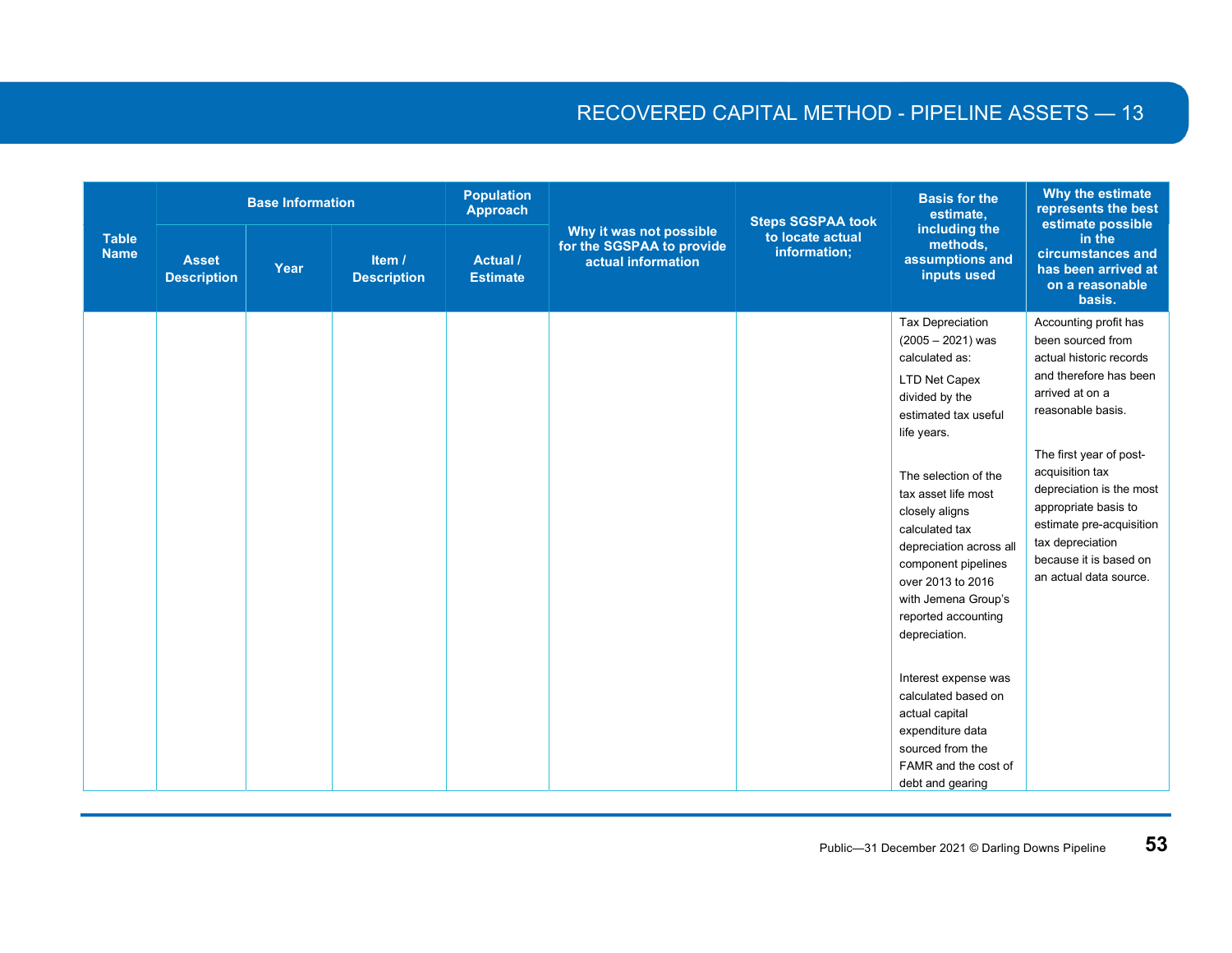## RECOVERED CAPITAL METHOD - PIPELINE ASSETS — 13

| Table Name | Base Information | | | Population Approach | Why it was not possible for the SGSPAA to provide actual information | Steps SGSPAA took to locate actual information; | Basis for the estimate, including the methods, assumptions and inputs used | Why the estimate represents the best estimate possible in the circumstances and has been arrived at on a reasonable basis. |
|---|---|---|---|---|---|---|---|---|
| | Asset Description | Year | Item / Description | Actual / Estimate | | | | |
| | | | | | | | Tax Depreciation (2005 – 2021) was calculated as:<br><br>LTD Net Capex divided by the estimated tax useful life years.<br><br>The selection of the tax asset life most closely aligns calculated tax depreciation across all component pipelines over 2013 to 2016 with Jemena Group's reported accounting depreciation.<br><br>Interest expense was calculated based on actual capital expenditure data sourced from the FAMR and the cost of debt and gearing | Accounting profit has been sourced from actual historic records and therefore has been arrived at on a reasonable basis.<br><br>The first year of post-acquisition tax depreciation is the most appropriate basis to estimate pre-acquisition tax depreciation because it is based on an actual data source. |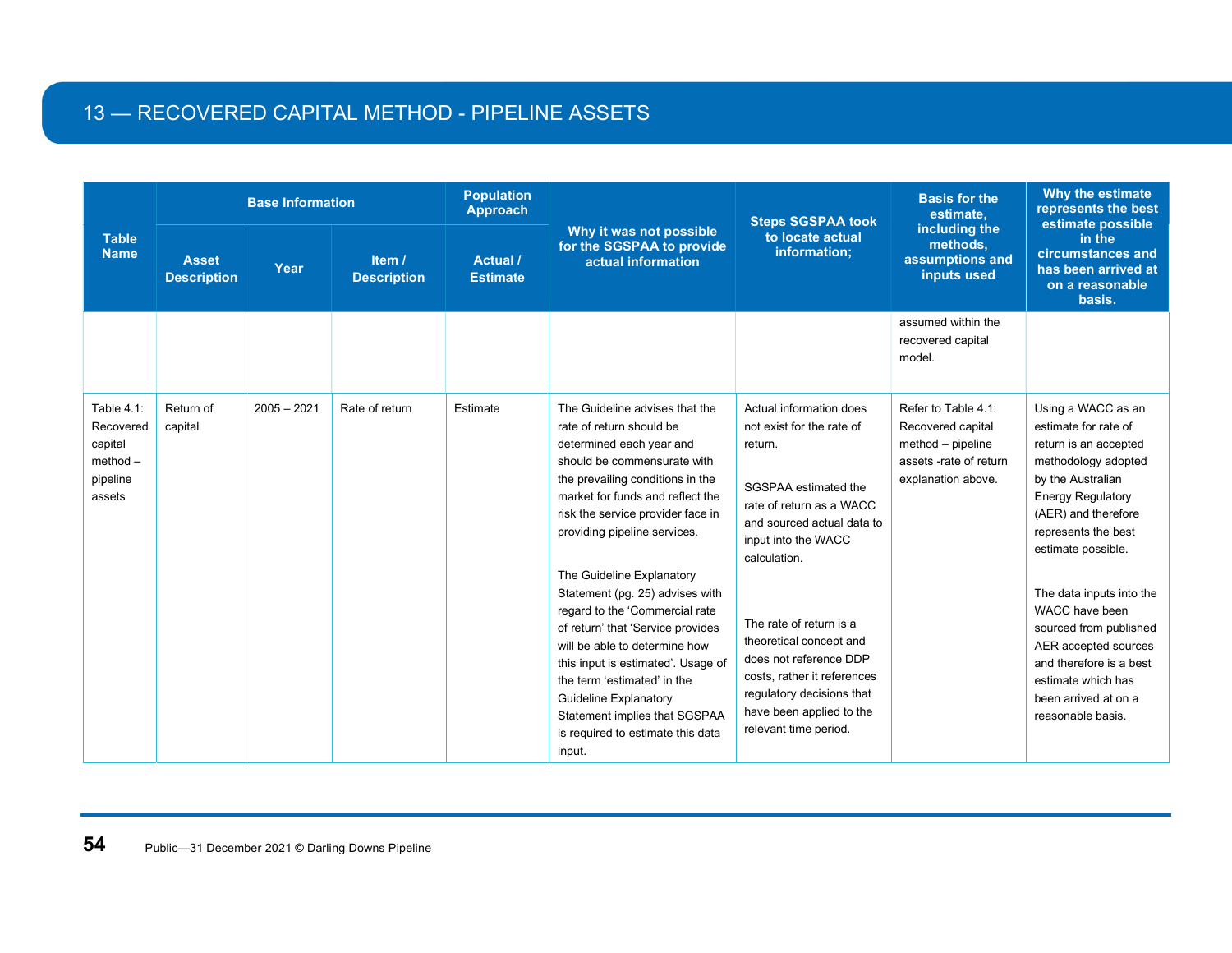# 13 — RECOVERED CAPITAL METHOD - PIPELINE ASSETS

| Table Name | Base Information | | | Population Approach | Why it was not possible for the SGSPAA to provide actual information | Steps SGSPAA took to locate actual information; | Basis for the estimate, including the methods, assumptions and inputs used | Why the estimate represents the best estimate possible in the circumstances and has been arrived at on a reasonable basis. |
|---|---|---|---|---|---|---|---|---|
| | Asset Description | Year | Item / Description | Actual / Estimate | | | | |
| | | | | | | | assumed within the recovered capital model. | |
| Table 4.1: Recovered capital method – pipeline assets | Return of capital | 2005 – 2021 | Rate of return | Estimate | The Guideline advises that the rate of return should be determined each year and should be commensurate with the prevailing conditions in the market for funds and reflect the risk the service provider face in providing pipeline services.<br><br>The Guideline Explanatory Statement (pg. 25) advises with regard to the 'Commercial rate of return' that 'Service provides will be able to determine how this input is estimated'. Usage of the term 'estimated' in the Guideline Explanatory Statement implies that SGSPAA is required to estimate this data input. | Actual information does not exist for the rate of return.<br><br>SGSPAA estimated the rate of return as a WACC and sourced actual data to input into the WACC calculation.<br><br>The rate of return is a theoretical concept and does not reference DDP costs, rather it references regulatory decisions that have been applied to the relevant time period. | Refer to Table 4.1: Recovered capital method – pipeline assets -rate of return explanation above. | Using a WACC as an estimate for rate of return is an accepted methodology adopted by the Australian Energy Regulatory (AER) and therefore represents the best estimate possible.<br><br>The data inputs into the WACC have been sourced from published AER accepted sources and therefore is a best estimate which has been arrived at on a reasonable basis. |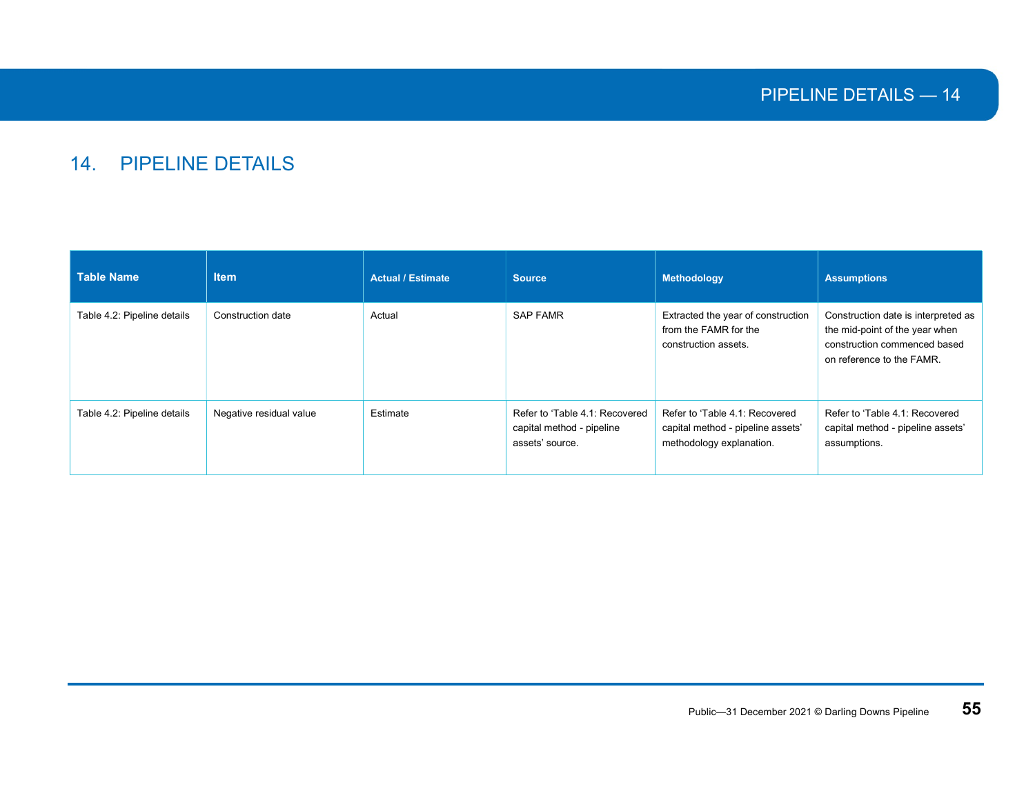# 14. PIPELINE DETAILS

| Table Name | Item | Actual / Estimate | Source | Methodology | Assumptions |
|---|---|---|---|---|---|
| Table 4.2: Pipeline details | Construction date | Actual | SAP FAMR | Extracted the year of construction from the FAMR for the construction assets. | Construction date is interpreted as the mid-point of the year when construction commenced based on reference to the FAMR. |
| Table 4.2: Pipeline details | Negative residual value | Estimate | Refer to 'Table 4.1: Recovered capital method - pipeline assets' source. | Refer to 'Table 4.1: Recovered capital method - pipeline assets' methodology explanation. | Refer to 'Table 4.1: Recovered capital method - pipeline assets' assumptions. |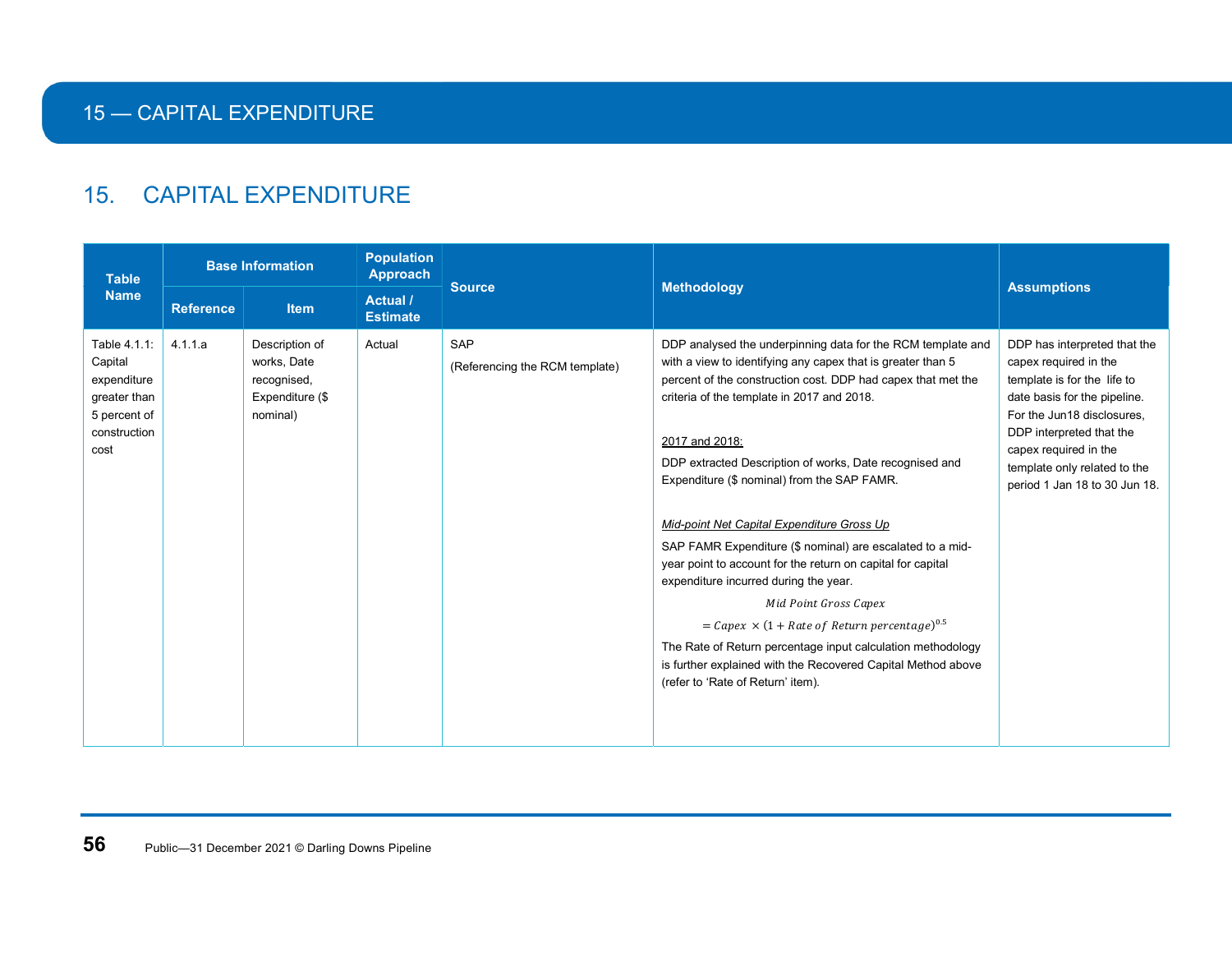# 15. CAPITAL EXPENDITURE

| Table Name | Base Information | | Population Approach | Source | Methodology | Assumptions |
|---|---|---|---|---|---|---|
| | Reference | Item | Actual / Estimate | | | |
| Table 4.1.1: Capital expenditure greater than 5 percent of construction cost | 4.1.1.a | Description of works, Date recognised, Expenditure ($ nominal) | Actual | SAP<br><br>(Referencing the RCM template) | DDP analysed the underpinning data for the RCM template and with a view to identifying any capex that is greater than 5 percent of the construction cost. DDP had capex that met the criteria of the template in 2017 and 2018.<br><br>2017 and 2018:<br><br>DDP extracted Description of works, Date recognised and Expenditure ($ nominal) from the SAP FAMR.<br><br>*Mid-point Net Capital Expenditure Gross Up*<br><br>SAP FAMR Expenditure ($ nominal) are escalated to a mid-year point to account for the return on capital for capital expenditure incurred during the year.<br><br>$Mid\ Point\ Gross\ Capex = Capex \times (1 + Rate\ of\ Return\ percentage)^{0.5}$<br><br>The Rate of Return percentage input calculation methodology is further explained with the Recovered Capital Method above (refer to 'Rate of Return' item). | DDP has interpreted that the capex required in the template is for the life to date basis for the pipeline. For the Jun18 disclosures, DDP interpreted that the capex required in the template only related to the period 1 Jan 18 to 30 Jun 18. |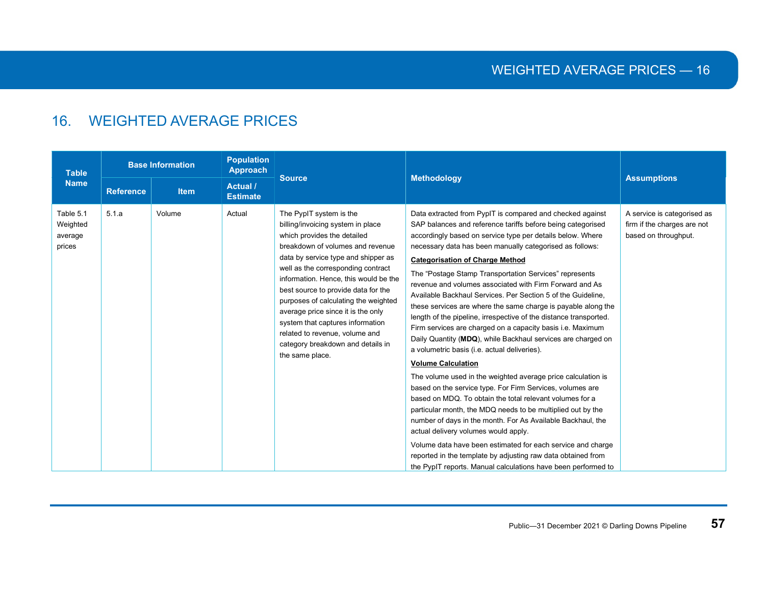# 16. WEIGHTED AVERAGE PRICES

| Table Name | Base Information | | Population Approach | Source | Methodology | Assumptions |
|---|---|---|---|---|---|---|
| | Reference | Item | Actual / Estimate | | | |
| Table 5.1 Weighted average prices | 5.1.a | Volume | Actual | The PypIT system is the billing/invoicing system in place which provides the detailed breakdown of volumes and revenue data by service type and shipper as well as the corresponding contract information. Hence, this would be the best source to provide data for the purposes of calculating the weighted average price since it is the only system that captures information related to revenue, volume and category breakdown and details in the same place. | Data extracted from PypIT is compared and checked against SAP balances and reference tariffs before being categorised accordingly based on service type per details below. Where necessary data has been manually categorised as follows:<br><br>**Categorisation of Charge Method**<br><br>The "Postage Stamp Transportation Services" represents revenue and volumes associated with Firm Forward and As Available Backhaul Services. Per Section 5 of the Guideline, these services are where the same charge is payable along the length of the pipeline, irrespective of the distance transported. Firm services are charged on a capacity basis i.e. Maximum Daily Quantity (**MDQ**), while Backhaul services are charged on a volumetric basis (i.e. actual deliveries).<br><br>**Volume Calculation**<br><br>The volume used in the weighted average price calculation is based on the service type. For Firm Services, volumes are based on MDQ. To obtain the total relevant volumes for a particular month, the MDQ needs to be multiplied out by the number of days in the month. For As Available Backhaul, the actual delivery volumes would apply.<br><br>Volume data have been estimated for each service and charge reported in the template by adjusting raw data obtained from the PypIT reports. Manual calculations have been performed to | A service is categorised as firm if the charges are not based on throughput. |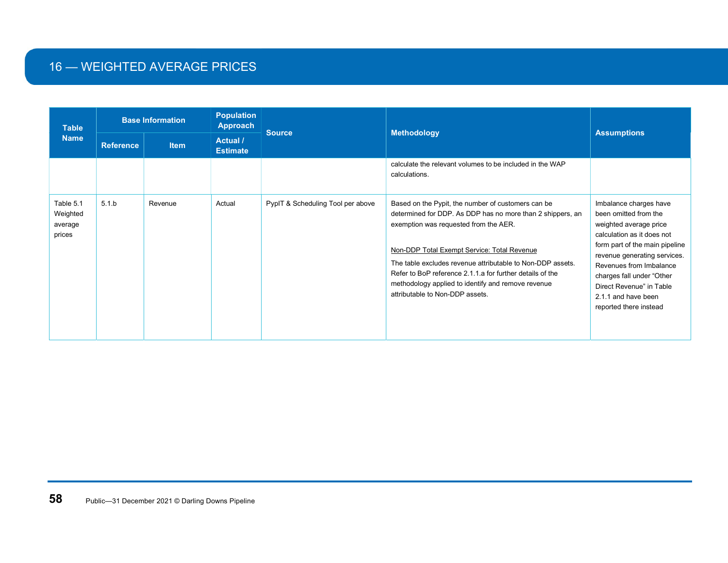# 16 — WEIGHTED AVERAGE PRICES

| Table Name | Base Information | | Population Approach | Source | Methodology | Assumptions |
|---|---|---|---|---|---|---|
| | Reference | Item | Actual / Estimate | | | |
| | | | | | calculate the relevant volumes to be included in the WAP calculations. | |
| Table 5.1 Weighted average prices | 5.1.b | Revenue | Actual | PypIT & Scheduling Tool per above | Based on the Pypit, the number of customers can be determined for DDP. As DDP has no more than 2 shippers, an exemption was requested from the AER.<br><br>Non-DDP Total Exempt Service: Total Revenue<br><br>The table excludes revenue attributable to Non-DDP assets. Refer to BoP reference 2.1.1.a for further details of the methodology applied to identify and remove revenue attributable to Non-DDP assets. | Imbalance charges have been omitted from the weighted average price calculation as it does not form part of the main pipeline revenue generating services. Revenues from Imbalance charges fall under "Other Direct Revenue" in Table 2.1.1 and have been reported there instead |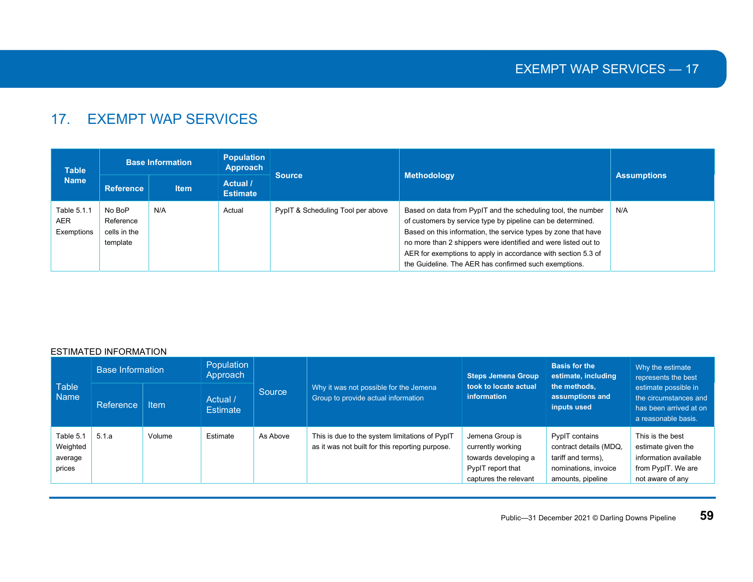# 17. EXEMPT WAP SERVICES

| Table Name | Base Information | | Population Approach | Source | Methodology | Assumptions |
|---|---|---|---|---|---|---|
| | Reference | Item | Actual / Estimate | | | |
| Table 5.1.1 AER Exemptions | No BoP Reference cells in the template | N/A | Actual | PypIT & Scheduling Tool per above | Based on data from PypIT and the scheduling tool, the number of customers by service type by pipeline can be determined. Based on this information, the service types by zone that have no more than 2 shippers were identified and were listed out to AER for exemptions to apply in accordance with section 5.3 of the Guideline. The AER has confirmed such exemptions. | N/A |

ESTIMATED INFORMATION

| Table Name | Base Information | | Population Approach | Source | Why it was not possible for the Jemena Group to provide actual information | Steps Jemena Group took to locate actual information | Basis for the estimate, including the methods, assumptions and inputs used | Why the estimate represents the best estimate possible in the circumstances and has been arrived at on a reasonable basis. |
|---|---|---|---|---|---|---|---|---|
| | Reference | Item | Actual / Estimate | | | | | |
| Table 5.1 Weighted average prices | 5.1.a | Volume | Estimate | As Above | This is due to the system limitations of PypIT as it was not built for this reporting purpose. | Jemena Group is currently working towards developing a PypIT report that captures the relevant | PypIT contains contract details (MDQ, tariff and terms), nominations, invoice amounts, pipeline | This is the best estimate given the information available from PypIT. We are not aware of any |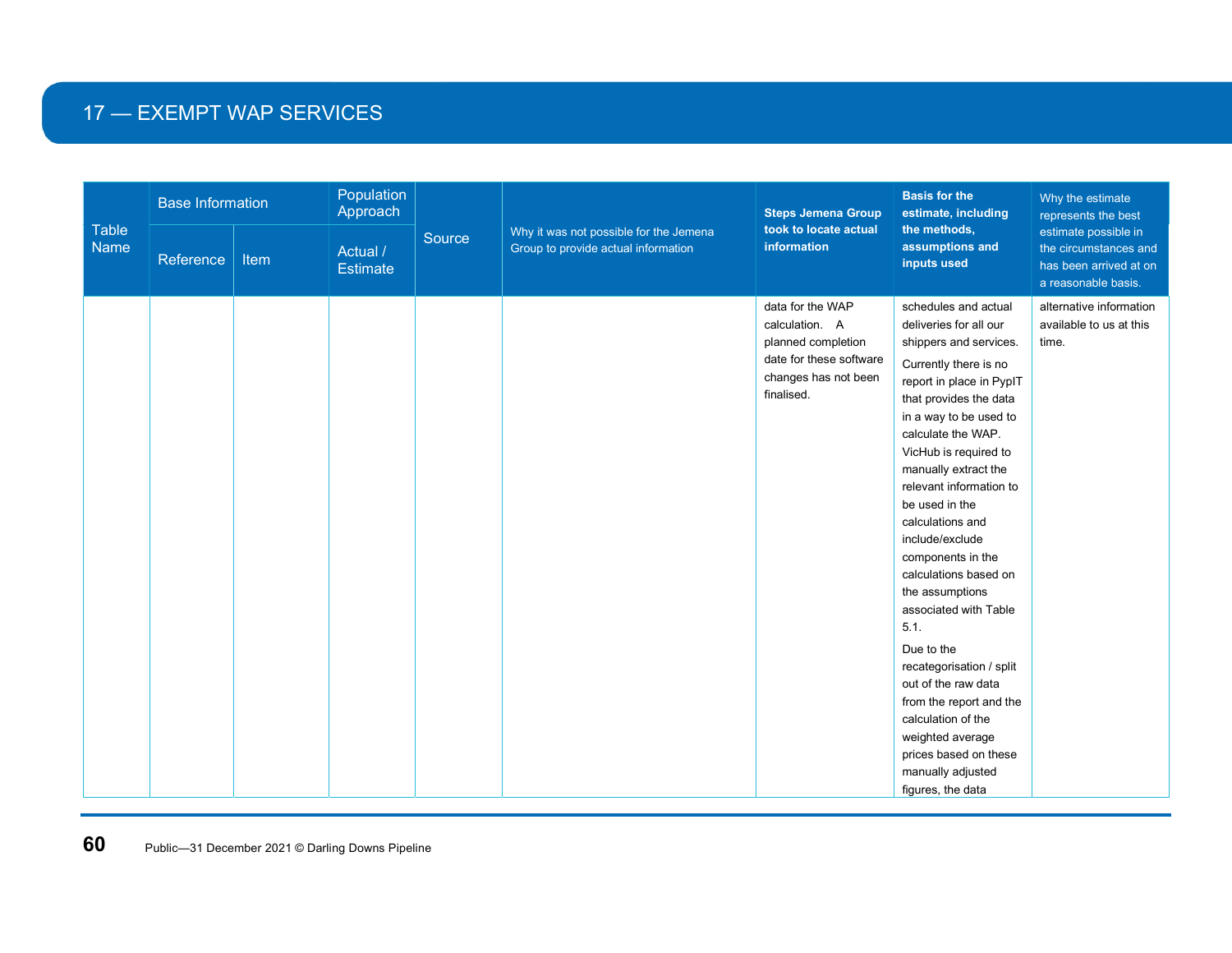## 17 — EXEMPT WAP SERVICES

| Table Name | Base Information | | Population Approach | Source | Why it was not possible for the Jemena Group to provide actual information | Steps Jemena Group took to locate actual information | Basis for the estimate, including the methods, assumptions and inputs used | Why the estimate represents the best estimate possible in the circumstances and has been arrived at on a reasonable basis. |
|---|---|---|---|---|---|---|---|---|
| | Reference | Item | Actual / Estimate | | | | | |
| | | | | | | data for the WAP calculation. A planned completion date for these software changes has not been finalised. | schedules and actual deliveries for all our shippers and services. Currently there is no report in place in PypIT that provides the data in a way to be used to calculate the WAP. VicHub is required to manually extract the relevant information to be used in the calculations and include/exclude components in the calculations based on the assumptions associated with Table 5.1. Due to the recategorisation / split out of the raw data from the report and the calculation of the weighted average prices based on these manually adjusted figures, the data | alternative information available to us at this time. |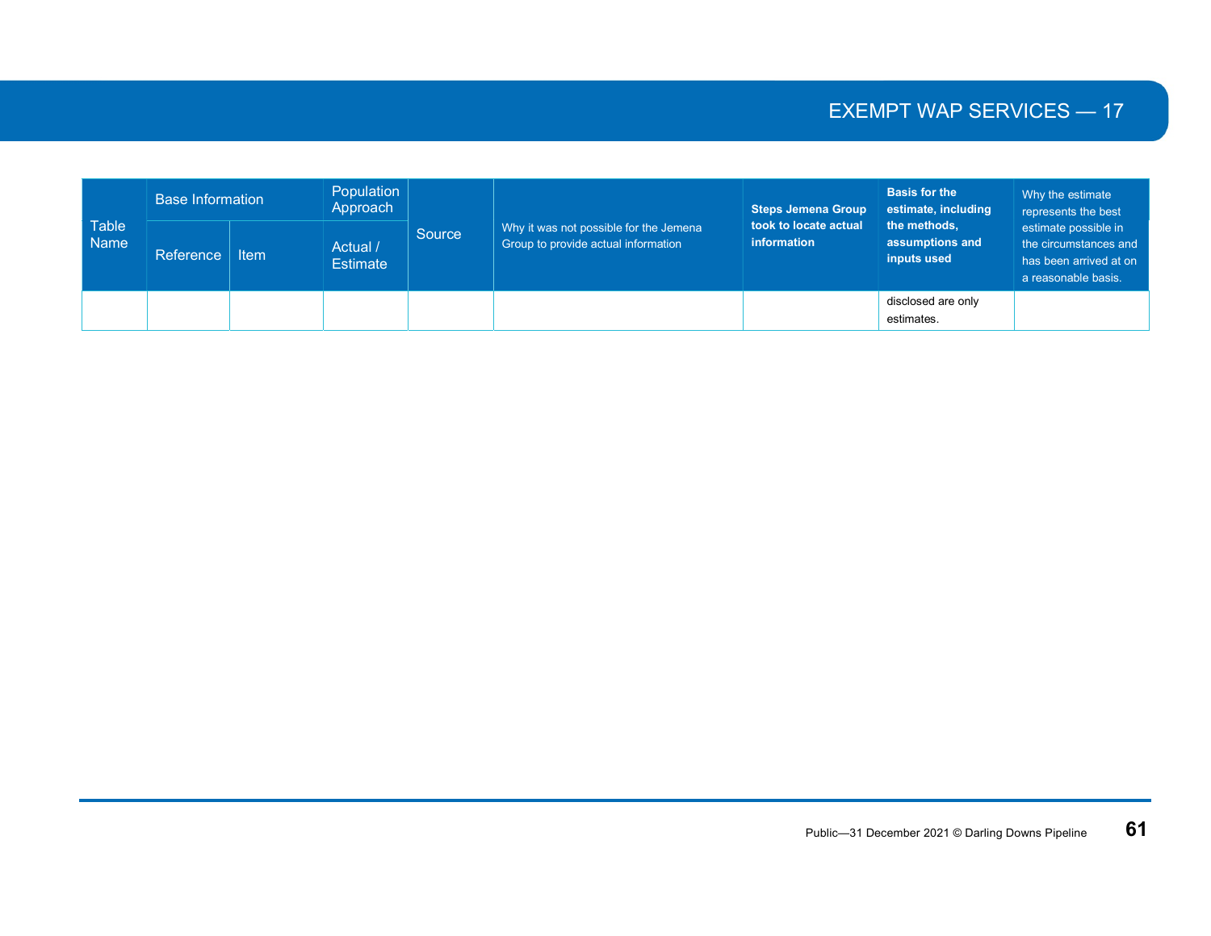## EXEMPT WAP SERVICES — 17

| Table Name | Base Information | | Population Approach | Source | Why it was not possible for the Jemena Group to provide actual information | Steps Jemena Group took to locate actual information | Basis for the estimate, including the methods, assumptions and inputs used | Why the estimate represents the best estimate possible in the circumstances and has been arrived at on a reasonable basis. |
|---|---|---|---|---|---|---|---|---|
| | Reference | Item | Actual / Estimate | | | | | |
| | | | | | | | disclosed are only estimates. | |